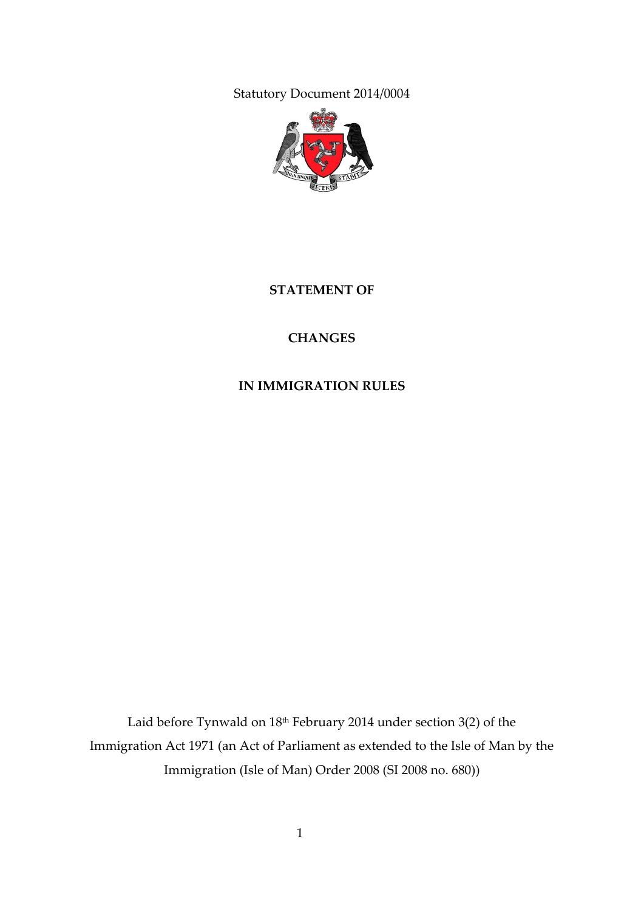Statutory Document 2014/0004

# STATEMENT OF

# CHANGES

# IN IMMIGRATION RULES

Laid before Tynwald on 18th February 2014 under section 3(2) of the Immigration Act 1971 (an Act of Parliament as extended to the Isle of Man by the Immigration (Isle of Man) Order 2008 (SI 2008 no. 680))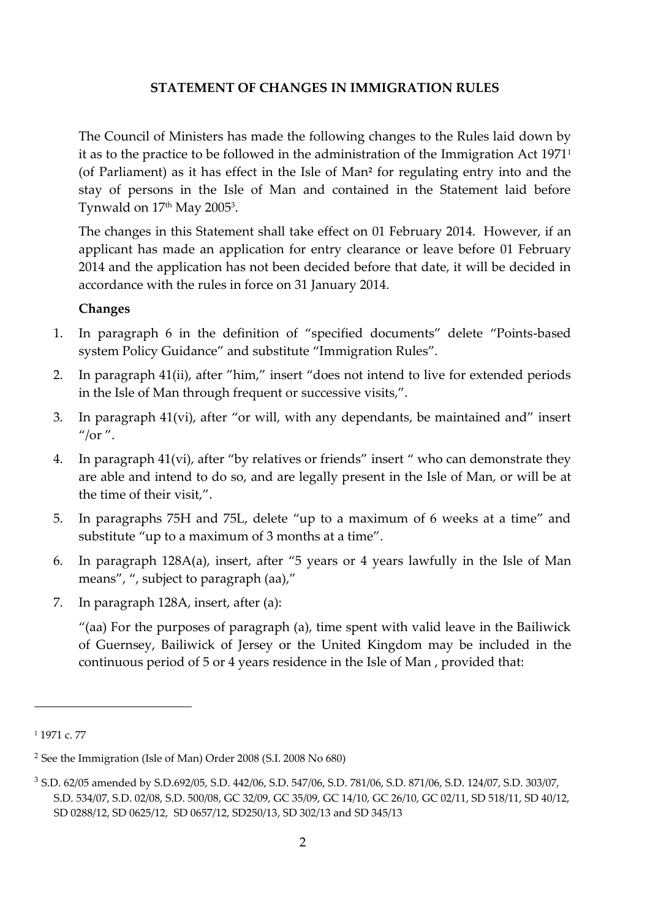**STATEMENT OF CHANGES IN IMMIGRATION RULES**

The Council of Ministers has made the following changes to the Rules laid down by it as to the practice to be followed in the administration of the Immigration Act 1971[1] (of Parliament) as it has effect in the Isle of Man[2] for regulating entry into and the stay of persons in the Isle of Man and contained in the Statement laid before Tynwald on 17th May 2005[3].

The changes in this Statement shall take effect on 01 February 2014. However, if an applicant has made an application for entry clearance or leave before 01 February 2014 and the application has not been decided before that date, it will be decided in accordance with the rules in force on 31 January 2014.

**Changes**

1. In paragraph 6 in the definition of "specified documents" delete "Points-based system Policy Guidance" and substitute "Immigration Rules".
2. In paragraph 41(ii), after "him," insert "does not intend to live for extended periods in the Isle of Man through frequent or successive visits,".
3. In paragraph 41(vi), after "or will, with any dependants, be maintained and" insert "/or ".
4. In paragraph 41(vi), after "by relatives or friends" insert " who can demonstrate they are able and intend to do so, and are legally present in the Isle of Man, or will be at the time of their visit,".
5. In paragraphs 75H and 75L, delete "up to a maximum of 6 weeks at a time" and substitute "up to a maximum of 3 months at a time".
6. In paragraph 128A(a), insert, after "5 years or 4 years lawfully in the Isle of Man means", ", subject to paragraph (aa),"
7. In paragraph 128A, insert, after (a):

   "(aa) For the purposes of paragraph (a), time spent with valid leave in the Bailiwick of Guernsey, Bailiwick of Jersey or the United Kingdom may be included in the continuous period of 5 or 4 years residence in the Isle of Man , provided that:

---

[1] 1971 c. 77

[2] See the Immigration (Isle of Man) Order 2008 (S.I. 2008 No 680)

[3] S.D. 62/05 amended by S.D.692/05, S.D. 442/06, S.D. 547/06, S.D. 781/06, S.D. 871/06, S.D. 124/07, S.D. 303/07, S.D. 534/07, S.D. 02/08, S.D. 500/08, GC 32/09, GC 35/09, GC 14/10, GC 26/10, GC 02/11, SD 518/11, SD 40/12, SD 0288/12, SD 0625/12, SD 0657/12, SD250/13, SD 302/13 and SD 345/13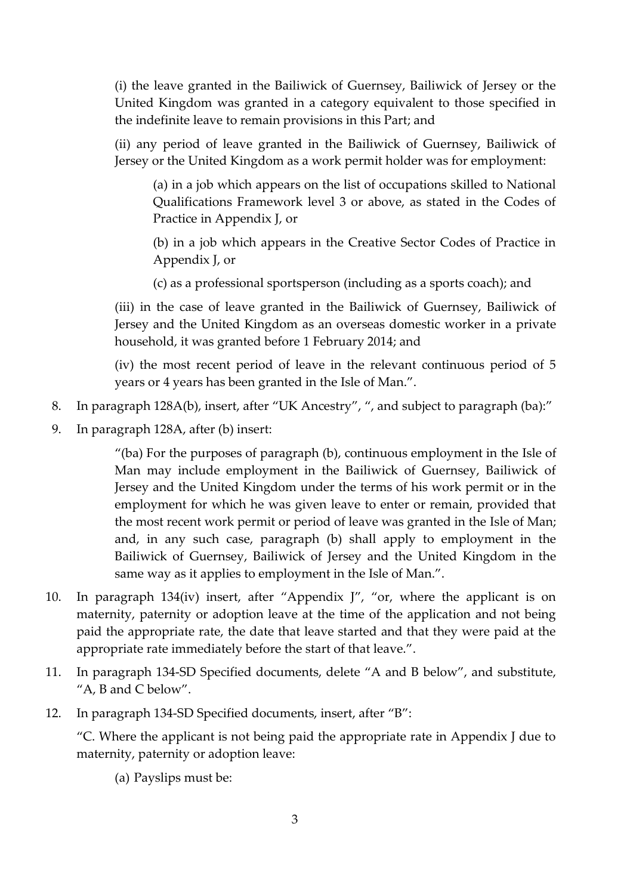(i) the leave granted in the Bailiwick of Guernsey, Bailiwick of Jersey or the United Kingdom was granted in a category equivalent to those specified in the indefinite leave to remain provisions in this Part; and

(ii) any period of leave granted in the Bailiwick of Guernsey, Bailiwick of Jersey or the United Kingdom as a work permit holder was for employment:

(a) in a job which appears on the list of occupations skilled to National Qualifications Framework level 3 or above, as stated in the Codes of Practice in Appendix J, or

(b) in a job which appears in the Creative Sector Codes of Practice in Appendix J, or

(c) as a professional sportsperson (including as a sports coach); and

(iii) in the case of leave granted in the Bailiwick of Guernsey, Bailiwick of Jersey and the United Kingdom as an overseas domestic worker in a private household, it was granted before 1 February 2014; and

(iv) the most recent period of leave in the relevant continuous period of 5 years or 4 years has been granted in the Isle of Man.".

8. In paragraph 128A(b), insert, after "UK Ancestry", ", and subject to paragraph (ba):"

9. In paragraph 128A, after (b) insert:

"(ba) For the purposes of paragraph (b), continuous employment in the Isle of Man may include employment in the Bailiwick of Guernsey, Bailiwick of Jersey and the United Kingdom under the terms of his work permit or in the employment for which he was given leave to enter or remain, provided that the most recent work permit or period of leave was granted in the Isle of Man; and, in any such case, paragraph (b) shall apply to employment in the Bailiwick of Guernsey, Bailiwick of Jersey and the United Kingdom in the same way as it applies to employment in the Isle of Man.".

10. In paragraph 134(iv) insert, after "Appendix J", "or, where the applicant is on maternity, paternity or adoption leave at the time of the application and not being paid the appropriate rate, the date that leave started and that they were paid at the appropriate rate immediately before the start of that leave.".

11. In paragraph 134-SD Specified documents, delete "A and B below", and substitute, "A, B and C below".

12. In paragraph 134-SD Specified documents, insert, after "B":

"C. Where the applicant is not being paid the appropriate rate in Appendix J due to maternity, paternity or adoption leave:

(a) Payslips must be: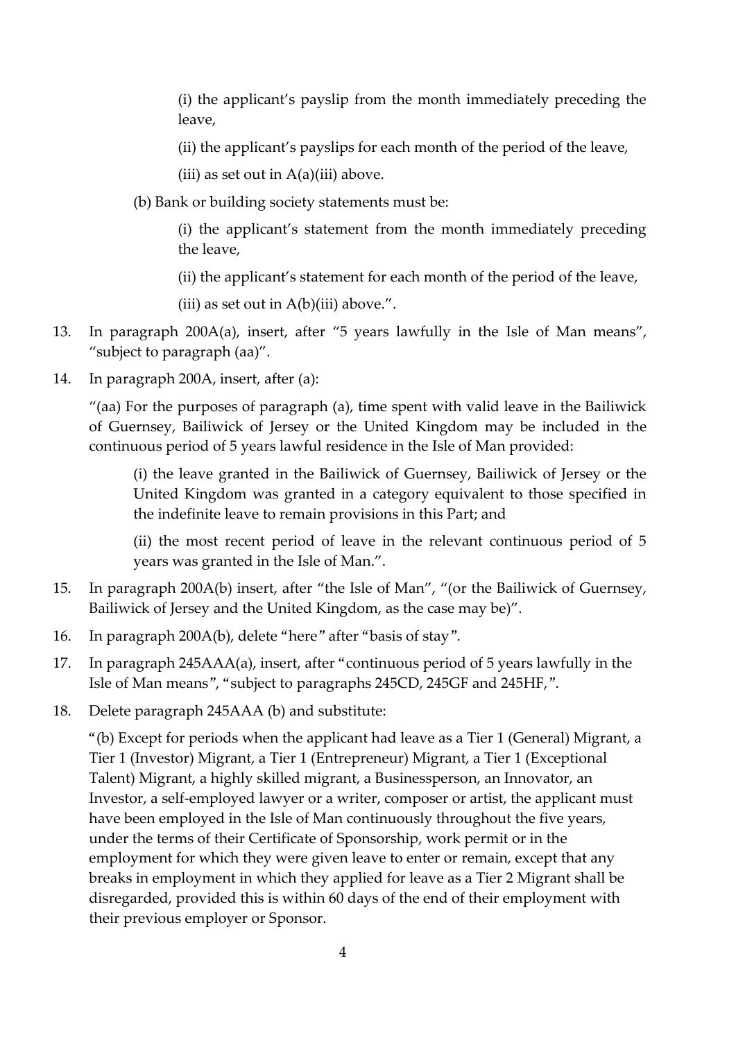(i) the applicant's payslip from the month immediately preceding the leave,

(ii) the applicant's payslips for each month of the period of the leave,

(iii) as set out in A(a)(iii) above.

(b) Bank or building society statements must be:

(i) the applicant's statement from the month immediately preceding the leave,

(ii) the applicant's statement for each month of the period of the leave,

(iii) as set out in A(b)(iii) above.".

13. In paragraph 200A(a), insert, after "5 years lawfully in the Isle of Man means", "subject to paragraph (aa)".

14. In paragraph 200A, insert, after (a):

"(aa) For the purposes of paragraph (a), time spent with valid leave in the Bailiwick of Guernsey, Bailiwick of Jersey or the United Kingdom may be included in the continuous period of 5 years lawful residence in the Isle of Man provided:

(i) the leave granted in the Bailiwick of Guernsey, Bailiwick of Jersey or the United Kingdom was granted in a category equivalent to those specified in the indefinite leave to remain provisions in this Part; and

(ii) the most recent period of leave in the relevant continuous period of 5 years was granted in the Isle of Man.".

15. In paragraph 200A(b) insert, after "the Isle of Man", "(or the Bailiwick of Guernsey, Bailiwick of Jersey and the United Kingdom, as the case may be)".

16. In paragraph 200A(b), delete "here" after "basis of stay".

17. In paragraph 245AAA(a), insert, after "continuous period of 5 years lawfully in the Isle of Man means", "subject to paragraphs 245CD, 245GF and 245HF,".

18. Delete paragraph 245AAA (b) and substitute:

"(b) Except for periods when the applicant had leave as a Tier 1 (General) Migrant, a Tier 1 (Investor) Migrant, a Tier 1 (Entrepreneur) Migrant, a Tier 1 (Exceptional Talent) Migrant, a highly skilled migrant, a Businessperson, an Innovator, an Investor, a self-employed lawyer or a writer, composer or artist, the applicant must have been employed in the Isle of Man continuously throughout the five years, under the terms of their Certificate of Sponsorship, work permit or in the employment for which they were given leave to enter or remain, except that any breaks in employment in which they applied for leave as a Tier 2 Migrant shall be disregarded, provided this is within 60 days of the end of their employment with their previous employer or Sponsor.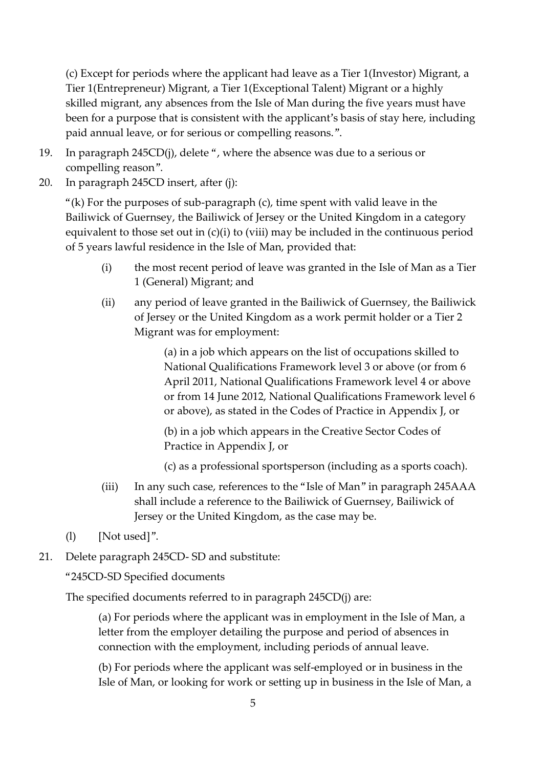(c) Except for periods where the applicant had leave as a Tier 1(Investor) Migrant, a Tier 1(Entrepreneur) Migrant, a Tier 1(Exceptional Talent) Migrant or a highly skilled migrant, any absences from the Isle of Man during the five years must have been for a purpose that is consistent with the applicant's basis of stay here, including paid annual leave, or for serious or compelling reasons.".

19. In paragraph 245CD(j), delete ", where the absence was due to a serious or compelling reason".

20. In paragraph 245CD insert, after (j):

"(k) For the purposes of sub-paragraph (c), time spent with valid leave in the Bailiwick of Guernsey, the Bailiwick of Jersey or the United Kingdom in a category equivalent to those set out in (c)(i) to (viii) may be included in the continuous period of 5 years lawful residence in the Isle of Man, provided that:

> (i) the most recent period of leave was granted in the Isle of Man as a Tier 1 (General) Migrant; and
>
> (ii) any period of leave granted in the Bailiwick of Guernsey, the Bailiwick of Jersey or the United Kingdom as a work permit holder or a Tier 2 Migrant was for employment:
>
> > (a) in a job which appears on the list of occupations skilled to National Qualifications Framework level 3 or above (or from 6 April 2011, National Qualifications Framework level 4 or above or from 14 June 2012, National Qualifications Framework level 6 or above), as stated in the Codes of Practice in Appendix J, or
> >
> > (b) in a job which appears in the Creative Sector Codes of Practice in Appendix J, or
> >
> > (c) as a professional sportsperson (including as a sports coach).
>
> (iii) In any such case, references to the "Isle of Man" in paragraph 245AAA shall include a reference to the Bailiwick of Guernsey, Bailiwick of Jersey or the United Kingdom, as the case may be.

(l) [Not used]".

21. Delete paragraph 245CD- SD and substitute:

"245CD-SD Specified documents

The specified documents referred to in paragraph 245CD(j) are:

> (a) For periods where the applicant was in employment in the Isle of Man, a letter from the employer detailing the purpose and period of absences in connection with the employment, including periods of annual leave.
>
> (b) For periods where the applicant was self-employed or in business in the Isle of Man, or looking for work or setting up in business in the Isle of Man, a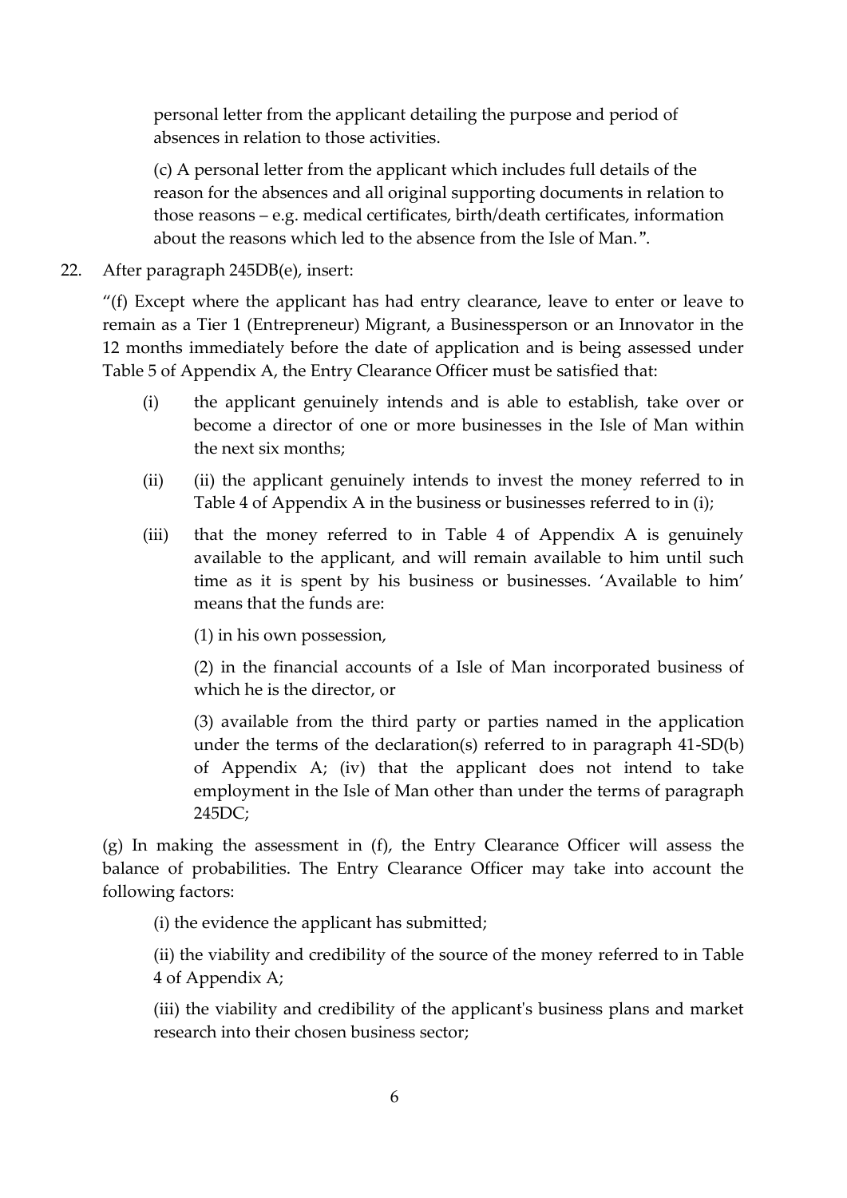personal letter from the applicant detailing the purpose and period of absences in relation to those activities.

(c) A personal letter from the applicant which includes full details of the reason for the absences and all original supporting documents in relation to those reasons – e.g. medical certificates, birth/death certificates, information about the reasons which led to the absence from the Isle of Man.".

22. After paragraph 245DB(e), insert:

"(f) Except where the applicant has had entry clearance, leave to enter or leave to remain as a Tier 1 (Entrepreneur) Migrant, a Businessperson or an Innovator in the 12 months immediately before the date of application and is being assessed under Table 5 of Appendix A, the Entry Clearance Officer must be satisfied that:

(i) the applicant genuinely intends and is able to establish, take over or become a director of one or more businesses in the Isle of Man within the next six months;

(ii) (ii) the applicant genuinely intends to invest the money referred to in Table 4 of Appendix A in the business or businesses referred to in (i);

(iii) that the money referred to in Table 4 of Appendix A is genuinely available to the applicant, and will remain available to him until such time as it is spent by his business or businesses. 'Available to him' means that the funds are:

(1) in his own possession,

(2) in the financial accounts of a Isle of Man incorporated business of which he is the director, or

(3) available from the third party or parties named in the application under the terms of the declaration(s) referred to in paragraph 41-SD(b) of Appendix A; (iv) that the applicant does not intend to take employment in the Isle of Man other than under the terms of paragraph 245DC;

(g) In making the assessment in (f), the Entry Clearance Officer will assess the balance of probabilities. The Entry Clearance Officer may take into account the following factors:

(i) the evidence the applicant has submitted;

(ii) the viability and credibility of the source of the money referred to in Table 4 of Appendix A;

(iii) the viability and credibility of the applicant's business plans and market research into their chosen business sector;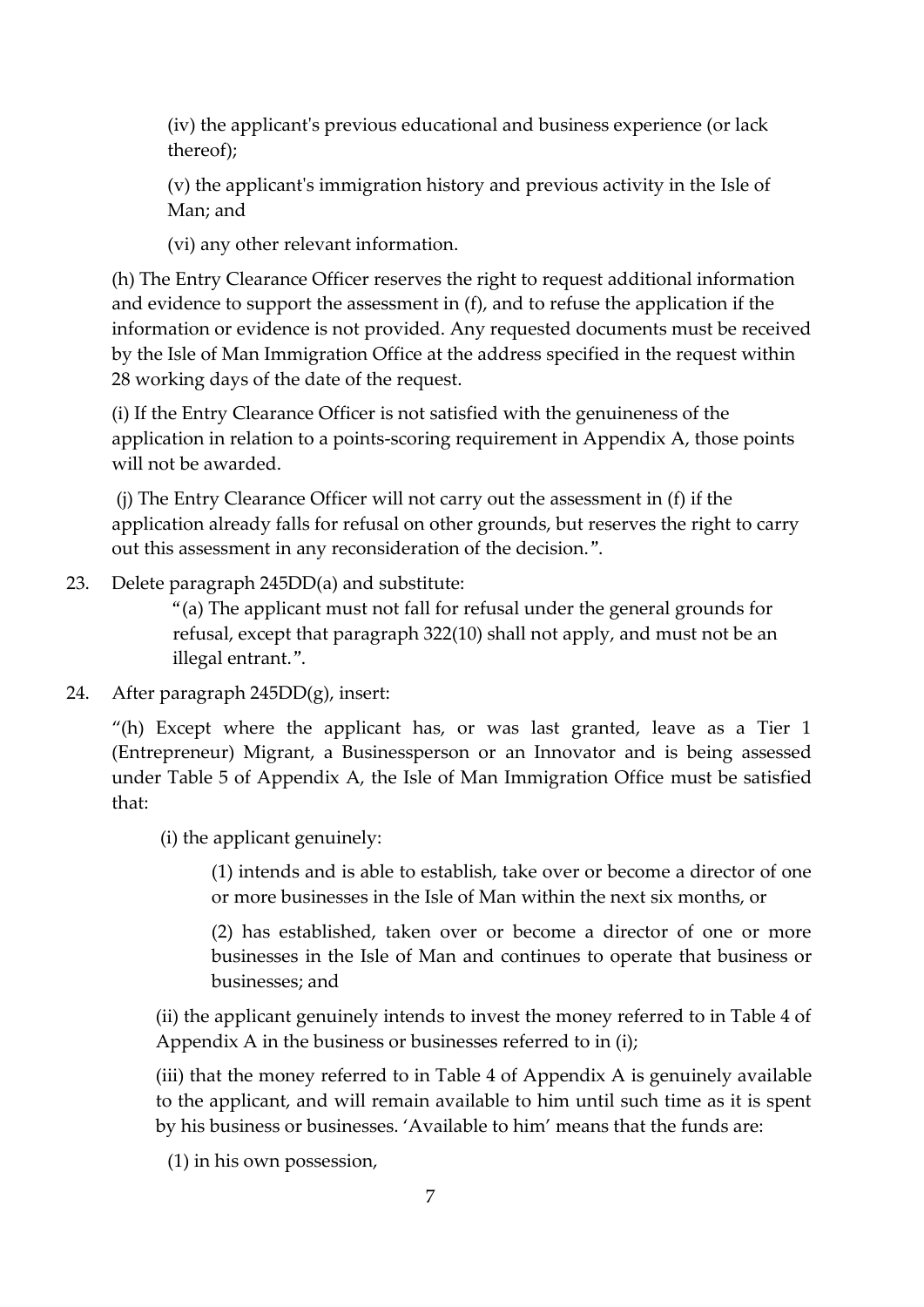(iv) the applicant's previous educational and business experience (or lack thereof);

(v) the applicant's immigration history and previous activity in the Isle of Man; and

(vi) any other relevant information.

(h) The Entry Clearance Officer reserves the right to request additional information and evidence to support the assessment in (f), and to refuse the application if the information or evidence is not provided. Any requested documents must be received by the Isle of Man Immigration Office at the address specified in the request within 28 working days of the date of the request.

(i) If the Entry Clearance Officer is not satisfied with the genuineness of the application in relation to a points-scoring requirement in Appendix A, those points will not be awarded.

(j) The Entry Clearance Officer will not carry out the assessment in (f) if the application already falls for refusal on other grounds, but reserves the right to carry out this assessment in any reconsideration of the decision.".

23. Delete paragraph 245DD(a) and substitute:

"(a) The applicant must not fall for refusal under the general grounds for refusal, except that paragraph 322(10) shall not apply, and must not be an illegal entrant.".

24. After paragraph 245DD(g), insert:

"(h) Except where the applicant has, or was last granted, leave as a Tier 1 (Entrepreneur) Migrant, a Businessperson or an Innovator and is being assessed under Table 5 of Appendix A, the Isle of Man Immigration Office must be satisfied that:

(i) the applicant genuinely:

(1) intends and is able to establish, take over or become a director of one or more businesses in the Isle of Man within the next six months, or

(2) has established, taken over or become a director of one or more businesses in the Isle of Man and continues to operate that business or businesses; and

(ii) the applicant genuinely intends to invest the money referred to in Table 4 of Appendix A in the business or businesses referred to in (i);

(iii) that the money referred to in Table 4 of Appendix A is genuinely available to the applicant, and will remain available to him until such time as it is spent by his business or businesses. 'Available to him' means that the funds are:

(1) in his own possession,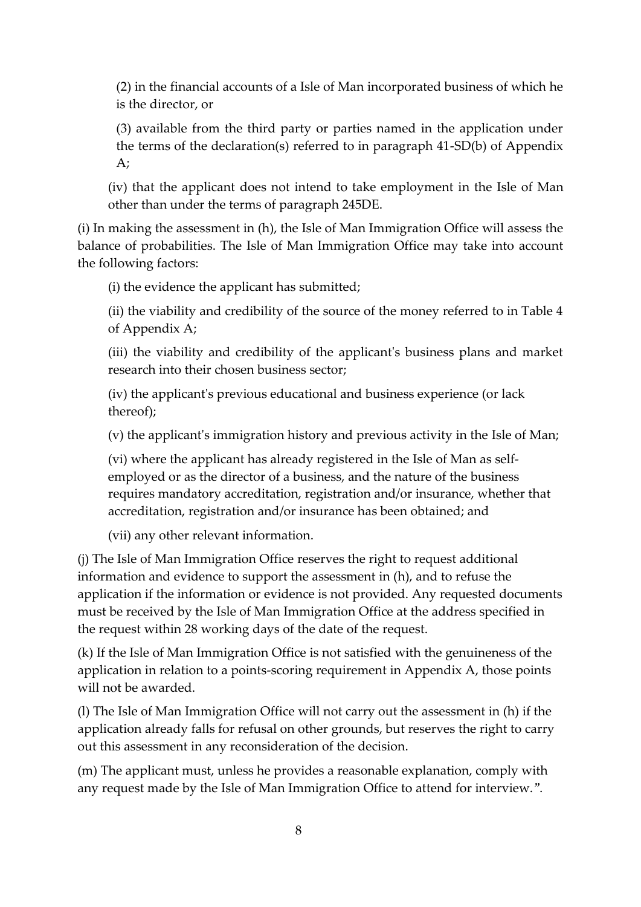(2) in the financial accounts of a Isle of Man incorporated business of which he is the director, or

(3) available from the third party or parties named in the application under the terms of the declaration(s) referred to in paragraph 41-SD(b) of Appendix A;

(iv) that the applicant does not intend to take employment in the Isle of Man other than under the terms of paragraph 245DE.

(i) In making the assessment in (h), the Isle of Man Immigration Office will assess the balance of probabilities. The Isle of Man Immigration Office may take into account the following factors:

(i) the evidence the applicant has submitted;

(ii) the viability and credibility of the source of the money referred to in Table 4 of Appendix A;

(iii) the viability and credibility of the applicant's business plans and market research into their chosen business sector;

(iv) the applicant's previous educational and business experience (or lack thereof);

(v) the applicant's immigration history and previous activity in the Isle of Man;

(vi) where the applicant has already registered in the Isle of Man as self-employed or as the director of a business, and the nature of the business requires mandatory accreditation, registration and/or insurance, whether that accreditation, registration and/or insurance has been obtained; and

(vii) any other relevant information.

(j) The Isle of Man Immigration Office reserves the right to request additional information and evidence to support the assessment in (h), and to refuse the application if the information or evidence is not provided. Any requested documents must be received by the Isle of Man Immigration Office at the address specified in the request within 28 working days of the date of the request.

(k) If the Isle of Man Immigration Office is not satisfied with the genuineness of the application in relation to a points-scoring requirement in Appendix A, those points will not be awarded.

(l) The Isle of Man Immigration Office will not carry out the assessment in (h) if the application already falls for refusal on other grounds, but reserves the right to carry out this assessment in any reconsideration of the decision.

(m) The applicant must, unless he provides a reasonable explanation, comply with any request made by the Isle of Man Immigration Office to attend for interview.".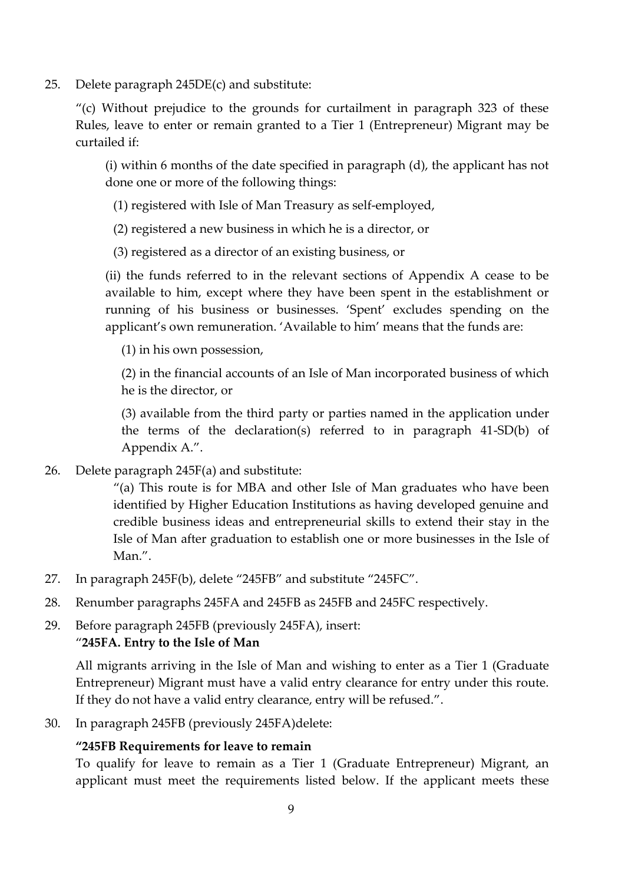25. Delete paragraph 245DE(c) and substitute:

   "(c) Without prejudice to the grounds for curtailment in paragraph 323 of these Rules, leave to enter or remain granted to a Tier 1 (Entrepreneur) Migrant may be curtailed if:

   (i) within 6 months of the date specified in paragraph (d), the applicant has not done one or more of the following things:

   (1) registered with Isle of Man Treasury as self-employed,

   (2) registered a new business in which he is a director, or

   (3) registered as a director of an existing business, or

   (ii) the funds referred to in the relevant sections of Appendix A cease to be available to him, except where they have been spent in the establishment or running of his business or businesses. 'Spent' excludes spending on the applicant's own remuneration. 'Available to him' means that the funds are:

   (1) in his own possession,

   (2) in the financial accounts of an Isle of Man incorporated business of which he is the director, or

   (3) available from the third party or parties named in the application under the terms of the declaration(s) referred to in paragraph 41-SD(b) of Appendix A.".

26. Delete paragraph 245F(a) and substitute:

   "(a) This route is for MBA and other Isle of Man graduates who have been identified by Higher Education Institutions as having developed genuine and credible business ideas and entrepreneurial skills to extend their stay in the Isle of Man after graduation to establish one or more businesses in the Isle of Man.".

27. In paragraph 245F(b), delete "245FB" and substitute "245FC".

28. Renumber paragraphs 245FA and 245FB as 245FB and 245FC respectively.

29. Before paragraph 245FB (previously 245FA), insert:
   "**245FA. Entry to the Isle of Man**

   All migrants arriving in the Isle of Man and wishing to enter as a Tier 1 (Graduate Entrepreneur) Migrant must have a valid entry clearance for entry under this route. If they do not have a valid entry clearance, entry will be refused.".

30. In paragraph 245FB (previously 245FA)delete:

   **"245FB Requirements for leave to remain**
   To qualify for leave to remain as a Tier 1 (Graduate Entrepreneur) Migrant, an applicant must meet the requirements listed below. If the applicant meets these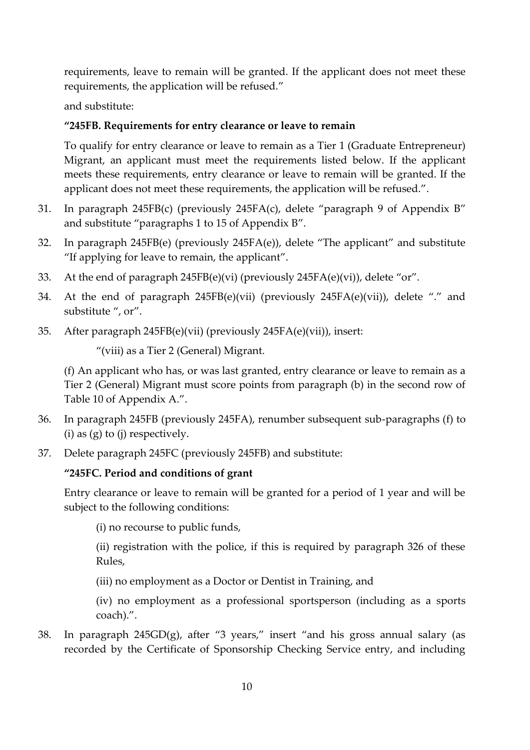requirements, leave to remain will be granted. If the applicant does not meet these requirements, the application will be refused."

and substitute:

**"245FB. Requirements for entry clearance or leave to remain**

To qualify for entry clearance or leave to remain as a Tier 1 (Graduate Entrepreneur) Migrant, an applicant must meet the requirements listed below. If the applicant meets these requirements, entry clearance or leave to remain will be granted. If the applicant does not meet these requirements, the application will be refused.".

31. In paragraph 245FB(c) (previously 245FA(c), delete "paragraph 9 of Appendix B" and substitute "paragraphs 1 to 15 of Appendix B".

32. In paragraph 245FB(e) (previously 245FA(e)), delete "The applicant" and substitute "If applying for leave to remain, the applicant".

33. At the end of paragraph 245FB(e)(vi) (previously 245FA(e)(vi)), delete "or".

34. At the end of paragraph 245FB(e)(vii) (previously 245FA(e)(vii)), delete "." and substitute ", or".

35. After paragraph 245FB(e)(vii) (previously 245FA(e)(vii)), insert:

    "(viii) as a Tier 2 (General) Migrant.

    (f) An applicant who has, or was last granted, entry clearance or leave to remain as a Tier 2 (General) Migrant must score points from paragraph (b) in the second row of Table 10 of Appendix A.".

36. In paragraph 245FB (previously 245FA), renumber subsequent sub-paragraphs (f) to (i) as (g) to (j) respectively.

37. Delete paragraph 245FC (previously 245FB) and substitute:

    **"245FC. Period and conditions of grant**

    Entry clearance or leave to remain will be granted for a period of 1 year and will be subject to the following conditions:

    (i) no recourse to public funds,

    (ii) registration with the police, if this is required by paragraph 326 of these Rules,

    (iii) no employment as a Doctor or Dentist in Training, and

    (iv) no employment as a professional sportsperson (including as a sports coach).".

38. In paragraph 245GD(g), after "3 years," insert "and his gross annual salary (as recorded by the Certificate of Sponsorship Checking Service entry, and including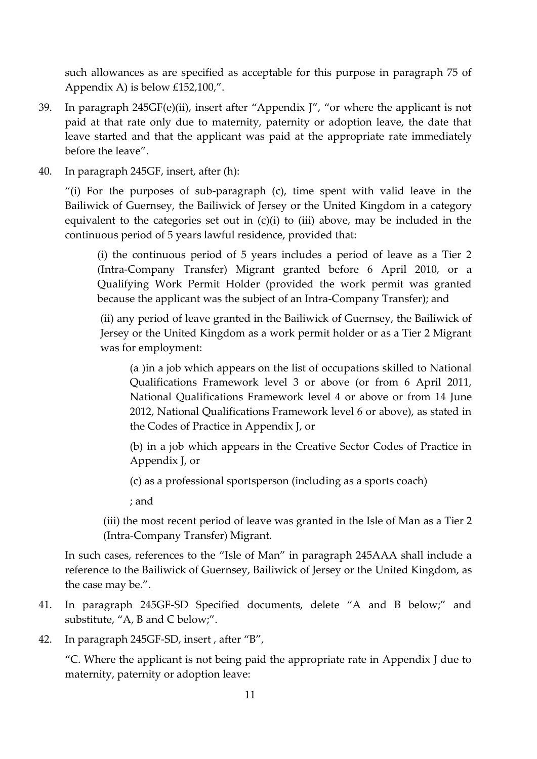such allowances as are specified as acceptable for this purpose in paragraph 75 of Appendix A) is below £152,100,".

39. In paragraph 245GF(e)(ii), insert after "Appendix J", "or where the applicant is not paid at that rate only due to maternity, paternity or adoption leave, the date that leave started and that the applicant was paid at the appropriate rate immediately before the leave".

40. In paragraph 245GF, insert, after (h):

 "(i) For the purposes of sub-paragraph (c), time spent with valid leave in the Bailiwick of Guernsey, the Bailiwick of Jersey or the United Kingdom in a category equivalent to the categories set out in (c)(i) to (iii) above, may be included in the continuous period of 5 years lawful residence, provided that:

 (i) the continuous period of 5 years includes a period of leave as a Tier 2 (Intra-Company Transfer) Migrant granted before 6 April 2010, or a Qualifying Work Permit Holder (provided the work permit was granted because the applicant was the subject of an Intra-Company Transfer); and

 (ii) any period of leave granted in the Bailiwick of Guernsey, the Bailiwick of Jersey or the United Kingdom as a work permit holder or as a Tier 2 Migrant was for employment:

 (a )in a job which appears on the list of occupations skilled to National Qualifications Framework level 3 or above (or from 6 April 2011, National Qualifications Framework level 4 or above or from 14 June 2012, National Qualifications Framework level 6 or above), as stated in the Codes of Practice in Appendix J, or

 (b) in a job which appears in the Creative Sector Codes of Practice in Appendix J, or

 (c) as a professional sportsperson (including as a sports coach)

 ; and

 (iii) the most recent period of leave was granted in the Isle of Man as a Tier 2 (Intra-Company Transfer) Migrant.

 In such cases, references to the "Isle of Man" in paragraph 245AAA shall include a reference to the Bailiwick of Guernsey, Bailiwick of Jersey or the United Kingdom, as the case may be.".

41. In paragraph 245GF-SD Specified documents, delete "A and B below;" and substitute, "A, B and C below;".

42. In paragraph 245GF-SD, insert , after "B",

 "C. Where the applicant is not being paid the appropriate rate in Appendix J due to maternity, paternity or adoption leave: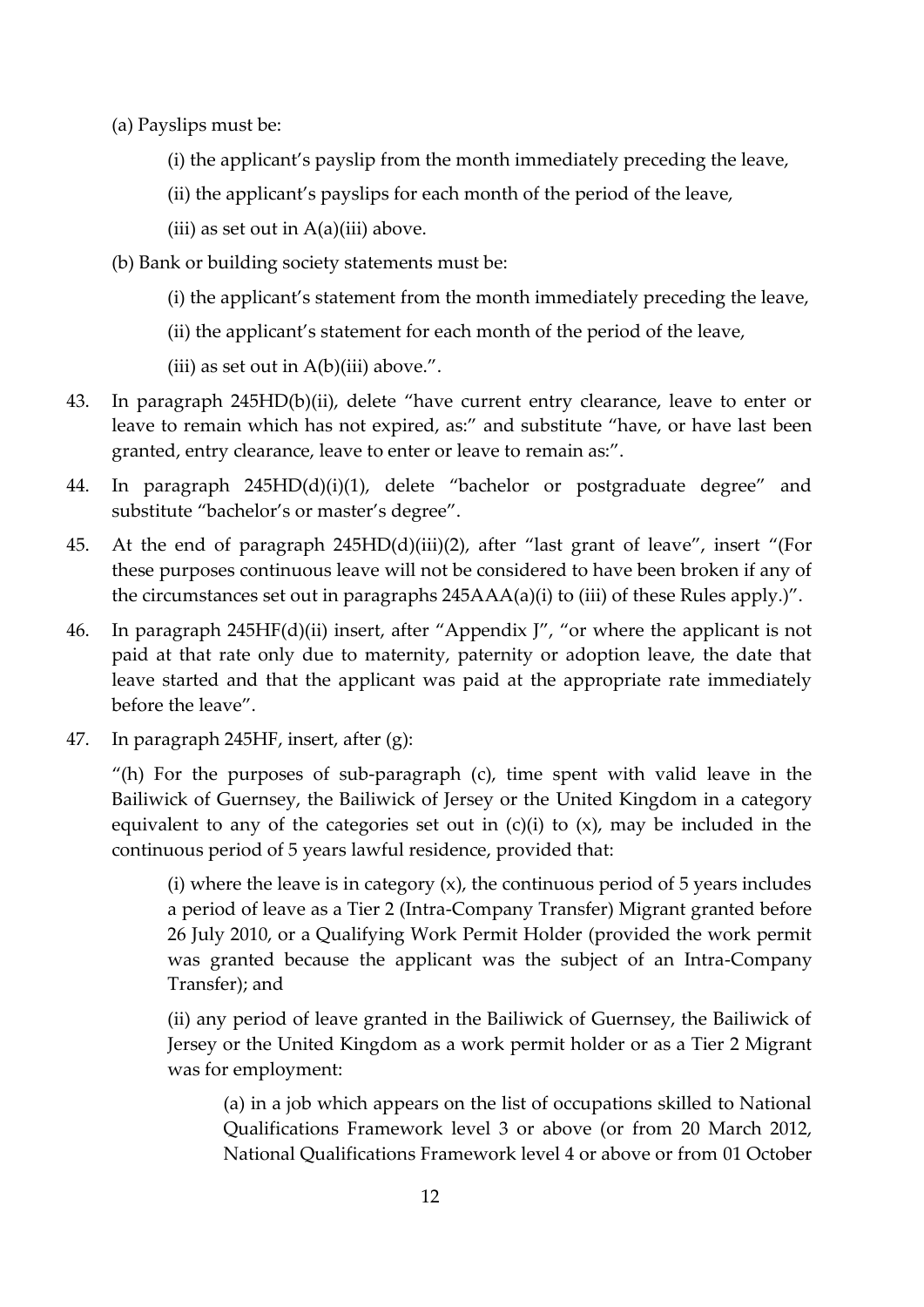(a) Payslips must be:

(i) the applicant's payslip from the month immediately preceding the leave,

(ii) the applicant's payslips for each month of the period of the leave,

(iii) as set out in A(a)(iii) above.

(b) Bank or building society statements must be:

(i) the applicant's statement from the month immediately preceding the leave,

(ii) the applicant's statement for each month of the period of the leave,

(iii) as set out in A(b)(iii) above.".

43. In paragraph 245HD(b)(ii), delete "have current entry clearance, leave to enter or leave to remain which has not expired, as:" and substitute "have, or have last been granted, entry clearance, leave to enter or leave to remain as:".

44. In paragraph 245HD(d)(i)(1), delete "bachelor or postgraduate degree" and substitute "bachelor's or master's degree".

45. At the end of paragraph 245HD(d)(iii)(2), after "last grant of leave", insert "(For these purposes continuous leave will not be considered to have been broken if any of the circumstances set out in paragraphs 245AAA(a)(i) to (iii) of these Rules apply.)".

46. In paragraph 245HF(d)(ii) insert, after "Appendix J", "or where the applicant is not paid at that rate only due to maternity, paternity or adoption leave, the date that leave started and that the applicant was paid at the appropriate rate immediately before the leave".

47. In paragraph 245HF, insert, after (g):

"(h) For the purposes of sub-paragraph (c), time spent with valid leave in the Bailiwick of Guernsey, the Bailiwick of Jersey or the United Kingdom in a category equivalent to any of the categories set out in (c)(i) to (x), may be included in the continuous period of 5 years lawful residence, provided that:

(i) where the leave is in category (x), the continuous period of 5 years includes a period of leave as a Tier 2 (Intra-Company Transfer) Migrant granted before 26 July 2010, or a Qualifying Work Permit Holder (provided the work permit was granted because the applicant was the subject of an Intra-Company Transfer); and

(ii) any period of leave granted in the Bailiwick of Guernsey, the Bailiwick of Jersey or the United Kingdom as a work permit holder or as a Tier 2 Migrant was for employment:

(a) in a job which appears on the list of occupations skilled to National Qualifications Framework level 3 or above (or from 20 March 2012, National Qualifications Framework level 4 or above or from 01 October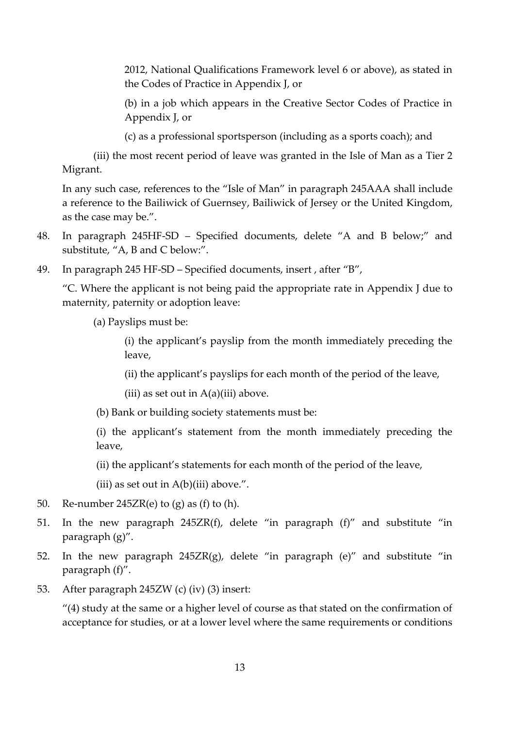2012, National Qualifications Framework level 6 or above), as stated in the Codes of Practice in Appendix J, or

(b) in a job which appears in the Creative Sector Codes of Practice in Appendix J, or

(c) as a professional sportsperson (including as a sports coach); and

(iii) the most recent period of leave was granted in the Isle of Man as a Tier 2 Migrant.

In any such case, references to the "Isle of Man" in paragraph 245AAA shall include a reference to the Bailiwick of Guernsey, Bailiwick of Jersey or the United Kingdom, as the case may be.".

48. In paragraph 245HF-SD – Specified documents, delete "A and B below;" and substitute, "A, B and C below:".

49. In paragraph 245 HF-SD – Specified documents, insert , after "B",

"C. Where the applicant is not being paid the appropriate rate in Appendix J due to maternity, paternity or adoption leave:

(a) Payslips must be:

(i) the applicant's payslip from the month immediately preceding the leave,

(ii) the applicant's payslips for each month of the period of the leave,

(iii) as set out in A(a)(iii) above.

(b) Bank or building society statements must be:

(i) the applicant's statement from the month immediately preceding the leave,

(ii) the applicant's statements for each month of the period of the leave,

(iii) as set out in A(b)(iii) above.".

50. Re-number 245ZR(e) to (g) as (f) to (h).

51. In the new paragraph 245ZR(f), delete "in paragraph (f)" and substitute "in paragraph (g)".

52. In the new paragraph 245ZR(g), delete "in paragraph (e)" and substitute "in paragraph (f)".

53. After paragraph 245ZW (c) (iv) (3) insert:

"(4) study at the same or a higher level of course as that stated on the confirmation of acceptance for studies, or at a lower level where the same requirements or conditions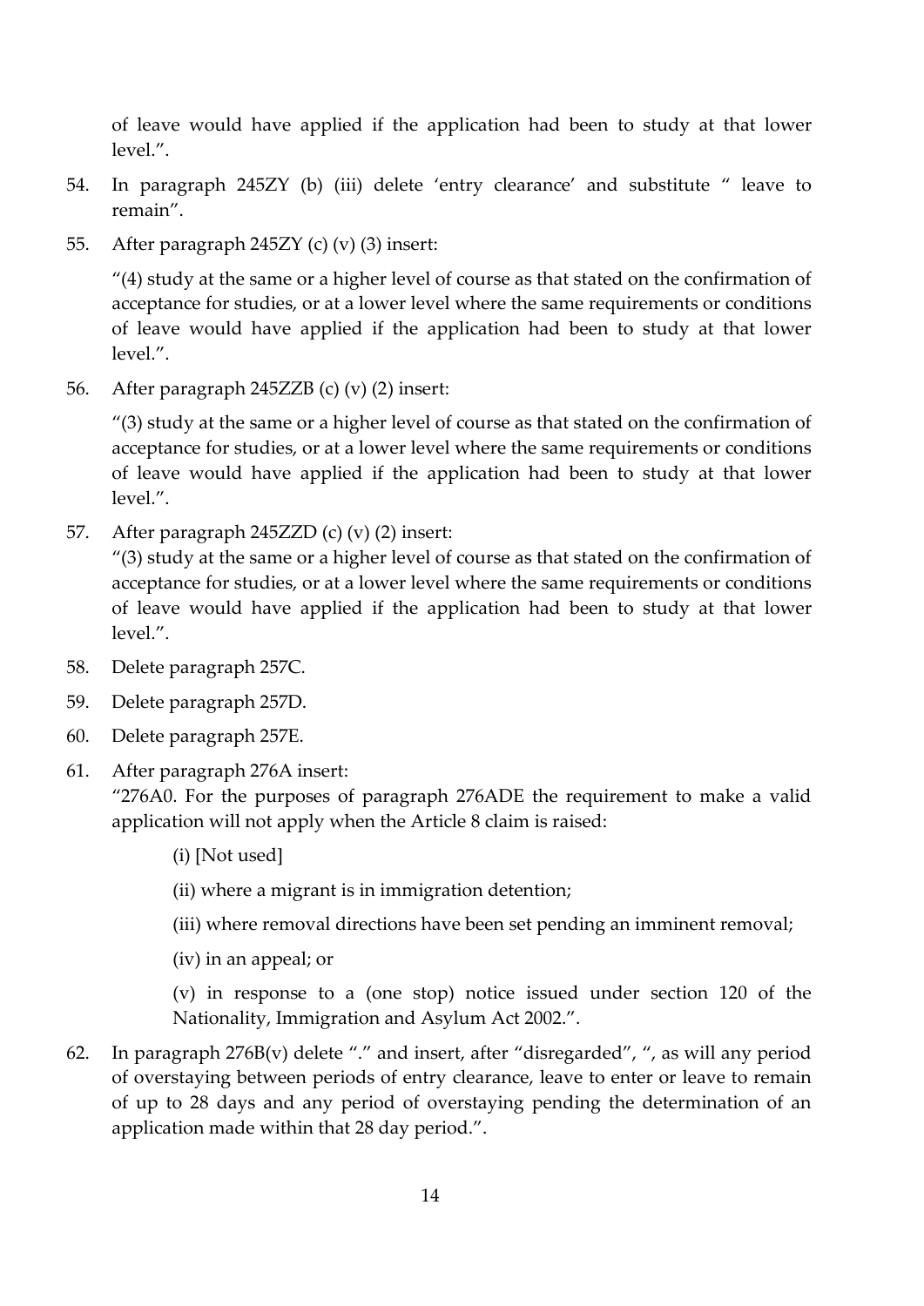of leave would have applied if the application had been to study at that lower level.”.

54. In paragraph 245ZY (b) (iii) delete ‘entry clearance’ and substitute “ leave to remain”.

55. After paragraph 245ZY (c) (v) (3) insert:

    “(4) study at the same or a higher level of course as that stated on the confirmation of acceptance for studies, or at a lower level where the same requirements or conditions of leave would have applied if the application had been to study at that lower level.”.

56. After paragraph 245ZZB (c) (v) (2) insert:

    “(3) study at the same or a higher level of course as that stated on the confirmation of acceptance for studies, or at a lower level where the same requirements or conditions of leave would have applied if the application had been to study at that lower level.”.

57. After paragraph 245ZZD (c) (v) (2) insert:

    “(3) study at the same or a higher level of course as that stated on the confirmation of acceptance for studies, or at a lower level where the same requirements or conditions of leave would have applied if the application had been to study at that lower level.”.

58. Delete paragraph 257C.

59. Delete paragraph 257D.

60. Delete paragraph 257E.

61. After paragraph 276A insert:

    “276A0. For the purposes of paragraph 276ADE the requirement to make a valid application will not apply when the Article 8 claim is raised:

    (i) [Not used]

    (ii) where a migrant is in immigration detention;

    (iii) where removal directions have been set pending an imminent removal;

    (iv) in an appeal; or

    (v) in response to a (one stop) notice issued under section 120 of the Nationality, Immigration and Asylum Act 2002.”.

62. In paragraph 276B(v) delete “.” and insert, after “disregarded”, “, as will any period of overstaying between periods of entry clearance, leave to enter or leave to remain of up to 28 days and any period of overstaying pending the determination of an application made within that 28 day period.”.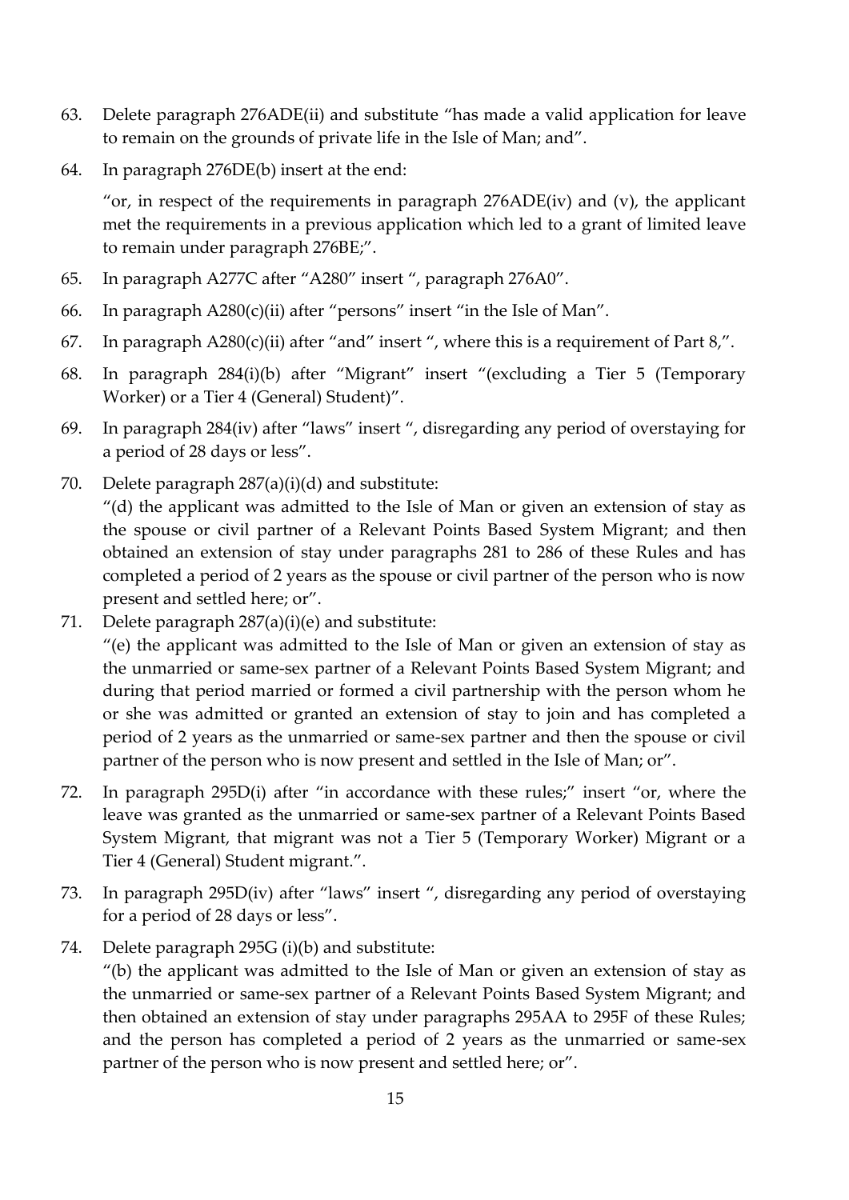63. Delete paragraph 276ADE(ii) and substitute “has made a valid application for leave to remain on the grounds of private life in the Isle of Man; and”.

64. In paragraph 276DE(b) insert at the end:

    “or, in respect of the requirements in paragraph 276ADE(iv) and (v), the applicant met the requirements in a previous application which led to a grant of limited leave to remain under paragraph 276BE;”.

65. In paragraph A277C after “A280” insert “, paragraph 276A0”.

66. In paragraph A280(c)(ii) after “persons” insert “in the Isle of Man”.

67. In paragraph A280(c)(ii) after “and” insert “, where this is a requirement of Part 8,”.

68. In paragraph 284(i)(b) after “Migrant” insert “(excluding a Tier 5 (Temporary Worker) or a Tier 4 (General) Student)”.

69. In paragraph 284(iv) after “laws” insert “, disregarding any period of overstaying for a period of 28 days or less”.

70. Delete paragraph 287(a)(i)(d) and substitute:

    “(d) the applicant was admitted to the Isle of Man or given an extension of stay as the spouse or civil partner of a Relevant Points Based System Migrant; and then obtained an extension of stay under paragraphs 281 to 286 of these Rules and has completed a period of 2 years as the spouse or civil partner of the person who is now present and settled here; or”.

71. Delete paragraph 287(a)(i)(e) and substitute:

    “(e) the applicant was admitted to the Isle of Man or given an extension of stay as the unmarried or same-sex partner of a Relevant Points Based System Migrant; and during that period married or formed a civil partnership with the person whom he or she was admitted or granted an extension of stay to join and has completed a period of 2 years as the unmarried or same-sex partner and then the spouse or civil partner of the person who is now present and settled in the Isle of Man; or”.

72. In paragraph 295D(i) after “in accordance with these rules;” insert “or, where the leave was granted as the unmarried or same-sex partner of a Relevant Points Based System Migrant, that migrant was not a Tier 5 (Temporary Worker) Migrant or a Tier 4 (General) Student migrant.”.

73. In paragraph 295D(iv) after “laws” insert “, disregarding any period of overstaying for a period of 28 days or less”.

74. Delete paragraph 295G (i)(b) and substitute:

    “(b) the applicant was admitted to the Isle of Man or given an extension of stay as the unmarried or same-sex partner of a Relevant Points Based System Migrant; and then obtained an extension of stay under paragraphs 295AA to 295F of these Rules; and the person has completed a period of 2 years as the unmarried or same-sex partner of the person who is now present and settled here; or”.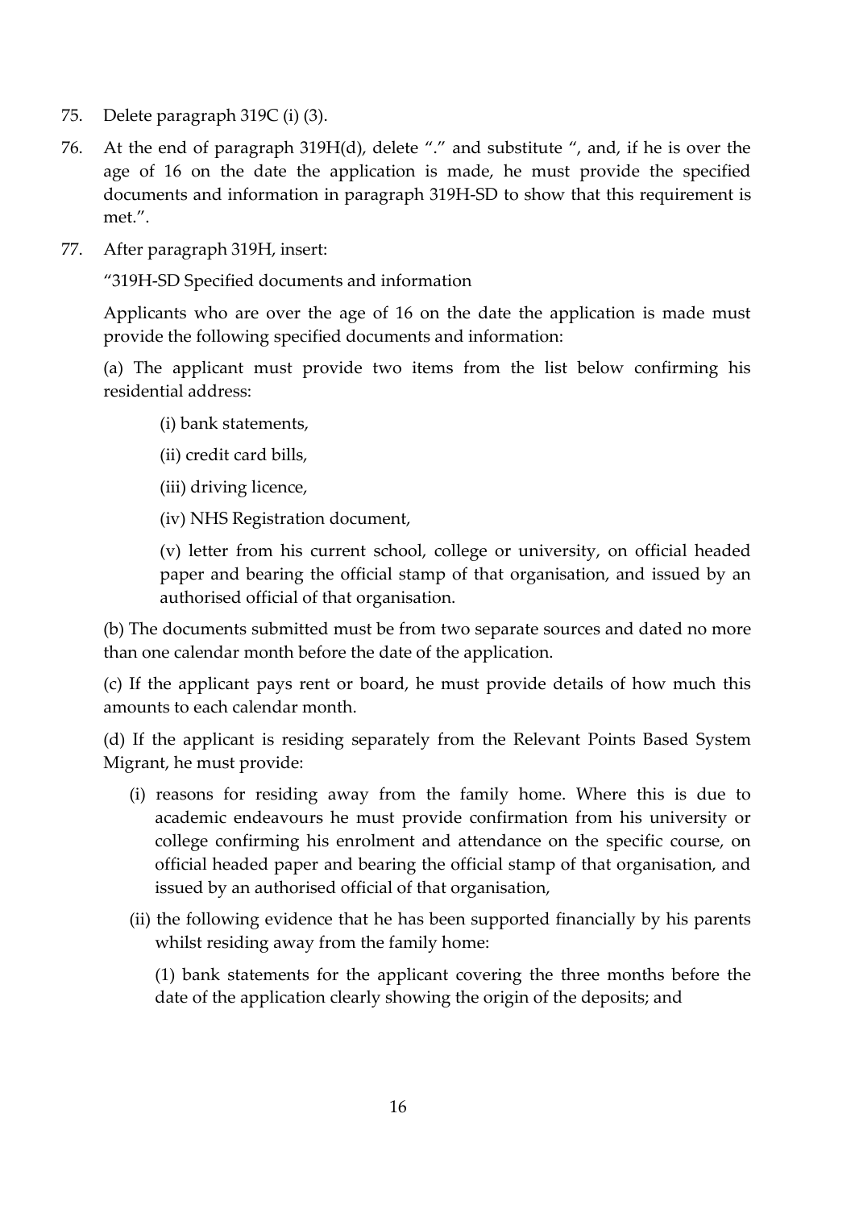75. Delete paragraph 319C (i) (3).

76. At the end of paragraph 319H(d), delete "." and substitute ", and, if he is over the age of 16 on the date the application is made, he must provide the specified documents and information in paragraph 319H-SD to show that this requirement is met.".

77. After paragraph 319H, insert:

"319H-SD Specified documents and information

Applicants who are over the age of 16 on the date the application is made must provide the following specified documents and information:

(a) The applicant must provide two items from the list below confirming his residential address:

(i) bank statements,

(ii) credit card bills,

(iii) driving licence,

(iv) NHS Registration document,

(v) letter from his current school, college or university, on official headed paper and bearing the official stamp of that organisation, and issued by an authorised official of that organisation.

(b) The documents submitted must be from two separate sources and dated no more than one calendar month before the date of the application.

(c) If the applicant pays rent or board, he must provide details of how much this amounts to each calendar month.

(d) If the applicant is residing separately from the Relevant Points Based System Migrant, he must provide:

(i) reasons for residing away from the family home. Where this is due to academic endeavours he must provide confirmation from his university or college confirming his enrolment and attendance on the specific course, on official headed paper and bearing the official stamp of that organisation, and issued by an authorised official of that organisation,

(ii) the following evidence that he has been supported financially by his parents whilst residing away from the family home:

(1) bank statements for the applicant covering the three months before the date of the application clearly showing the origin of the deposits; and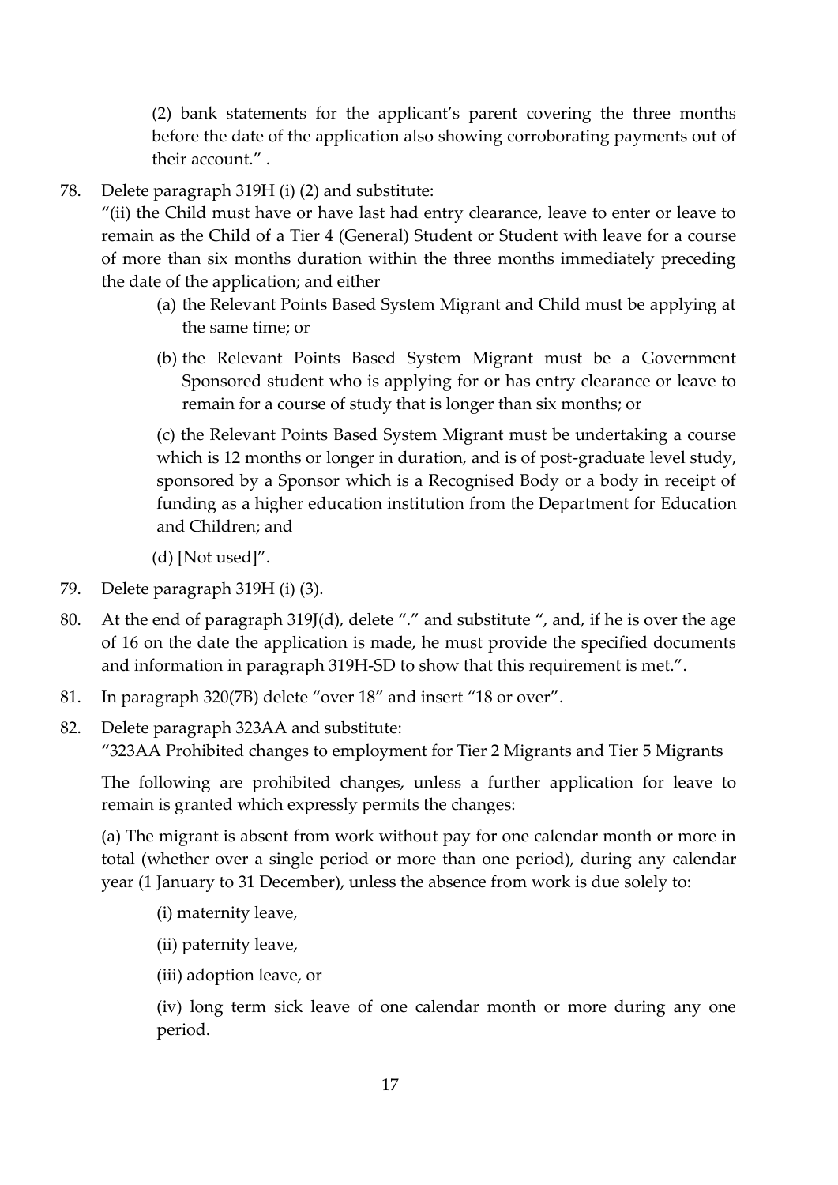(2) bank statements for the applicant's parent covering the three months before the date of the application also showing corroborating payments out of their account." .

78. Delete paragraph 319H (i) (2) and substitute:

   "(ii) the Child must have or have last had entry clearance, leave to enter or leave to remain as the Child of a Tier 4 (General) Student or Student with leave for a course of more than six months duration within the three months immediately preceding the date of the application; and either

   (a) the Relevant Points Based System Migrant and Child must be applying at the same time; or

   (b) the Relevant Points Based System Migrant must be a Government Sponsored student who is applying for or has entry clearance or leave to remain for a course of study that is longer than six months; or

   (c) the Relevant Points Based System Migrant must be undertaking a course which is 12 months or longer in duration, and is of post-graduate level study, sponsored by a Sponsor which is a Recognised Body or a body in receipt of funding as a higher education institution from the Department for Education and Children; and

   (d) [Not used]".

79. Delete paragraph 319H (i) (3).

80. At the end of paragraph 319J(d), delete "." and substitute ", and, if he is over the age of 16 on the date the application is made, he must provide the specified documents and information in paragraph 319H-SD to show that this requirement is met.".

81. In paragraph 320(7B) delete "over 18" and insert "18 or over".

82. Delete paragraph 323AA and substitute:

   "323AA Prohibited changes to employment for Tier 2 Migrants and Tier 5 Migrants

   The following are prohibited changes, unless a further application for leave to remain is granted which expressly permits the changes:

   (a) The migrant is absent from work without pay for one calendar month or more in total (whether over a single period or more than one period), during any calendar year (1 January to 31 December), unless the absence from work is due solely to:

   (i) maternity leave,

   (ii) paternity leave,

   (iii) adoption leave, or

   (iv) long term sick leave of one calendar month or more during any one period.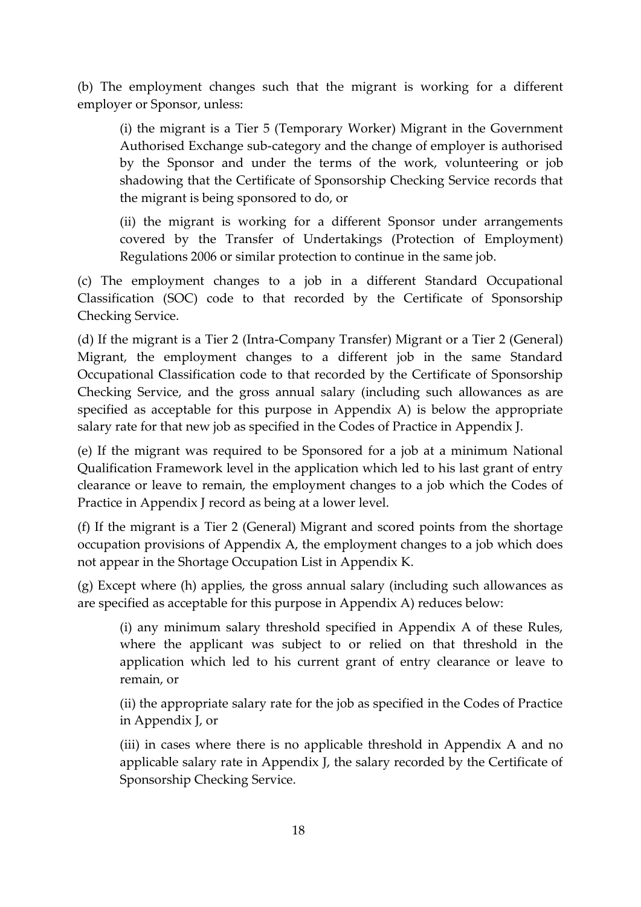(b) The employment changes such that the migrant is working for a different employer or Sponsor, unless:

> (i) the migrant is a Tier 5 (Temporary Worker) Migrant in the Government Authorised Exchange sub-category and the change of employer is authorised by the Sponsor and under the terms of the work, volunteering or job shadowing that the Certificate of Sponsorship Checking Service records that the migrant is being sponsored to do, or
>
> (ii) the migrant is working for a different Sponsor under arrangements covered by the Transfer of Undertakings (Protection of Employment) Regulations 2006 or similar protection to continue in the same job.

(c) The employment changes to a job in a different Standard Occupational Classification (SOC) code to that recorded by the Certificate of Sponsorship Checking Service.

(d) If the migrant is a Tier 2 (Intra-Company Transfer) Migrant or a Tier 2 (General) Migrant, the employment changes to a different job in the same Standard Occupational Classification code to that recorded by the Certificate of Sponsorship Checking Service, and the gross annual salary (including such allowances as are specified as acceptable for this purpose in Appendix A) is below the appropriate salary rate for that new job as specified in the Codes of Practice in Appendix J.

(e) If the migrant was required to be Sponsored for a job at a minimum National Qualification Framework level in the application which led to his last grant of entry clearance or leave to remain, the employment changes to a job which the Codes of Practice in Appendix J record as being at a lower level.

(f) If the migrant is a Tier 2 (General) Migrant and scored points from the shortage occupation provisions of Appendix A, the employment changes to a job which does not appear in the Shortage Occupation List in Appendix K.

(g) Except where (h) applies, the gross annual salary (including such allowances as are specified as acceptable for this purpose in Appendix A) reduces below:

> (i) any minimum salary threshold specified in Appendix A of these Rules, where the applicant was subject to or relied on that threshold in the application which led to his current grant of entry clearance or leave to remain, or
>
> (ii) the appropriate salary rate for the job as specified in the Codes of Practice in Appendix J, or
>
> (iii) in cases where there is no applicable threshold in Appendix A and no applicable salary rate in Appendix J, the salary recorded by the Certificate of Sponsorship Checking Service.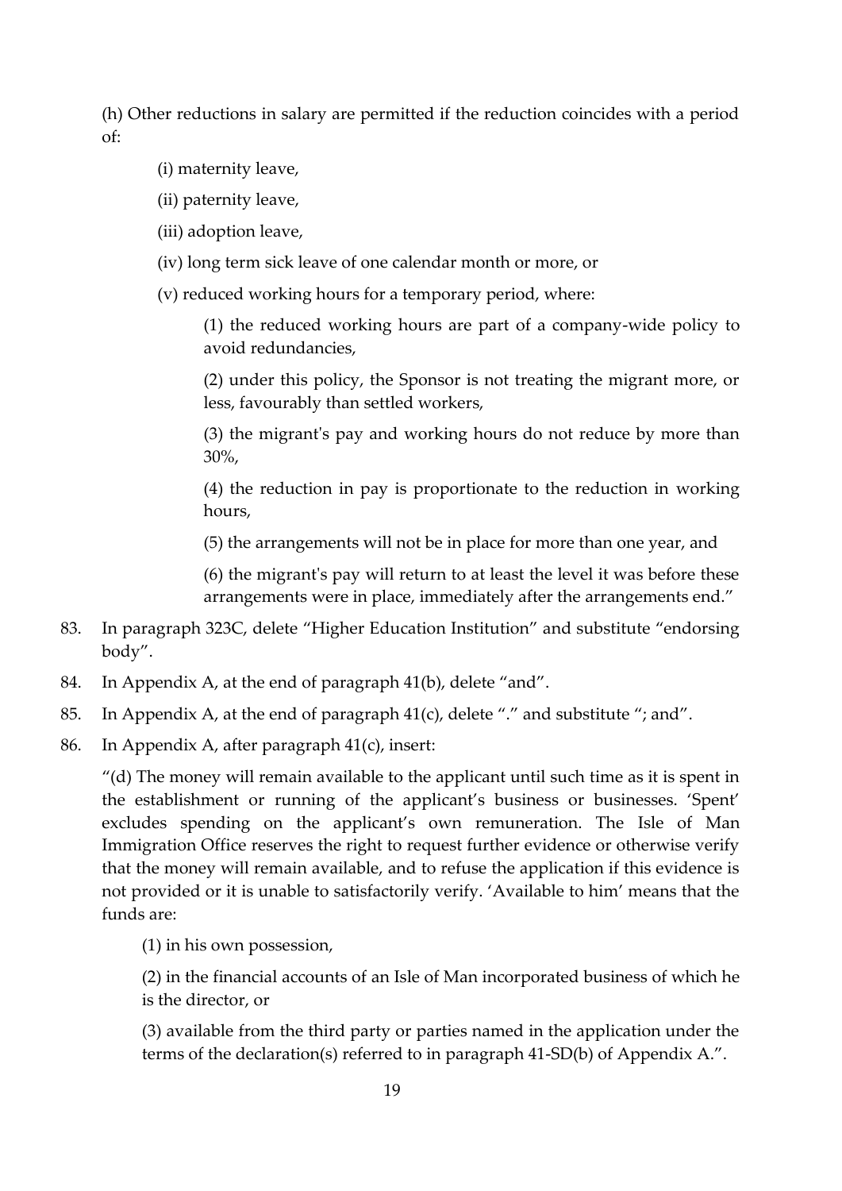(h) Other reductions in salary are permitted if the reduction coincides with a period of:

(i) maternity leave,

(ii) paternity leave,

(iii) adoption leave,

(iv) long term sick leave of one calendar month or more, or

(v) reduced working hours for a temporary period, where:

(1) the reduced working hours are part of a company-wide policy to avoid redundancies,

(2) under this policy, the Sponsor is not treating the migrant more, or less, favourably than settled workers,

(3) the migrant's pay and working hours do not reduce by more than 30%,

(4) the reduction in pay is proportionate to the reduction in working hours,

(5) the arrangements will not be in place for more than one year, and

(6) the migrant's pay will return to at least the level it was before these arrangements were in place, immediately after the arrangements end."

83. In paragraph 323C, delete "Higher Education Institution" and substitute "endorsing body".

84. In Appendix A, at the end of paragraph 41(b), delete "and".

85. In Appendix A, at the end of paragraph 41(c), delete "." and substitute "; and".

86. In Appendix A, after paragraph 41(c), insert:

"(d) The money will remain available to the applicant until such time as it is spent in the establishment or running of the applicant's business or businesses. 'Spent' excludes spending on the applicant's own remuneration. The Isle of Man Immigration Office reserves the right to request further evidence or otherwise verify that the money will remain available, and to refuse the application if this evidence is not provided or it is unable to satisfactorily verify. 'Available to him' means that the funds are:

(1) in his own possession,

(2) in the financial accounts of an Isle of Man incorporated business of which he is the director, or

(3) available from the third party or parties named in the application under the terms of the declaration(s) referred to in paragraph 41-SD(b) of Appendix A.".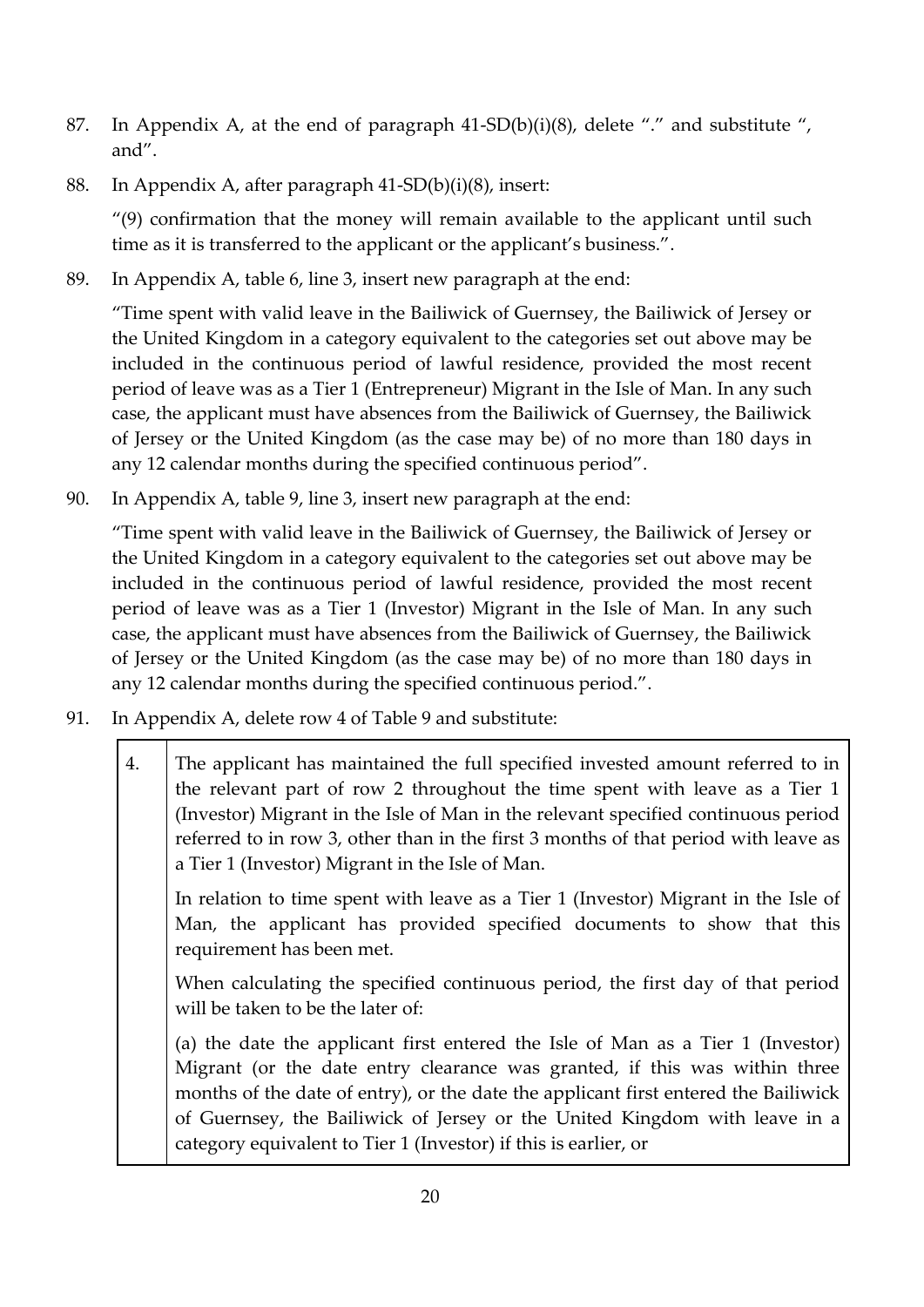87. In Appendix A, at the end of paragraph 41-SD(b)(i)(8), delete "." and substitute ", and".

88. In Appendix A, after paragraph 41-SD(b)(i)(8), insert:

    "(9) confirmation that the money will remain available to the applicant until such time as it is transferred to the applicant or the applicant's business.".

89. In Appendix A, table 6, line 3, insert new paragraph at the end:

    "Time spent with valid leave in the Bailiwick of Guernsey, the Bailiwick of Jersey or the United Kingdom in a category equivalent to the categories set out above may be included in the continuous period of lawful residence, provided the most recent period of leave was as a Tier 1 (Entrepreneur) Migrant in the Isle of Man. In any such case, the applicant must have absences from the Bailiwick of Guernsey, the Bailiwick of Jersey or the United Kingdom (as the case may be) of no more than 180 days in any 12 calendar months during the specified continuous period".

90. In Appendix A, table 9, line 3, insert new paragraph at the end:

    "Time spent with valid leave in the Bailiwick of Guernsey, the Bailiwick of Jersey or the United Kingdom in a category equivalent to the categories set out above may be included in the continuous period of lawful residence, provided the most recent period of leave was as a Tier 1 (Investor) Migrant in the Isle of Man. In any such case, the applicant must have absences from the Bailiwick of Guernsey, the Bailiwick of Jersey or the United Kingdom (as the case may be) of no more than 180 days in any 12 calendar months during the specified continuous period.".

91. In Appendix A, delete row 4 of Table 9 and substitute:

| | |
|---|---|
| 4. | The applicant has maintained the full specified invested amount referred to in the relevant part of row 2 throughout the time spent with leave as a Tier 1 (Investor) Migrant in the Isle of Man in the relevant specified continuous period referred to in row 3, other than in the first 3 months of that period with leave as a Tier 1 (Investor) Migrant in the Isle of Man.<br><br>In relation to time spent with leave as a Tier 1 (Investor) Migrant in the Isle of Man, the applicant has provided specified documents to show that this requirement has been met.<br><br>When calculating the specified continuous period, the first day of that period will be taken to be the later of:<br><br>(a) the date the applicant first entered the Isle of Man as a Tier 1 (Investor) Migrant (or the date entry clearance was granted, if this was within three months of the date of entry), or the date the applicant first entered the Bailiwick of Guernsey, the Bailiwick of Jersey or the United Kingdom with leave in a category equivalent to Tier 1 (Investor) if this is earlier, or |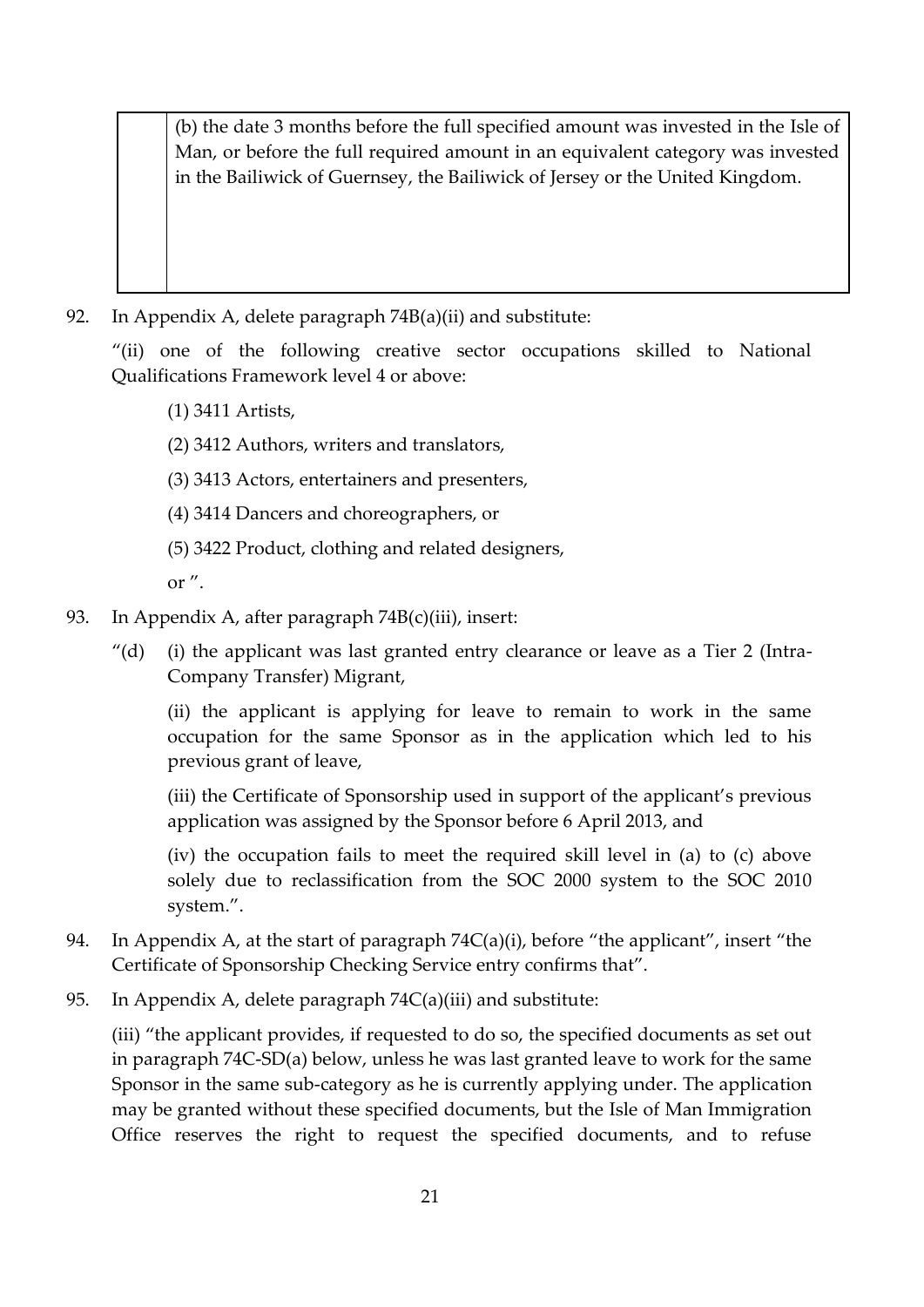| | (b) the date 3 months before the full specified amount was invested in the Isle of Man, or before the full required amount in an equivalent category was invested in the Bailiwick of Guernsey, the Bailiwick of Jersey or the United Kingdom. |
|---|---|

92. In Appendix A, delete paragraph 74B(a)(ii) and substitute:

"(ii) one of the following creative sector occupations skilled to National Qualifications Framework level 4 or above:

(1) 3411 Artists,

(2) 3412 Authors, writers and translators,

(3) 3413 Actors, entertainers and presenters,

(4) 3414 Dancers and choreographers, or

(5) 3422 Product, clothing and related designers,

or ".

93. In Appendix A, after paragraph 74B(c)(iii), insert:

"(d) (i) the applicant was last granted entry clearance or leave as a Tier 2 (Intra-Company Transfer) Migrant,

(ii) the applicant is applying for leave to remain to work in the same occupation for the same Sponsor as in the application which led to his previous grant of leave,

(iii) the Certificate of Sponsorship used in support of the applicant's previous application was assigned by the Sponsor before 6 April 2013, and

(iv) the occupation fails to meet the required skill level in (a) to (c) above solely due to reclassification from the SOC 2000 system to the SOC 2010 system.".

94. In Appendix A, at the start of paragraph 74C(a)(i), before "the applicant", insert "the Certificate of Sponsorship Checking Service entry confirms that".

95. In Appendix A, delete paragraph 74C(a)(iii) and substitute:

(iii) "the applicant provides, if requested to do so, the specified documents as set out in paragraph 74C-SD(a) below, unless he was last granted leave to work for the same Sponsor in the same sub-category as he is currently applying under. The application may be granted without these specified documents, but the Isle of Man Immigration Office reserves the right to request the specified documents, and to refuse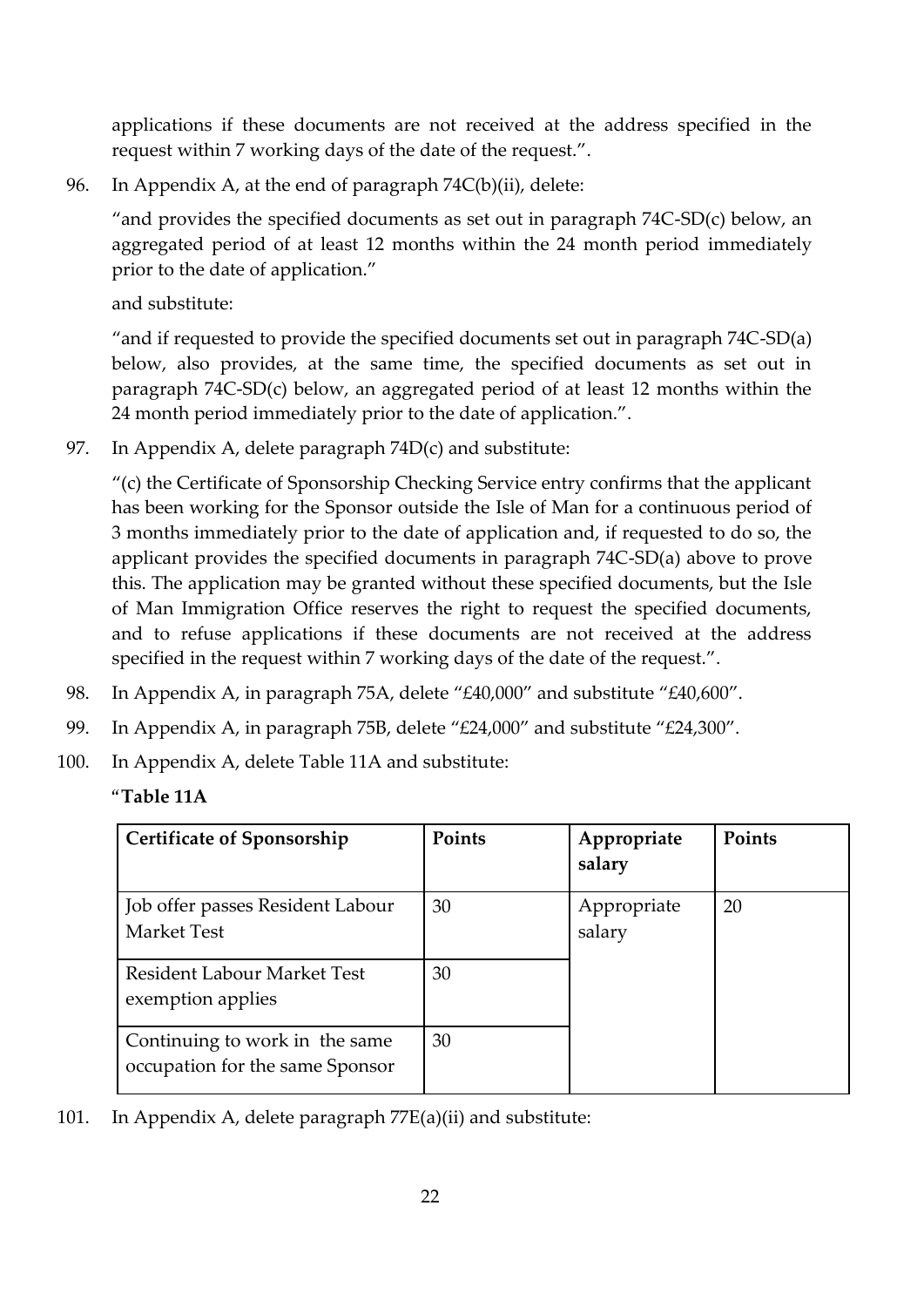applications if these documents are not received at the address specified in the request within 7 working days of the date of the request.".

96. In Appendix A, at the end of paragraph 74C(b)(ii), delete:

   "and provides the specified documents as set out in paragraph 74C-SD(c) below, an aggregated period of at least 12 months within the 24 month period immediately prior to the date of application."

   and substitute:

   "and if requested to provide the specified documents set out in paragraph 74C-SD(a) below, also provides, at the same time, the specified documents as set out in paragraph 74C-SD(c) below, an aggregated period of at least 12 months within the 24 month period immediately prior to the date of application.".

97. In Appendix A, delete paragraph 74D(c) and substitute:

   "(c) the Certificate of Sponsorship Checking Service entry confirms that the applicant has been working for the Sponsor outside the Isle of Man for a continuous period of 3 months immediately prior to the date of application and, if requested to do so, the applicant provides the specified documents in paragraph 74C-SD(a) above to prove this. The application may be granted without these specified documents, but the Isle of Man Immigration Office reserves the right to request the specified documents, and to refuse applications if these documents are not received at the address specified in the request within 7 working days of the date of the request.".

98. In Appendix A, in paragraph 75A, delete "£40,000" and substitute "£40,600".

99. In Appendix A, in paragraph 75B, delete "£24,000" and substitute "£24,300".

100. In Appendix A, delete Table 11A and substitute:

   "**Table 11A**

| Certificate of Sponsorship | Points | Appropriate salary | Points |
|---|---|---|---|
| Job offer passes Resident Labour Market Test | 30 | Appropriate salary | 20 |
| Resident Labour Market Test exemption applies | 30 | | |
| Continuing to work in the same occupation for the same Sponsor | 30 | | |

101. In Appendix A, delete paragraph 77E(a)(ii) and substitute: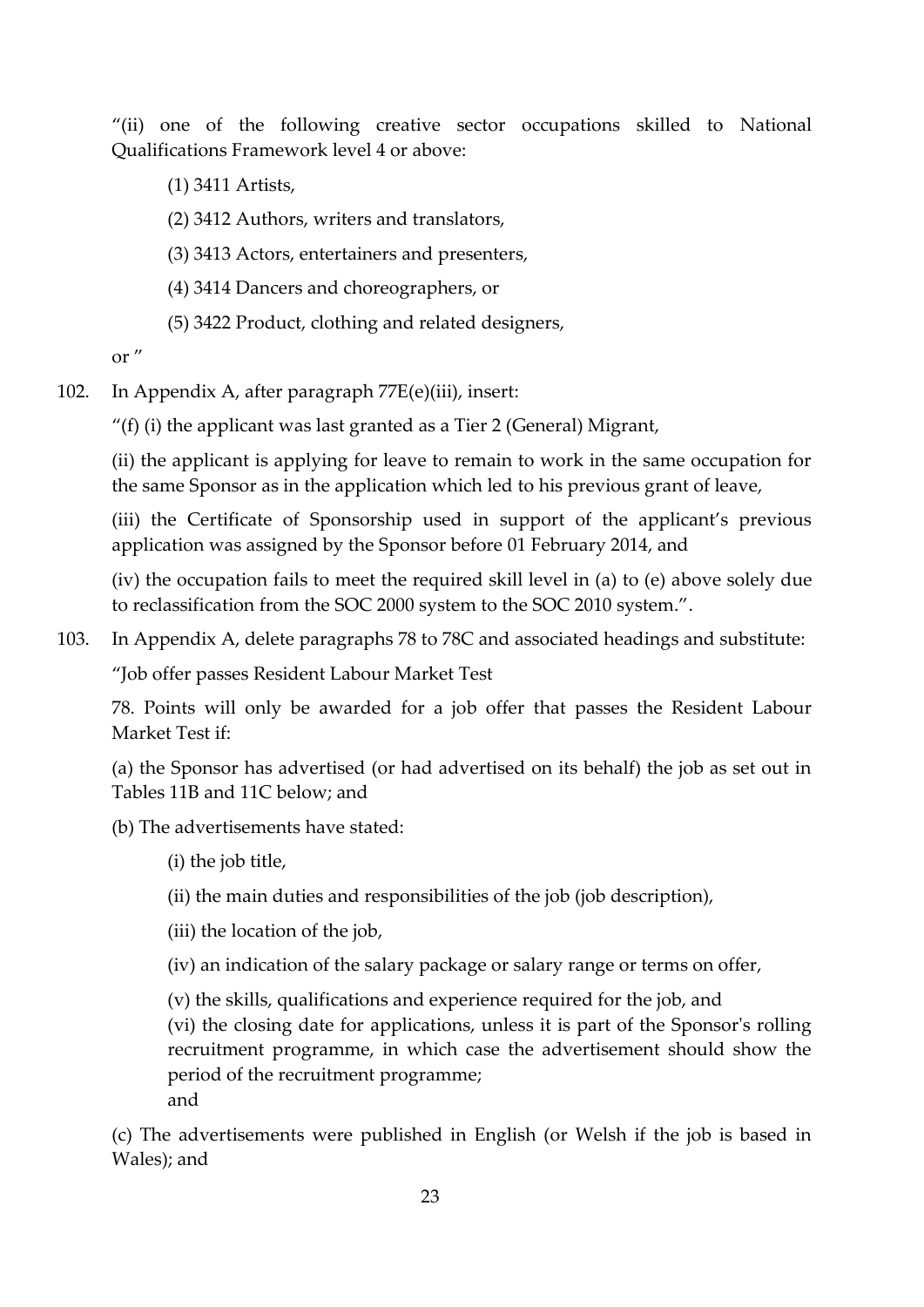"(ii) one of the following creative sector occupations skilled to National Qualifications Framework level 4 or above:

(1) 3411 Artists,

(2) 3412 Authors, writers and translators,

(3) 3413 Actors, entertainers and presenters,

(4) 3414 Dancers and choreographers, or

(5) 3422 Product, clothing and related designers,

or "

102. In Appendix A, after paragraph 77E(e)(iii), insert:

"(f) (i) the applicant was last granted as a Tier 2 (General) Migrant,

(ii) the applicant is applying for leave to remain to work in the same occupation for the same Sponsor as in the application which led to his previous grant of leave,

(iii) the Certificate of Sponsorship used in support of the applicant's previous application was assigned by the Sponsor before 01 February 2014, and

(iv) the occupation fails to meet the required skill level in (a) to (e) above solely due to reclassification from the SOC 2000 system to the SOC 2010 system.".

103. In Appendix A, delete paragraphs 78 to 78C and associated headings and substitute:

"Job offer passes Resident Labour Market Test

78. Points will only be awarded for a job offer that passes the Resident Labour Market Test if:

(a) the Sponsor has advertised (or had advertised on its behalf) the job as set out in Tables 11B and 11C below; and

(b) The advertisements have stated:

(i) the job title,

(ii) the main duties and responsibilities of the job (job description),

(iii) the location of the job,

(iv) an indication of the salary package or salary range or terms on offer,

(v) the skills, qualifications and experience required for the job, and

(vi) the closing date for applications, unless it is part of the Sponsor's rolling recruitment programme, in which case the advertisement should show the period of the recruitment programme;

and

(c) The advertisements were published in English (or Welsh if the job is based in Wales); and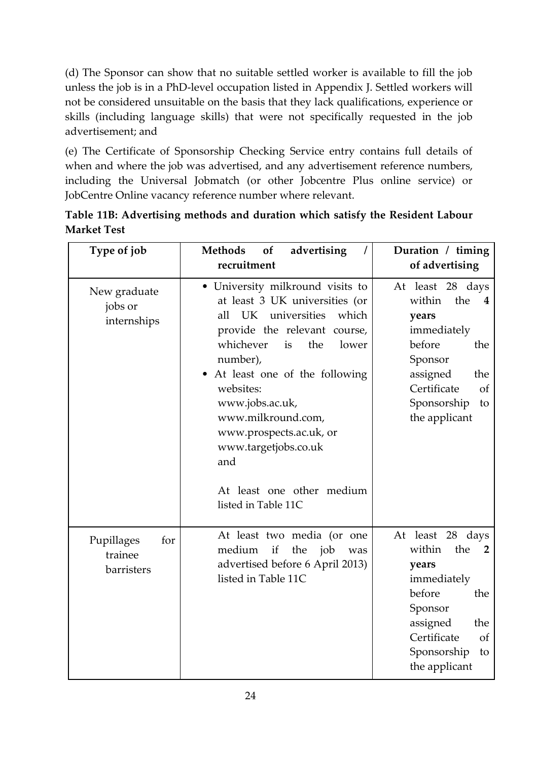(d) The Sponsor can show that no suitable settled worker is available to fill the job unless the job is in a PhD-level occupation listed in Appendix J. Settled workers will not be considered unsuitable on the basis that they lack qualifications, experience or skills (including language skills) that were not specifically requested in the job advertisement; and

(e) The Certificate of Sponsorship Checking Service entry contains full details of when and where the job was advertised, and any advertisement reference numbers, including the Universal Jobmatch (or other Jobcentre Plus online service) or JobCentre Online vacancy reference number where relevant.

**Table 11B: Advertising methods and duration which satisfy the Resident Labour Market Test**

| Type of job | Methods of advertising / recruitment | Duration / timing of advertising |
|---|---|---|
| New graduate jobs or internships | • University milkround visits to at least 3 UK universities (or all UK universities which provide the relevant course, whichever is the lower number),<br>• At least one of the following websites: www.jobs.ac.uk, www.milkround.com, www.prospects.ac.uk, or www.targetjobs.co.uk<br>and<br>At least one other medium listed in Table 11C | At least 28 days within the **4 years** immediately before the Sponsor assigned the Certificate of Sponsorship to the applicant |
| Pupillages for trainee barristers | At least two media (or one medium if the job was advertised before 6 April 2013) listed in Table 11C | At least 28 days within the **2 years** immediately before the Sponsor assigned the Certificate of Sponsorship to the applicant |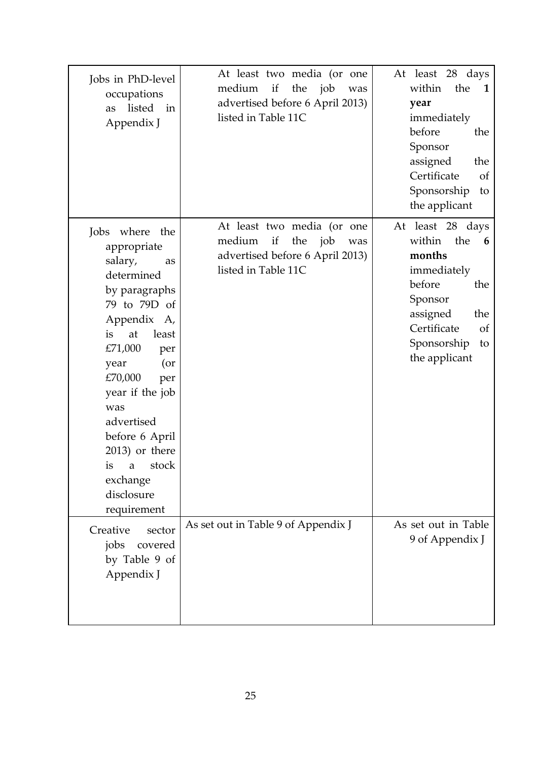| | | |
|---|---|---|
| Jobs in PhD-level occupations as listed in Appendix J | At least two media (or one medium if the job was advertised before 6 April 2013) listed in Table 11C | At least 28 days within the **1 year** immediately before the Sponsor assigned the Certificate of Sponsorship to the applicant |
| Jobs where the appropriate salary, as determined by paragraphs 79 to 79D of Appendix A, is at least £71,000 per year (or £70,000 per year if the job was advertised before 6 April 2013) or there is a stock exchange disclosure requirement | At least two media (or one medium if the job was advertised before 6 April 2013) listed in Table 11C | At least 28 days within the **6 months** immediately before the Sponsor assigned the Certificate of Sponsorship to the applicant |
| Creative sector jobs covered by Table 9 of Appendix J | As set out in Table 9 of Appendix J | As set out in Table 9 of Appendix J |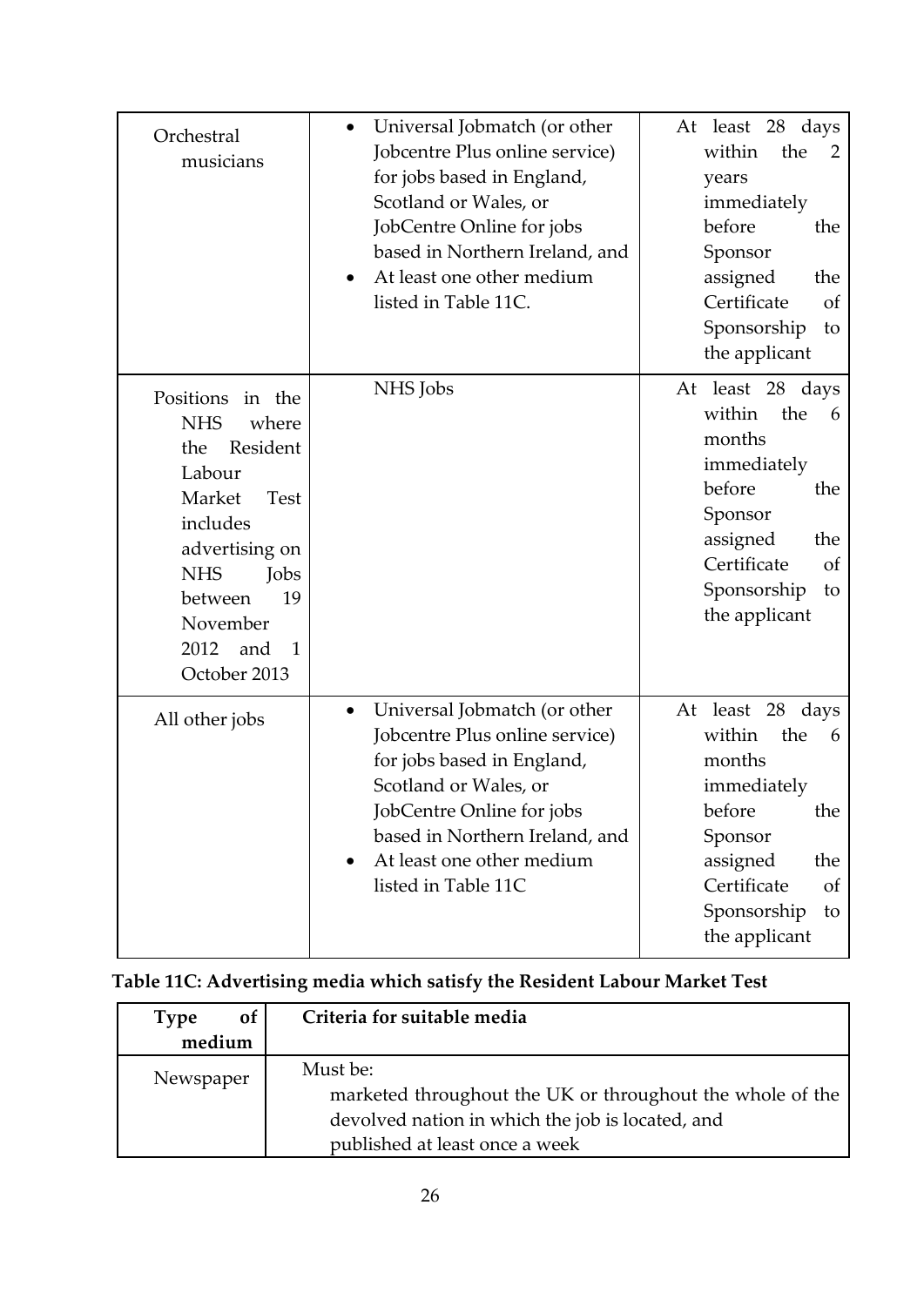| | | |
|---|---|---|
| Orchestral musicians | • Universal Jobmatch (or other Jobcentre Plus online service) for jobs based in England, Scotland or Wales, or JobCentre Online for jobs based in Northern Ireland, and<br>• At least one other medium listed in Table 11C. | At least 28 days within the 2 years immediately before the Sponsor assigned the Certificate of Sponsorship to the applicant |
| Positions in the NHS where the Resident Labour Market Test includes advertising on NHS Jobs between 19 November 2012 and 1 October 2013 | NHS Jobs | At least 28 days within the 6 months immediately before the Sponsor assigned the Certificate of Sponsorship to the applicant |
| All other jobs | • Universal Jobmatch (or other Jobcentre Plus online service) for jobs based in England, Scotland or Wales, or JobCentre Online for jobs based in Northern Ireland, and<br>• At least one other medium listed in Table 11C | At least 28 days within the 6 months immediately before the Sponsor assigned the Certificate of Sponsorship to the applicant |

**Table 11C: Advertising media which satisfy the Resident Labour Market Test**

| Type of medium | Criteria for suitable media |
|---|---|
| Newspaper | Must be:<br>marketed throughout the UK or throughout the whole of the devolved nation in which the job is located, and<br>published at least once a week |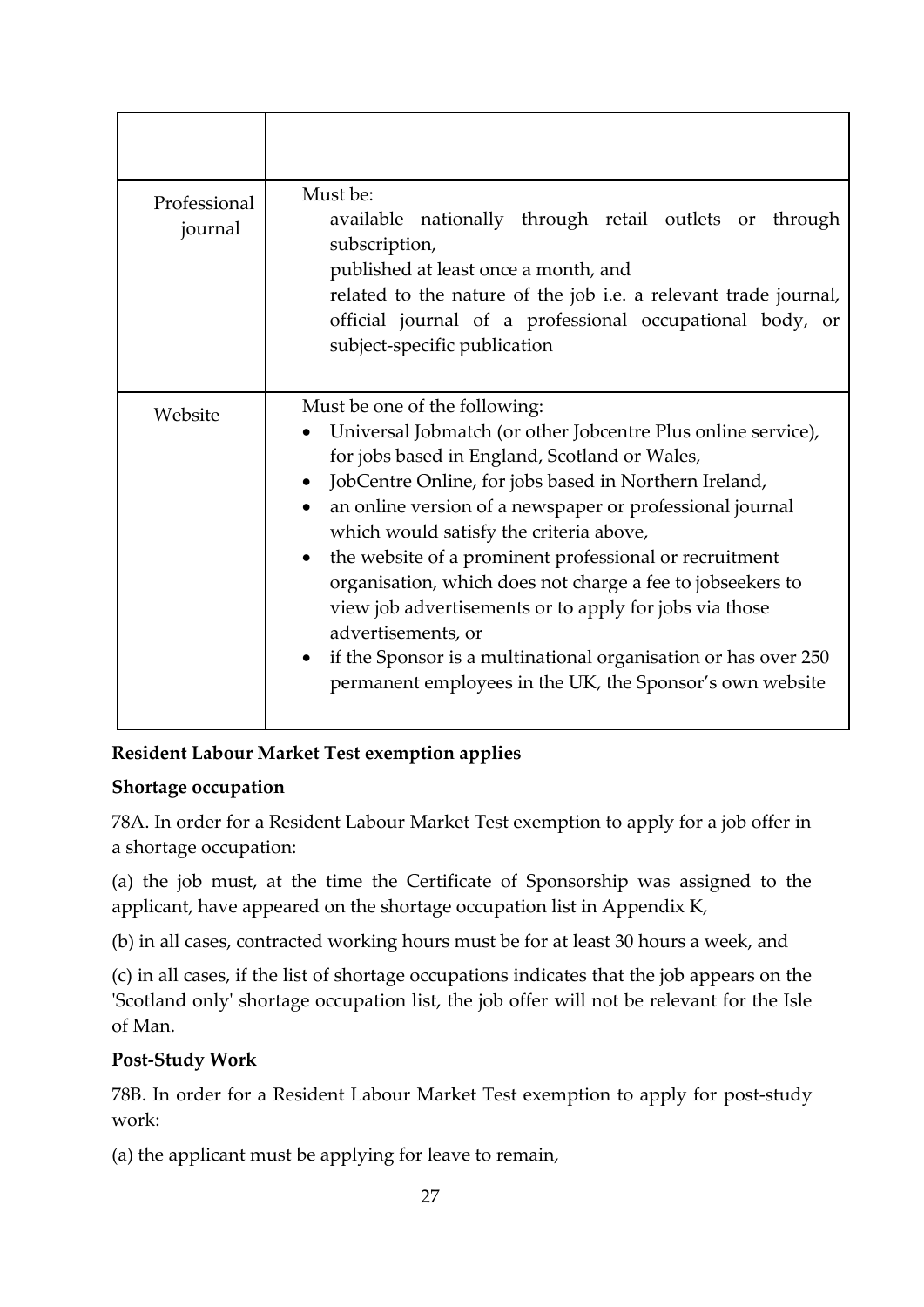| | |
|---|---|
| Professional journal | Must be:<br>available nationally through retail outlets or through subscription,<br>published at least once a month, and<br>related to the nature of the job i.e. a relevant trade journal, official journal of a professional occupational body, or subject-specific publication |
| Website | Must be one of the following:<br>• Universal Jobmatch (or other Jobcentre Plus online service), for jobs based in England, Scotland or Wales,<br>• JobCentre Online, for jobs based in Northern Ireland,<br>• an online version of a newspaper or professional journal which would satisfy the criteria above,<br>• the website of a prominent professional or recruitment organisation, which does not charge a fee to jobseekers to view job advertisements or to apply for jobs via those advertisements, or<br>• if the Sponsor is a multinational organisation or has over 250 permanent employees in the UK, the Sponsor's own website |

**Resident Labour Market Test exemption applies**

**Shortage occupation**

78A. In order for a Resident Labour Market Test exemption to apply for a job offer in a shortage occupation:

(a) the job must, at the time the Certificate of Sponsorship was assigned to the applicant, have appeared on the shortage occupation list in Appendix K,

(b) in all cases, contracted working hours must be for at least 30 hours a week, and

(c) in all cases, if the list of shortage occupations indicates that the job appears on the 'Scotland only' shortage occupation list, the job offer will not be relevant for the Isle of Man.

**Post-Study Work**

78B. In order for a Resident Labour Market Test exemption to apply for post-study work:

(a) the applicant must be applying for leave to remain,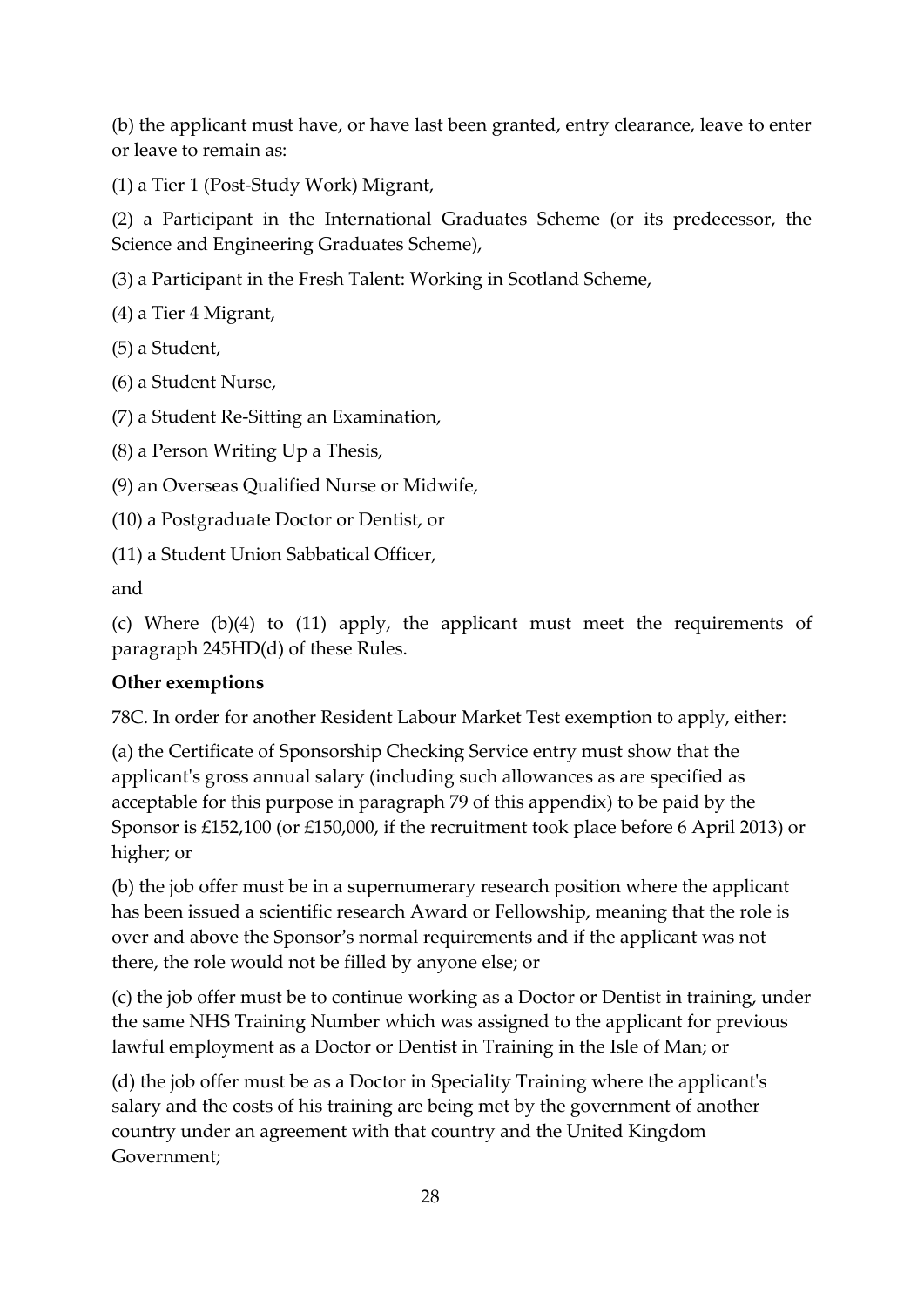(b) the applicant must have, or have last been granted, entry clearance, leave to enter or leave to remain as:

(1) a Tier 1 (Post-Study Work) Migrant,

(2) a Participant in the International Graduates Scheme (or its predecessor, the Science and Engineering Graduates Scheme),

(3) a Participant in the Fresh Talent: Working in Scotland Scheme,

(4) a Tier 4 Migrant,

(5) a Student,

(6) a Student Nurse,

(7) a Student Re-Sitting an Examination,

(8) a Person Writing Up a Thesis,

(9) an Overseas Qualified Nurse or Midwife,

(10) a Postgraduate Doctor or Dentist, or

(11) a Student Union Sabbatical Officer,

and

(c) Where (b)(4) to (11) apply, the applicant must meet the requirements of paragraph 245HD(d) of these Rules.

**Other exemptions**

78C. In order for another Resident Labour Market Test exemption to apply, either:

(a) the Certificate of Sponsorship Checking Service entry must show that the applicant's gross annual salary (including such allowances as are specified as acceptable for this purpose in paragraph 79 of this appendix) to be paid by the Sponsor is £152,100 (or £150,000, if the recruitment took place before 6 April 2013) or higher; or

(b) the job offer must be in a supernumerary research position where the applicant has been issued a scientific research Award or Fellowship, meaning that the role is over and above the Sponsor's normal requirements and if the applicant was not there, the role would not be filled by anyone else; or

(c) the job offer must be to continue working as a Doctor or Dentist in training, under the same NHS Training Number which was assigned to the applicant for previous lawful employment as a Doctor or Dentist in Training in the Isle of Man; or

(d) the job offer must be as a Doctor in Speciality Training where the applicant's salary and the costs of his training are being met by the government of another country under an agreement with that country and the United Kingdom Government;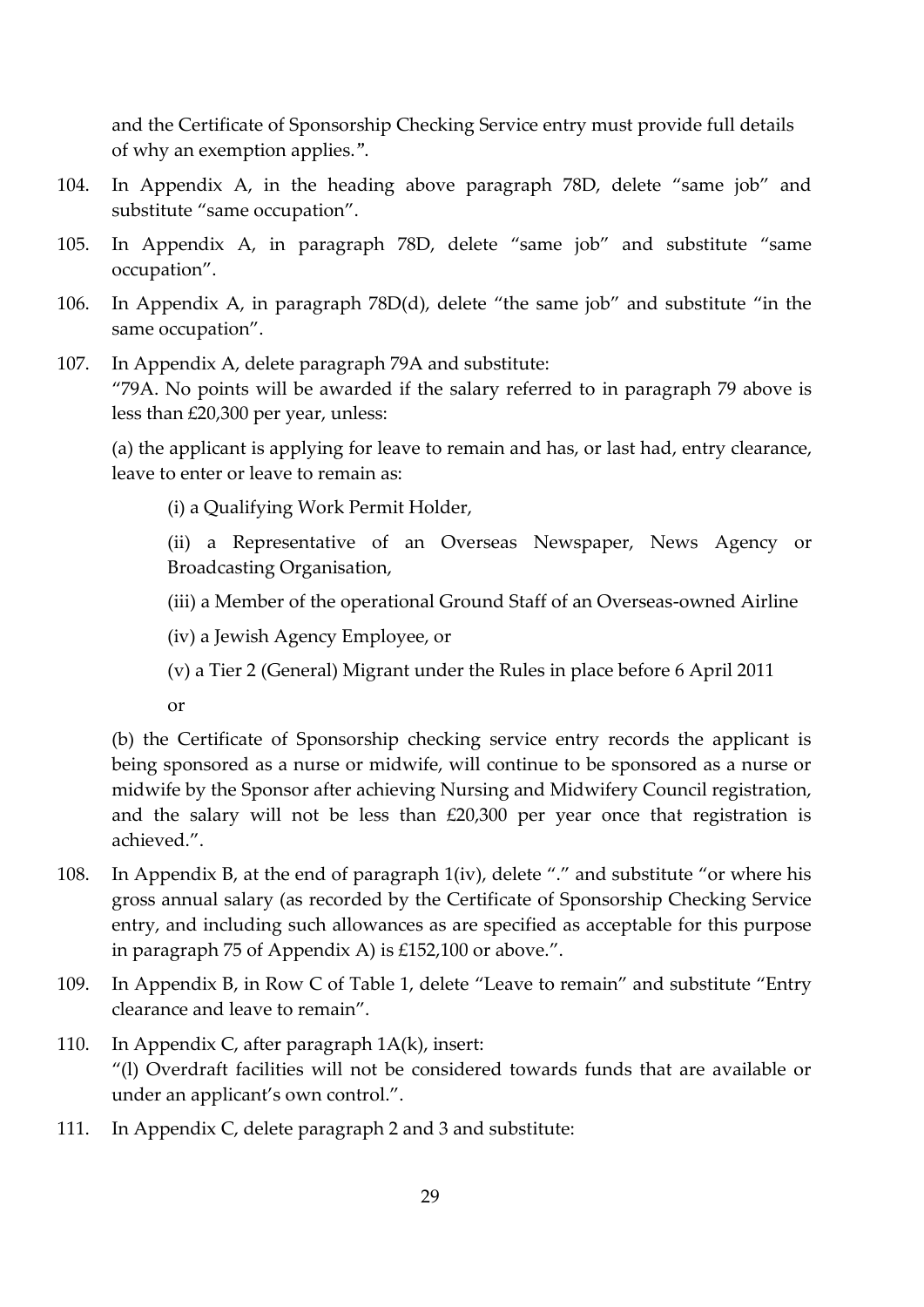and the Certificate of Sponsorship Checking Service entry must provide full details of why an exemption applies.".

104. In Appendix A, in the heading above paragraph 78D, delete "same job" and substitute "same occupation".

105. In Appendix A, in paragraph 78D, delete "same job" and substitute "same occupation".

106. In Appendix A, in paragraph 78D(d), delete "the same job" and substitute "in the same occupation".

107. In Appendix A, delete paragraph 79A and substitute:
"79A. No points will be awarded if the salary referred to in paragraph 79 above is less than £20,300 per year, unless:

   (a) the applicant is applying for leave to remain and has, or last had, entry clearance, leave to enter or leave to remain as:

      (i) a Qualifying Work Permit Holder,

      (ii) a Representative of an Overseas Newspaper, News Agency or Broadcasting Organisation,

      (iii) a Member of the operational Ground Staff of an Overseas-owned Airline

      (iv) a Jewish Agency Employee, or

      (v) a Tier 2 (General) Migrant under the Rules in place before 6 April 2011

      or

   (b) the Certificate of Sponsorship checking service entry records the applicant is being sponsored as a nurse or midwife, will continue to be sponsored as a nurse or midwife by the Sponsor after achieving Nursing and Midwifery Council registration, and the salary will not be less than £20,300 per year once that registration is achieved.".

108. In Appendix B, at the end of paragraph 1(iv), delete "." and substitute "or where his gross annual salary (as recorded by the Certificate of Sponsorship Checking Service entry, and including such allowances as are specified as acceptable for this purpose in paragraph 75 of Appendix A) is £152,100 or above.".

109. In Appendix B, in Row C of Table 1, delete "Leave to remain" and substitute "Entry clearance and leave to remain".

110. In Appendix C, after paragraph 1A(k), insert:
"(l) Overdraft facilities will not be considered towards funds that are available or under an applicant's own control.".

111. In Appendix C, delete paragraph 2 and 3 and substitute: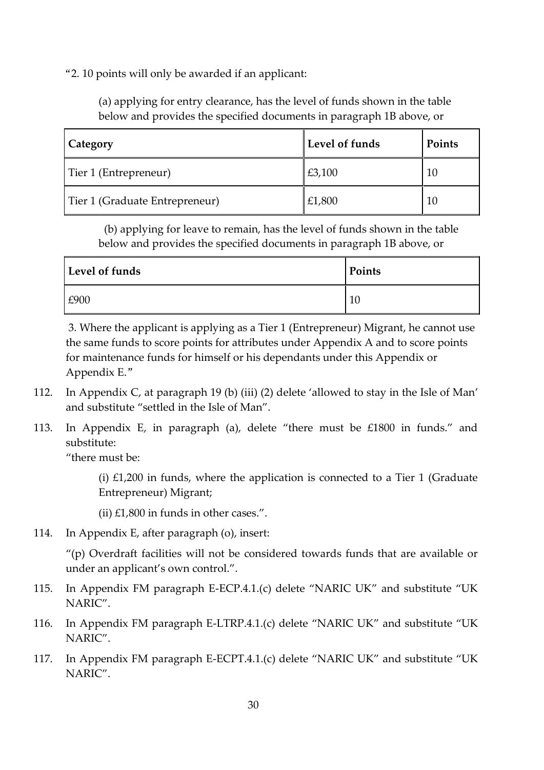"2. 10 points will only be awarded if an applicant:

> (a) applying for entry clearance, has the level of funds shown in the table below and provides the specified documents in paragraph 1B above, or

| Category | Level of funds | Points |
|---|---|---|
| Tier 1 (Entrepreneur) | £3,100 | 10 |
| Tier 1 (Graduate Entrepreneur) | £1,800 | 10 |

> (b) applying for leave to remain, has the level of funds shown in the table below and provides the specified documents in paragraph 1B above, or

| Level of funds | Points |
|---|---|
| £900 | 10 |

3. Where the applicant is applying as a Tier 1 (Entrepreneur) Migrant, he cannot use the same funds to score points for attributes under Appendix A and to score points for maintenance funds for himself or his dependants under this Appendix or Appendix E."

112. In Appendix C, at paragraph 19 (b) (iii) (2) delete 'allowed to stay in the Isle of Man' and substitute "settled in the Isle of Man".

113. In Appendix E, in paragraph (a), delete "there must be £1800 in funds." and substitute:
"there must be:

    (i) £1,200 in funds, where the application is connected to a Tier 1 (Graduate Entrepreneur) Migrant;

    (ii) £1,800 in funds in other cases.".

114. In Appendix E, after paragraph (o), insert:

    "(p) Overdraft facilities will not be considered towards funds that are available or under an applicant's own control.".

115. In Appendix FM paragraph E-ECP.4.1.(c) delete "NARIC UK" and substitute "UK NARIC".

116. In Appendix FM paragraph E-LTRP.4.1.(c) delete "NARIC UK" and substitute "UK NARIC".

117. In Appendix FM paragraph E-ECPT.4.1.(c) delete "NARIC UK" and substitute "UK NARIC".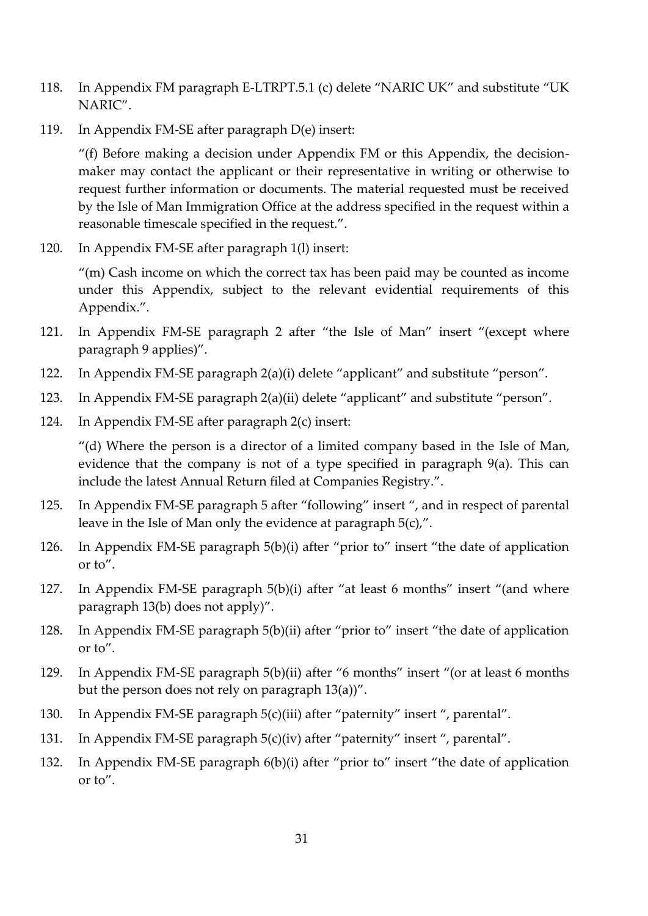118. In Appendix FM paragraph E-LTRPT.5.1 (c) delete "NARIC UK" and substitute "UK NARIC".

119. In Appendix FM-SE after paragraph D(e) insert:

    "(f) Before making a decision under Appendix FM or this Appendix, the decision-maker may contact the applicant or their representative in writing or otherwise to request further information or documents. The material requested must be received by the Isle of Man Immigration Office at the address specified in the request within a reasonable timescale specified in the request.".

120. In Appendix FM-SE after paragraph 1(l) insert:

    "(m) Cash income on which the correct tax has been paid may be counted as income under this Appendix, subject to the relevant evidential requirements of this Appendix.".

121. In Appendix FM-SE paragraph 2 after "the Isle of Man" insert "(except where paragraph 9 applies)".

122. In Appendix FM-SE paragraph 2(a)(i) delete "applicant" and substitute "person".

123. In Appendix FM-SE paragraph 2(a)(ii) delete "applicant" and substitute "person".

124. In Appendix FM-SE after paragraph 2(c) insert:

    "(d) Where the person is a director of a limited company based in the Isle of Man, evidence that the company is not of a type specified in paragraph 9(a). This can include the latest Annual Return filed at Companies Registry.".

125. In Appendix FM-SE paragraph 5 after "following" insert ", and in respect of parental leave in the Isle of Man only the evidence at paragraph 5(c),".

126. In Appendix FM-SE paragraph 5(b)(i) after "prior to" insert "the date of application or to".

127. In Appendix FM-SE paragraph 5(b)(i) after "at least 6 months" insert "(and where paragraph 13(b) does not apply)".

128. In Appendix FM-SE paragraph 5(b)(ii) after "prior to" insert "the date of application or to".

129. In Appendix FM-SE paragraph 5(b)(ii) after "6 months" insert "(or at least 6 months but the person does not rely on paragraph 13(a))".

130. In Appendix FM-SE paragraph 5(c)(iii) after "paternity" insert ", parental".

131. In Appendix FM-SE paragraph 5(c)(iv) after "paternity" insert ", parental".

132. In Appendix FM-SE paragraph 6(b)(i) after "prior to" insert "the date of application or to".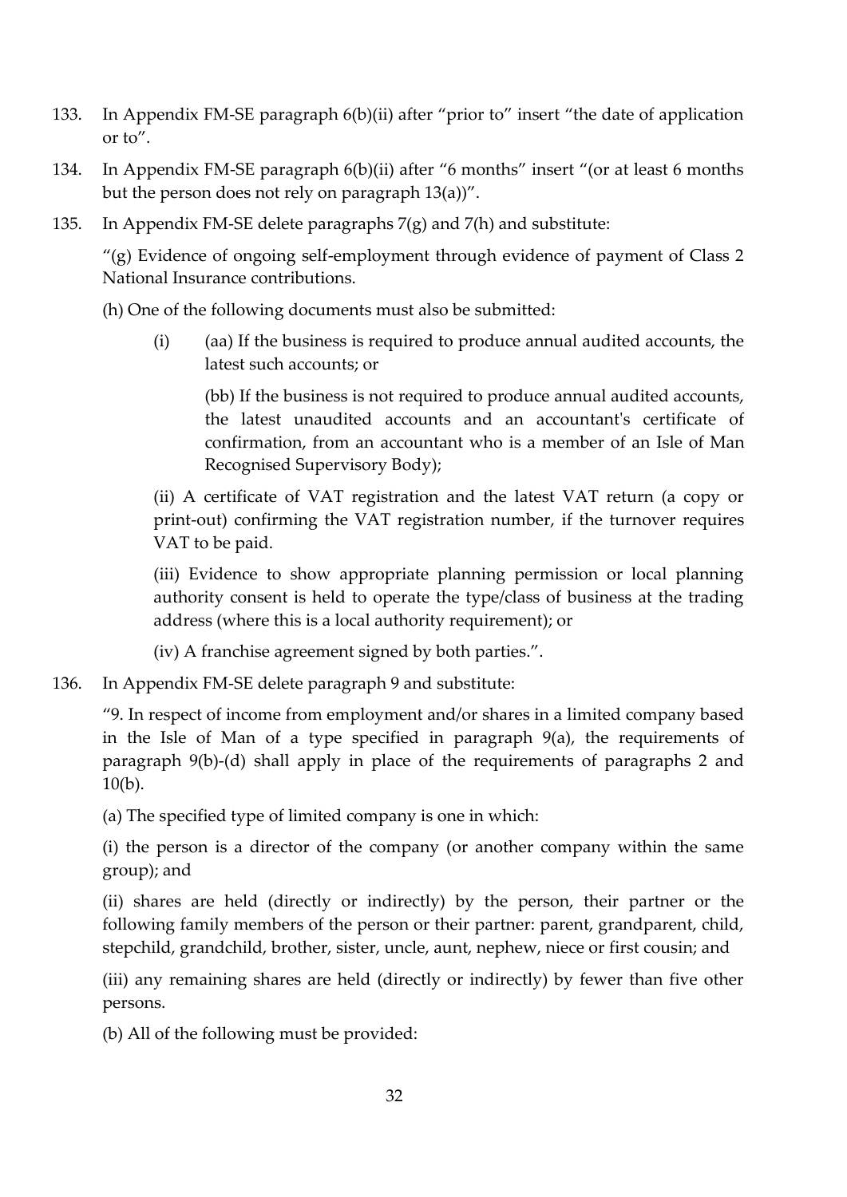133. In Appendix FM-SE paragraph 6(b)(ii) after "prior to" insert "the date of application or to".

134. In Appendix FM-SE paragraph 6(b)(ii) after "6 months" insert "(or at least 6 months but the person does not rely on paragraph 13(a))".

135. In Appendix FM-SE delete paragraphs 7(g) and 7(h) and substitute:

"(g) Evidence of ongoing self-employment through evidence of payment of Class 2 National Insurance contributions.

(h) One of the following documents must also be submitted:

(i) (aa) If the business is required to produce annual audited accounts, the latest such accounts; or

(bb) If the business is not required to produce annual audited accounts, the latest unaudited accounts and an accountant's certificate of confirmation, from an accountant who is a member of an Isle of Man Recognised Supervisory Body);

(ii) A certificate of VAT registration and the latest VAT return (a copy or print-out) confirming the VAT registration number, if the turnover requires VAT to be paid.

(iii) Evidence to show appropriate planning permission or local planning authority consent is held to operate the type/class of business at the trading address (where this is a local authority requirement); or

(iv) A franchise agreement signed by both parties.".

136. In Appendix FM-SE delete paragraph 9 and substitute:

"9. In respect of income from employment and/or shares in a limited company based in the Isle of Man of a type specified in paragraph 9(a), the requirements of paragraph 9(b)-(d) shall apply in place of the requirements of paragraphs 2 and 10(b).

(a) The specified type of limited company is one in which:

(i) the person is a director of the company (or another company within the same group); and

(ii) shares are held (directly or indirectly) by the person, their partner or the following family members of the person or their partner: parent, grandparent, child, stepchild, grandchild, brother, sister, uncle, aunt, nephew, niece or first cousin; and

(iii) any remaining shares are held (directly or indirectly) by fewer than five other persons.

(b) All of the following must be provided: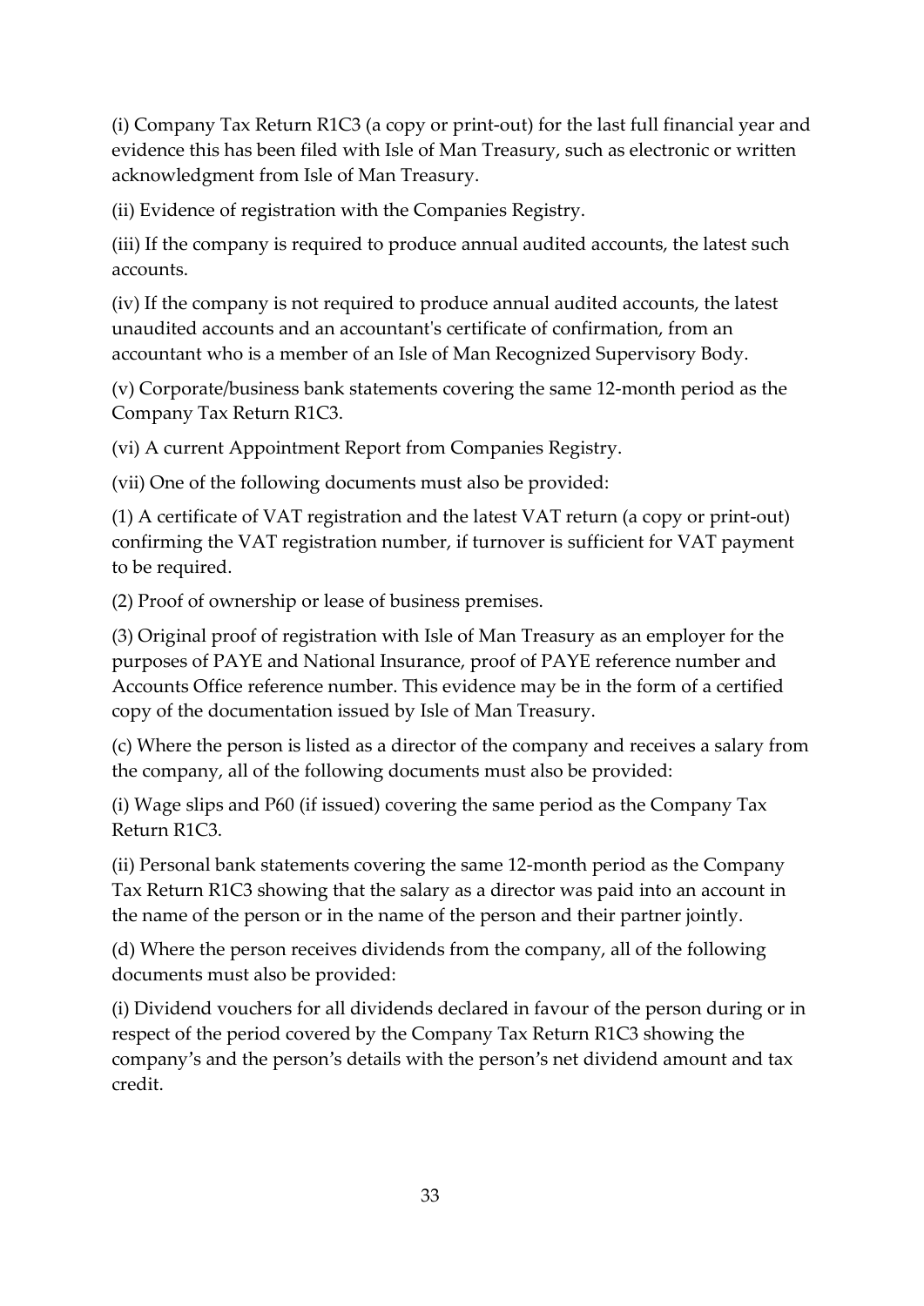(i) Company Tax Return R1C3 (a copy or print-out) for the last full financial year and evidence this has been filed with Isle of Man Treasury, such as electronic or written acknowledgment from Isle of Man Treasury.

(ii) Evidence of registration with the Companies Registry.

(iii) If the company is required to produce annual audited accounts, the latest such accounts.

(iv) If the company is not required to produce annual audited accounts, the latest unaudited accounts and an accountant's certificate of confirmation, from an accountant who is a member of an Isle of Man Recognized Supervisory Body.

(v) Corporate/business bank statements covering the same 12-month period as the Company Tax Return R1C3.

(vi) A current Appointment Report from Companies Registry.

(vii) One of the following documents must also be provided:

(1) A certificate of VAT registration and the latest VAT return (a copy or print-out) confirming the VAT registration number, if turnover is sufficient for VAT payment to be required.

(2) Proof of ownership or lease of business premises.

(3) Original proof of registration with Isle of Man Treasury as an employer for the purposes of PAYE and National Insurance, proof of PAYE reference number and Accounts Office reference number. This evidence may be in the form of a certified copy of the documentation issued by Isle of Man Treasury.

(c) Where the person is listed as a director of the company and receives a salary from the company, all of the following documents must also be provided:

(i) Wage slips and P60 (if issued) covering the same period as the Company Tax Return R1C3.

(ii) Personal bank statements covering the same 12-month period as the Company Tax Return R1C3 showing that the salary as a director was paid into an account in the name of the person or in the name of the person and their partner jointly.

(d) Where the person receives dividends from the company, all of the following documents must also be provided:

(i) Dividend vouchers for all dividends declared in favour of the person during or in respect of the period covered by the Company Tax Return R1C3 showing the company's and the person's details with the person's net dividend amount and tax credit.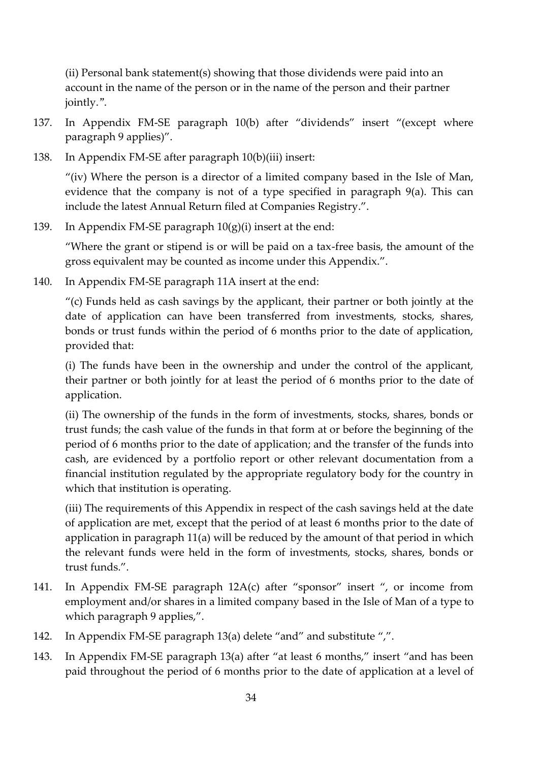(ii) Personal bank statement(s) showing that those dividends were paid into an account in the name of the person or in the name of the person and their partner jointly.".

137. In Appendix FM-SE paragraph 10(b) after "dividends" insert "(except where paragraph 9 applies)".

138. In Appendix FM-SE after paragraph 10(b)(iii) insert:

"(iv) Where the person is a director of a limited company based in the Isle of Man, evidence that the company is not of a type specified in paragraph 9(a). This can include the latest Annual Return filed at Companies Registry.".

139. In Appendix FM-SE paragraph 10(g)(i) insert at the end:

"Where the grant or stipend is or will be paid on a tax-free basis, the amount of the gross equivalent may be counted as income under this Appendix.".

140. In Appendix FM-SE paragraph 11A insert at the end:

"(c) Funds held as cash savings by the applicant, their partner or both jointly at the date of application can have been transferred from investments, stocks, shares, bonds or trust funds within the period of 6 months prior to the date of application, provided that:

(i) The funds have been in the ownership and under the control of the applicant, their partner or both jointly for at least the period of 6 months prior to the date of application.

(ii) The ownership of the funds in the form of investments, stocks, shares, bonds or trust funds; the cash value of the funds in that form at or before the beginning of the period of 6 months prior to the date of application; and the transfer of the funds into cash, are evidenced by a portfolio report or other relevant documentation from a financial institution regulated by the appropriate regulatory body for the country in which that institution is operating.

(iii) The requirements of this Appendix in respect of the cash savings held at the date of application are met, except that the period of at least 6 months prior to the date of application in paragraph 11(a) will be reduced by the amount of that period in which the relevant funds were held in the form of investments, stocks, shares, bonds or trust funds.".

141. In Appendix FM-SE paragraph 12A(c) after "sponsor" insert ", or income from employment and/or shares in a limited company based in the Isle of Man of a type to which paragraph 9 applies,".

142. In Appendix FM-SE paragraph 13(a) delete "and" and substitute ",".

143. In Appendix FM-SE paragraph 13(a) after "at least 6 months," insert "and has been paid throughout the period of 6 months prior to the date of application at a level of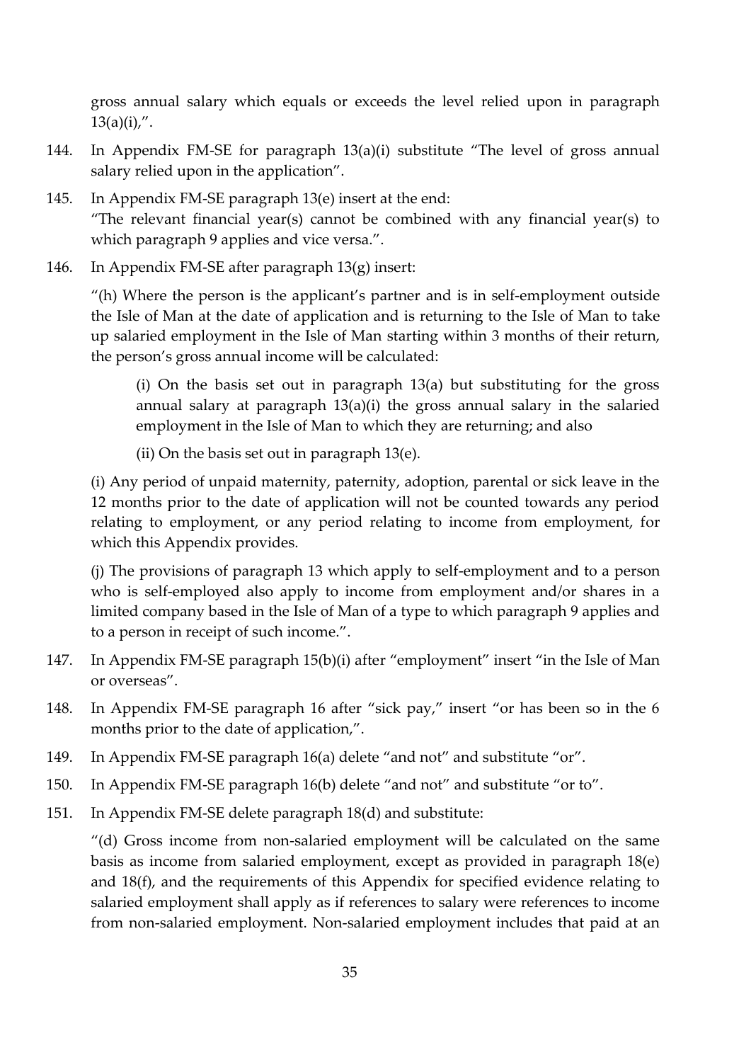gross annual salary which equals or exceeds the level relied upon in paragraph 13(a)(i),".

144. In Appendix FM-SE for paragraph 13(a)(i) substitute "The level of gross annual salary relied upon in the application".

145. In Appendix FM-SE paragraph 13(e) insert at the end:
"The relevant financial year(s) cannot be combined with any financial year(s) to which paragraph 9 applies and vice versa.".

146. In Appendix FM-SE after paragraph 13(g) insert:

"(h) Where the person is the applicant's partner and is in self-employment outside the Isle of Man at the date of application and is returning to the Isle of Man to take up salaried employment in the Isle of Man starting within 3 months of their return, the person's gross annual income will be calculated:

(i) On the basis set out in paragraph 13(a) but substituting for the gross annual salary at paragraph 13(a)(i) the gross annual salary in the salaried employment in the Isle of Man to which they are returning; and also

(ii) On the basis set out in paragraph 13(e).

(i) Any period of unpaid maternity, paternity, adoption, parental or sick leave in the 12 months prior to the date of application will not be counted towards any period relating to employment, or any period relating to income from employment, for which this Appendix provides.

(j) The provisions of paragraph 13 which apply to self-employment and to a person who is self-employed also apply to income from employment and/or shares in a limited company based in the Isle of Man of a type to which paragraph 9 applies and to a person in receipt of such income.".

147. In Appendix FM-SE paragraph 15(b)(i) after "employment" insert "in the Isle of Man or overseas".

148. In Appendix FM-SE paragraph 16 after "sick pay," insert "or has been so in the 6 months prior to the date of application,".

149. In Appendix FM-SE paragraph 16(a) delete "and not" and substitute "or".

150. In Appendix FM-SE paragraph 16(b) delete "and not" and substitute "or to".

151. In Appendix FM-SE delete paragraph 18(d) and substitute:

"(d) Gross income from non-salaried employment will be calculated on the same basis as income from salaried employment, except as provided in paragraph 18(e) and 18(f), and the requirements of this Appendix for specified evidence relating to salaried employment shall apply as if references to salary were references to income from non-salaried employment. Non-salaried employment includes that paid at an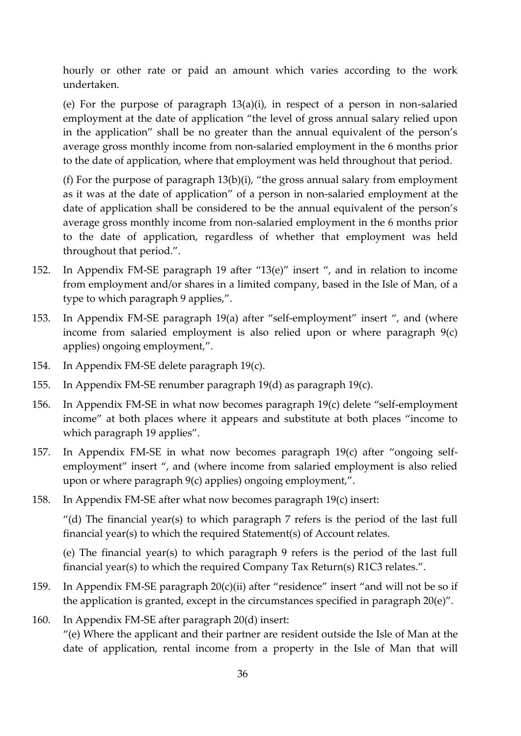hourly or other rate or paid an amount which varies according to the work undertaken.

(e) For the purpose of paragraph 13(a)(i), in respect of a person in non-salaried employment at the date of application "the level of gross annual salary relied upon in the application" shall be no greater than the annual equivalent of the person's average gross monthly income from non-salaried employment in the 6 months prior to the date of application, where that employment was held throughout that period.

(f) For the purpose of paragraph 13(b)(i), "the gross annual salary from employment as it was at the date of application" of a person in non-salaried employment at the date of application shall be considered to be the annual equivalent of the person's average gross monthly income from non-salaried employment in the 6 months prior to the date of application, regardless of whether that employment was held throughout that period.".

152. In Appendix FM-SE paragraph 19 after "13(e)" insert ", and in relation to income from employment and/or shares in a limited company, based in the Isle of Man, of a type to which paragraph 9 applies,".

153. In Appendix FM-SE paragraph 19(a) after "self-employment" insert ", and (where income from salaried employment is also relied upon or where paragraph 9(c) applies) ongoing employment,".

154. In Appendix FM-SE delete paragraph 19(c).

155. In Appendix FM-SE renumber paragraph 19(d) as paragraph 19(c).

156. In Appendix FM-SE in what now becomes paragraph 19(c) delete "self-employment income" at both places where it appears and substitute at both places "income to which paragraph 19 applies".

157. In Appendix FM-SE in what now becomes paragraph 19(c) after "ongoing self-employment" insert ", and (where income from salaried employment is also relied upon or where paragraph 9(c) applies) ongoing employment,".

158. In Appendix FM-SE after what now becomes paragraph 19(c) insert:

"(d) The financial year(s) to which paragraph 7 refers is the period of the last full financial year(s) to which the required Statement(s) of Account relates.

(e) The financial year(s) to which paragraph 9 refers is the period of the last full financial year(s) to which the required Company Tax Return(s) R1C3 relates.".

159. In Appendix FM-SE paragraph 20(c)(ii) after "residence" insert "and will not be so if the application is granted, except in the circumstances specified in paragraph 20(e)".

160. In Appendix FM-SE after paragraph 20(d) insert:
"(e) Where the applicant and their partner are resident outside the Isle of Man at the date of application, rental income from a property in the Isle of Man that will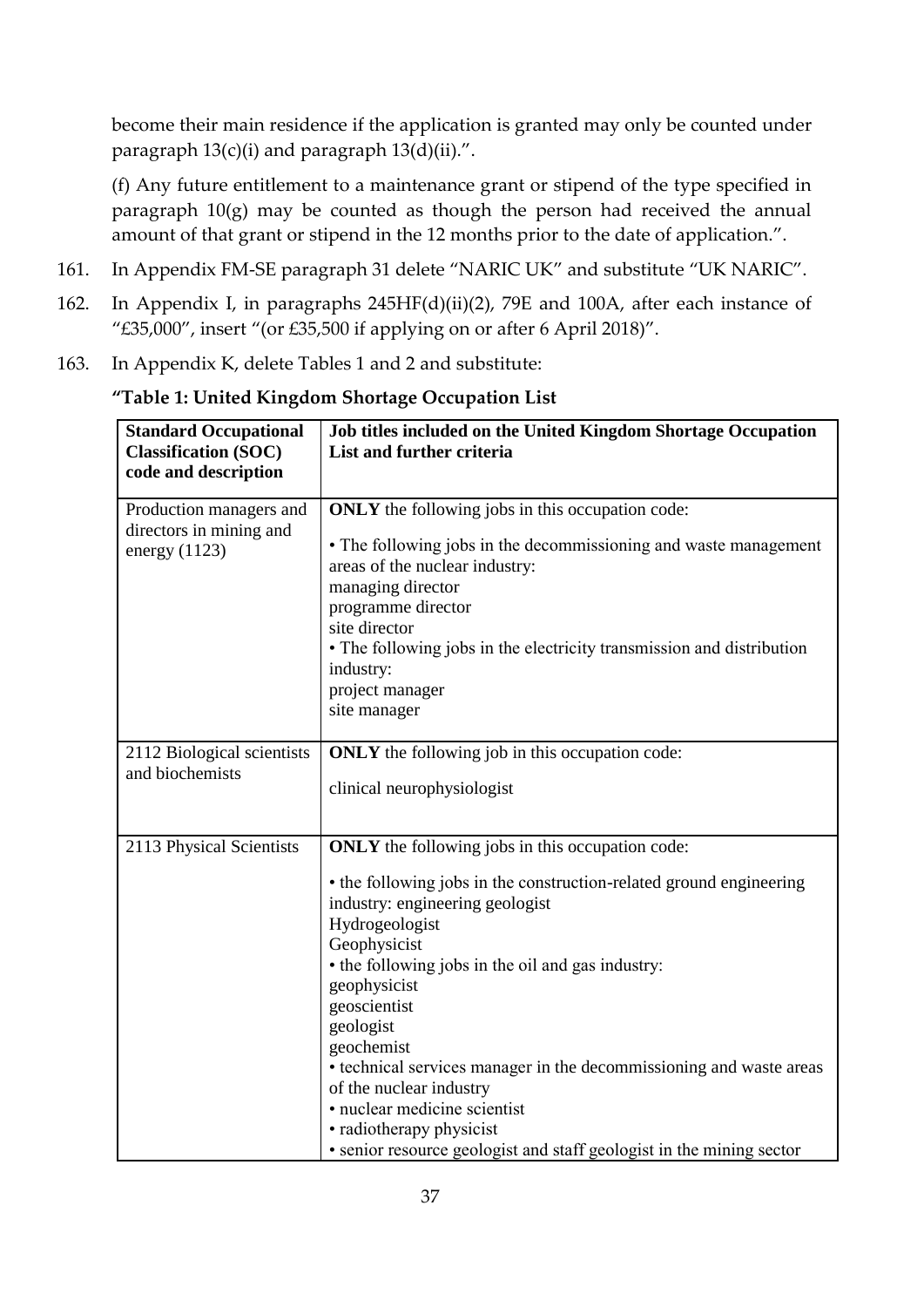become their main residence if the application is granted may only be counted under paragraph 13(c)(i) and paragraph 13(d)(ii).".

(f) Any future entitlement to a maintenance grant or stipend of the type specified in paragraph 10(g) may be counted as though the person had received the annual amount of that grant or stipend in the 12 months prior to the date of application.".

161. In Appendix FM-SE paragraph 31 delete "NARIC UK" and substitute "UK NARIC".

162. In Appendix I, in paragraphs 245HF(d)(ii)(2), 79E and 100A, after each instance of "£35,000", insert "(or £35,500 if applying on or after 6 April 2018)".

163. In Appendix K, delete Tables 1 and 2 and substitute:

**"Table 1: United Kingdom Shortage Occupation List**

| **Standard Occupational Classification (SOC) code and description** | **Job titles included on the United Kingdom Shortage Occupation List and further criteria** |
|---|---|
| Production managers and directors in mining and energy (1123) | **ONLY** the following jobs in this occupation code:<br><br>• The following jobs in the decommissioning and waste management areas of the nuclear industry:<br>managing director<br>programme director<br>site director<br>• The following jobs in the electricity transmission and distribution industry:<br>project manager<br>site manager |
| 2112 Biological scientists and biochemists | **ONLY** the following job in this occupation code:<br><br>clinical neurophysiologist |
| 2113 Physical Scientists | **ONLY** the following jobs in this occupation code:<br><br>• the following jobs in the construction-related ground engineering industry: engineering geologist<br>Hydrogeologist<br>Geophysicist<br>• the following jobs in the oil and gas industry:<br>geophysicist<br>geoscientist<br>geologist<br>geochemist<br>• technical services manager in the decommissioning and waste areas of the nuclear industry<br>• nuclear medicine scientist<br>• radiotherapy physicist<br>• senior resource geologist and staff geologist in the mining sector |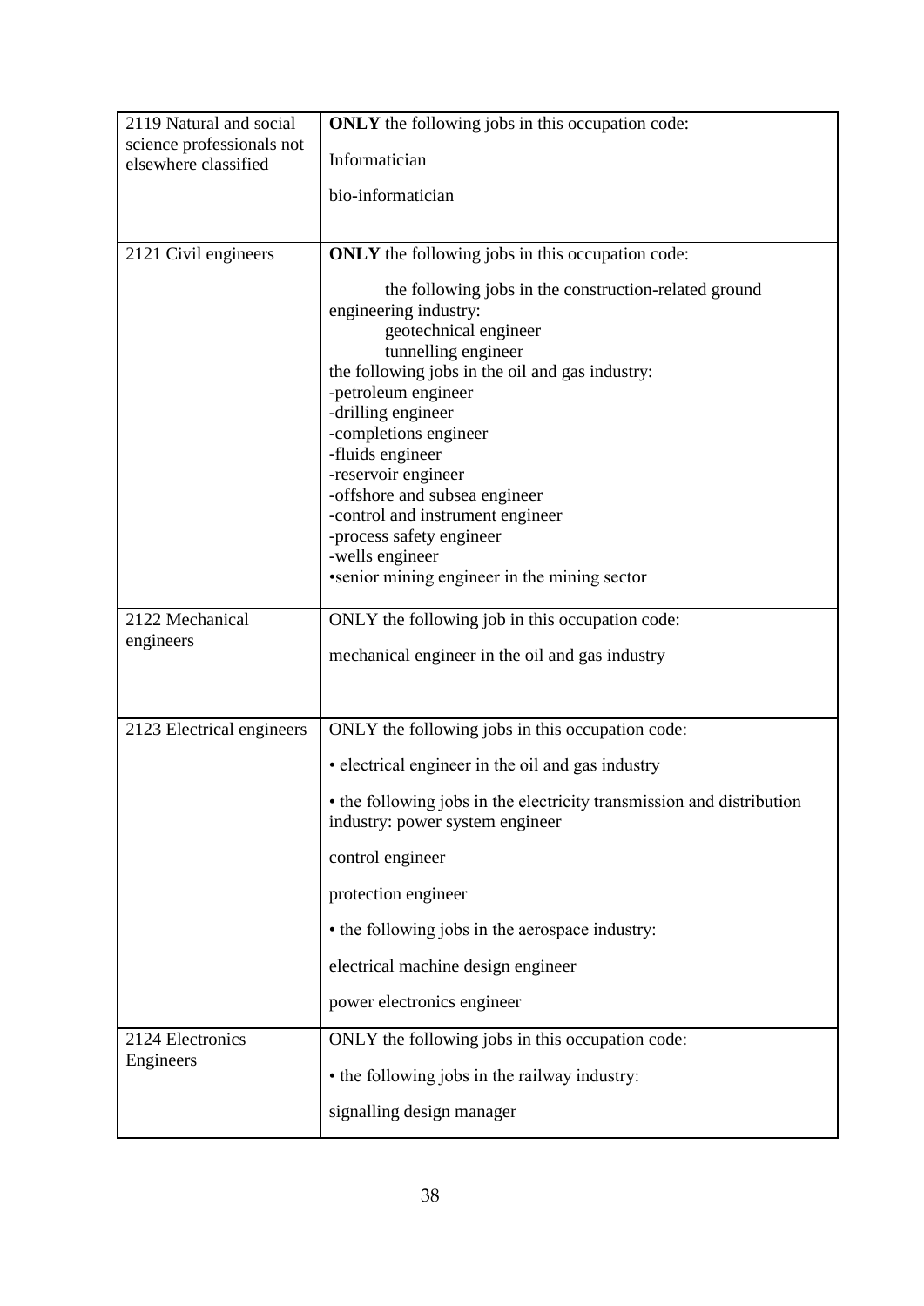| | |
|---|---|
| 2119 Natural and social science professionals not elsewhere classified | **ONLY** the following jobs in this occupation code:<br><br>Informatician<br><br>bio-informatician |
| 2121 Civil engineers | **ONLY** the following jobs in this occupation code:<br><br>the following jobs in the construction-related ground engineering industry:<br>geotechnical engineer<br>tunnelling engineer<br>the following jobs in the oil and gas industry:<br>-petroleum engineer<br>-drilling engineer<br>-completions engineer<br>-fluids engineer<br>-reservoir engineer<br>-offshore and subsea engineer<br>-control and instrument engineer<br>-process safety engineer<br>-wells engineer<br>•senior mining engineer in the mining sector |
| 2122 Mechanical engineers | ONLY the following job in this occupation code:<br><br>mechanical engineer in the oil and gas industry |
| 2123 Electrical engineers | ONLY the following jobs in this occupation code:<br><br>• electrical engineer in the oil and gas industry<br><br>• the following jobs in the electricity transmission and distribution industry: power system engineer<br><br>control engineer<br><br>protection engineer<br><br>• the following jobs in the aerospace industry:<br><br>electrical machine design engineer<br><br>power electronics engineer |
| 2124 Electronics Engineers | ONLY the following jobs in this occupation code:<br><br>• the following jobs in the railway industry:<br><br>signalling design manager |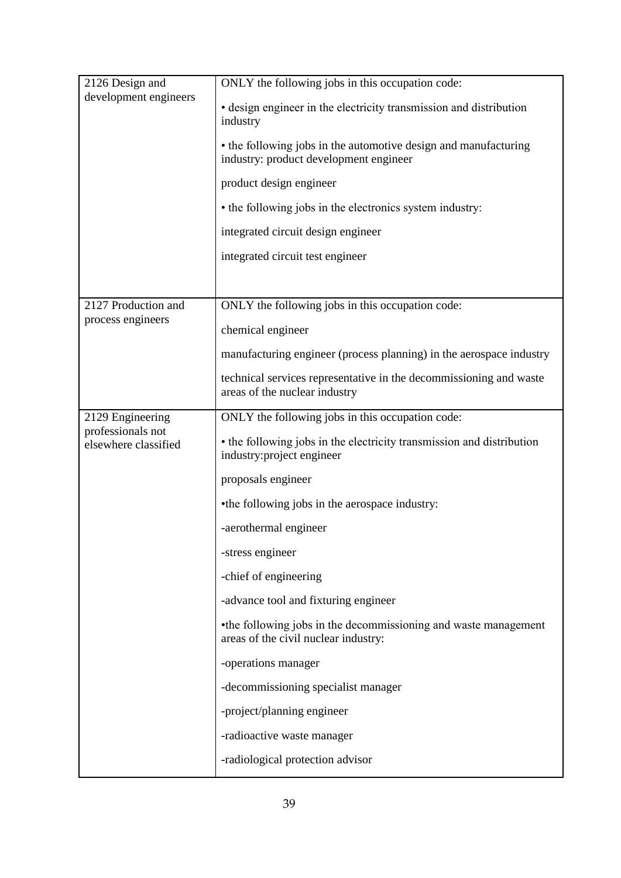| | |
|---|---|
| 2126 Design and development engineers | ONLY the following jobs in this occupation code:<br><br>• design engineer in the electricity transmission and distribution industry<br><br>• the following jobs in the automotive design and manufacturing industry: product development engineer<br><br>product design engineer<br><br>• the following jobs in the electronics system industry:<br><br>integrated circuit design engineer<br><br>integrated circuit test engineer |
| 2127 Production and process engineers | ONLY the following jobs in this occupation code:<br><br>chemical engineer<br><br>manufacturing engineer (process planning) in the aerospace industry<br><br>technical services representative in the decommissioning and waste areas of the nuclear industry |
| 2129 Engineering professionals not elsewhere classified | ONLY the following jobs in this occupation code:<br><br>• the following jobs in the electricity transmission and distribution industry:project engineer<br><br>proposals engineer<br><br>•the following jobs in the aerospace industry:<br><br>-aerothermal engineer<br><br>-stress engineer<br><br>-chief of engineering<br><br>-advance tool and fixturing engineer<br><br>•the following jobs in the decommissioning and waste management areas of the civil nuclear industry:<br><br>-operations manager<br><br>-decommissioning specialist manager<br><br>-project/planning engineer<br><br>-radioactive waste manager<br><br>-radiological protection advisor |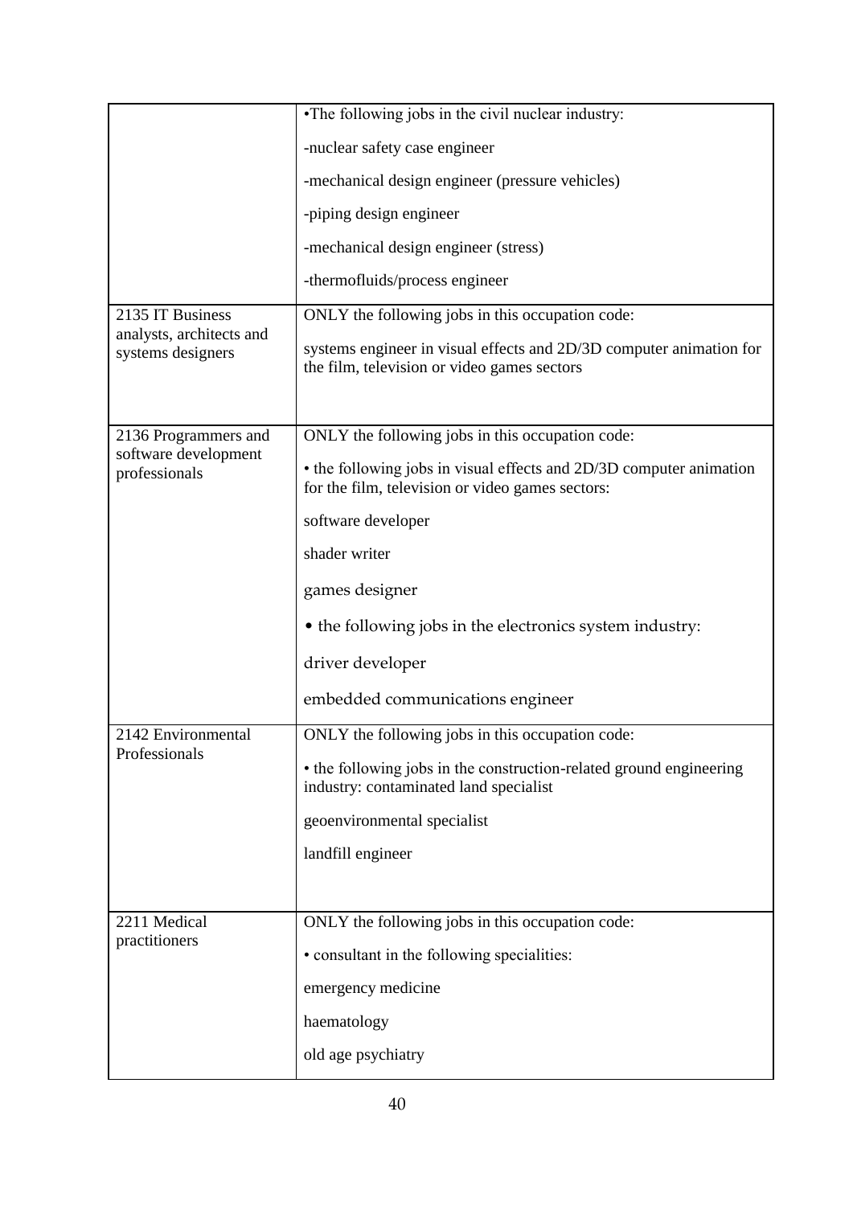| | |
|---|---|
| | •The following jobs in the civil nuclear industry:<br><br>-nuclear safety case engineer<br><br>-mechanical design engineer (pressure vehicles)<br><br>-piping design engineer<br><br>-mechanical design engineer (stress)<br><br>-thermofluids/process engineer |
| 2135 IT Business analysts, architects and systems designers | ONLY the following jobs in this occupation code:<br><br>systems engineer in visual effects and 2D/3D computer animation for the film, television or video games sectors |
| 2136 Programmers and software development professionals | ONLY the following jobs in this occupation code:<br><br>• the following jobs in visual effects and 2D/3D computer animation for the film, television or video games sectors:<br><br>software developer<br><br>shader writer<br><br>games designer<br><br>• the following jobs in the electronics system industry:<br><br>driver developer<br><br>embedded communications engineer |
| 2142 Environmental Professionals | ONLY the following jobs in this occupation code:<br><br>• the following jobs in the construction-related ground engineering industry: contaminated land specialist<br><br>geoenvironmental specialist<br><br>landfill engineer |
| 2211 Medical practitioners | ONLY the following jobs in this occupation code:<br><br>• consultant in the following specialities:<br><br>emergency medicine<br><br>haematology<br><br>old age psychiatry |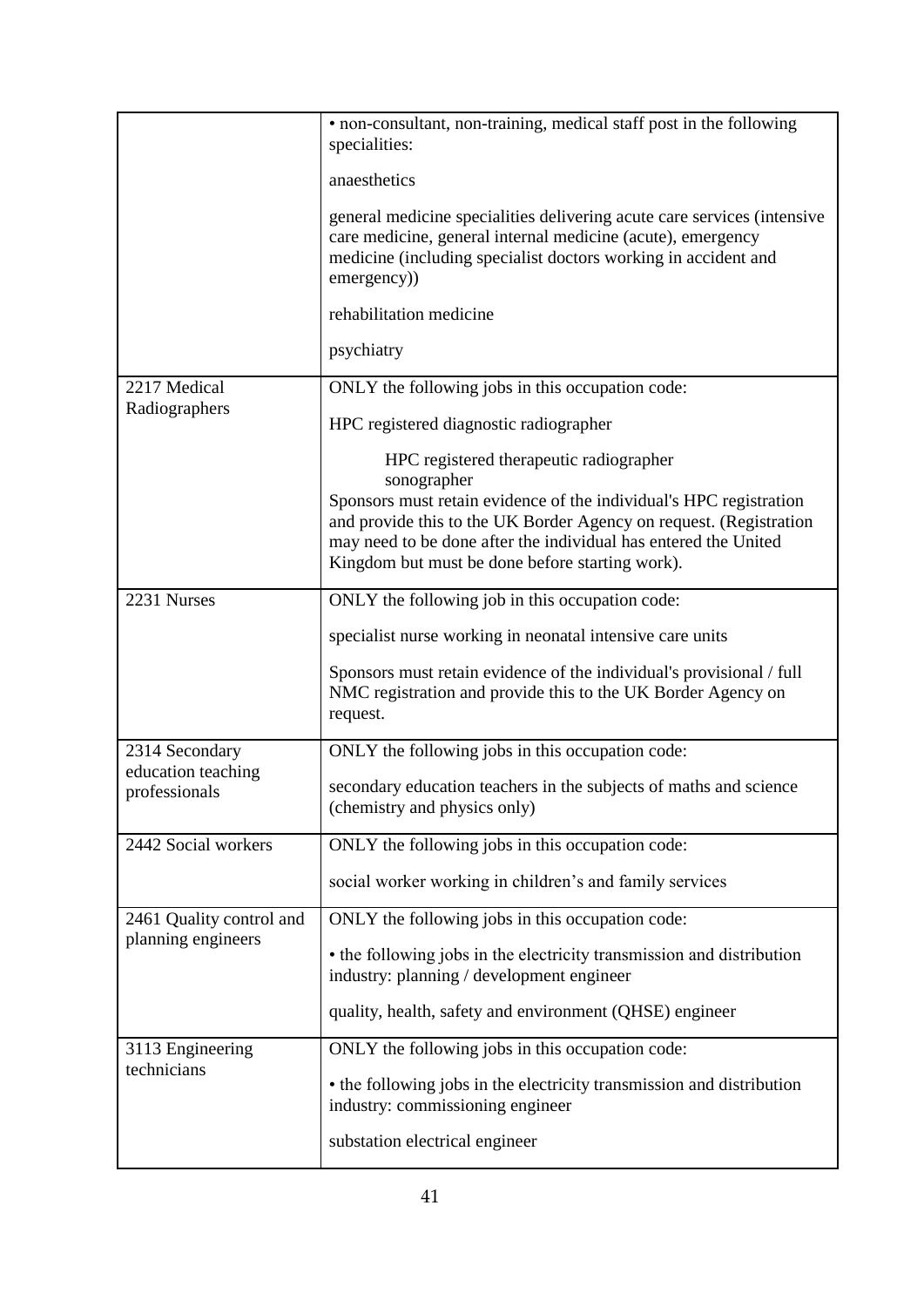| | |
|---|---|
| | • non-consultant, non-training, medical staff post in the following specialities:<br><br>anaesthetics<br><br>general medicine specialities delivering acute care services (intensive care medicine, general internal medicine (acute), emergency medicine (including specialist doctors working in accident and emergency))<br><br>rehabilitation medicine<br><br>psychiatry |
| 2217 Medical Radiographers | ONLY the following jobs in this occupation code:<br><br>HPC registered diagnostic radiographer<br><br>HPC registered therapeutic radiographer<br>sonographer<br>Sponsors must retain evidence of the individual's HPC registration and provide this to the UK Border Agency on request. (Registration may need to be done after the individual has entered the United Kingdom but must be done before starting work). |
| 2231 Nurses | ONLY the following job in this occupation code:<br><br>specialist nurse working in neonatal intensive care units<br><br>Sponsors must retain evidence of the individual's provisional / full NMC registration and provide this to the UK Border Agency on request. |
| 2314 Secondary education teaching professionals | ONLY the following jobs in this occupation code:<br><br>secondary education teachers in the subjects of maths and science (chemistry and physics only) |
| 2442 Social workers | ONLY the following jobs in this occupation code:<br><br>social worker working in children's and family services |
| 2461 Quality control and planning engineers | ONLY the following jobs in this occupation code:<br><br>• the following jobs in the electricity transmission and distribution industry: planning / development engineer<br><br>quality, health, safety and environment (QHSE) engineer |
| 3113 Engineering technicians | ONLY the following jobs in this occupation code:<br><br>• the following jobs in the electricity transmission and distribution industry: commissioning engineer<br><br>substation electrical engineer |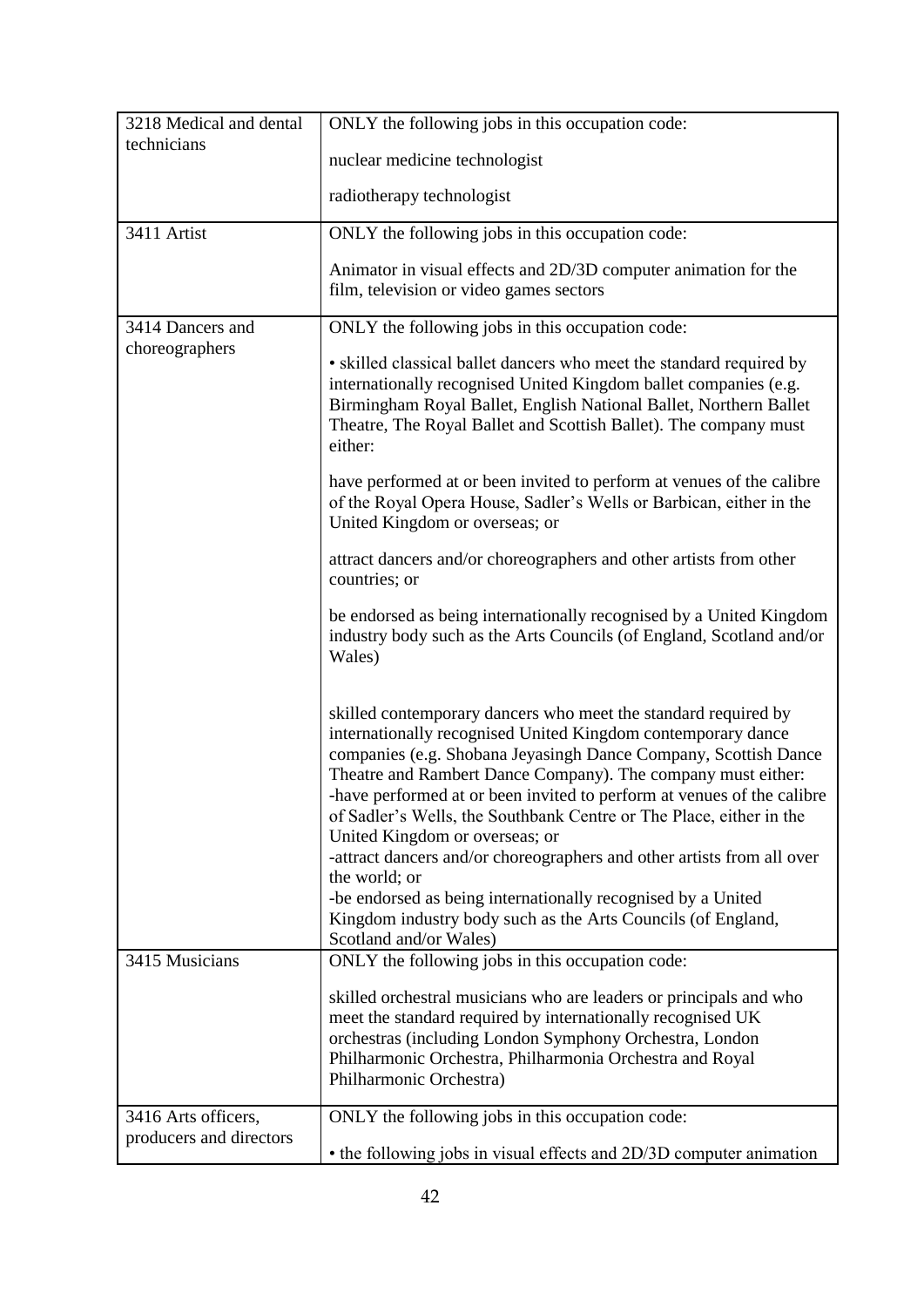| | |
|---|---|
| 3218 Medical and dental technicians | ONLY the following jobs in this occupation code:<br><br>nuclear medicine technologist<br><br>radiotherapy technologist |
| 3411 Artist | ONLY the following jobs in this occupation code:<br><br>Animator in visual effects and 2D/3D computer animation for the film, television or video games sectors |
| 3414 Dancers and choreographers | ONLY the following jobs in this occupation code:<br><br>• skilled classical ballet dancers who meet the standard required by internationally recognised United Kingdom ballet companies (e.g. Birmingham Royal Ballet, English National Ballet, Northern Ballet Theatre, The Royal Ballet and Scottish Ballet). The company must either:<br><br>have performed at or been invited to perform at venues of the calibre of the Royal Opera House, Sadler's Wells or Barbican, either in the United Kingdom or overseas; or<br><br>attract dancers and/or choreographers and other artists from other countries; or<br><br>be endorsed as being internationally recognised by a United Kingdom industry body such as the Arts Councils (of England, Scotland and/or Wales)<br><br>skilled contemporary dancers who meet the standard required by internationally recognised United Kingdom contemporary dance companies (e.g. Shobana Jeyasingh Dance Company, Scottish Dance Theatre and Rambert Dance Company). The company must either:<br>-have performed at or been invited to perform at venues of the calibre of Sadler's Wells, the Southbank Centre or The Place, either in the United Kingdom or overseas; or<br>-attract dancers and/or choreographers and other artists from all over the world; or<br>-be endorsed as being internationally recognised by a United Kingdom industry body such as the Arts Councils (of England, Scotland and/or Wales) |
| 3415 Musicians | ONLY the following jobs in this occupation code:<br><br>skilled orchestral musicians who are leaders or principals and who meet the standard required by internationally recognised UK orchestras (including London Symphony Orchestra, London Philharmonic Orchestra, Philharmonia Orchestra and Royal Philharmonic Orchestra) |
| 3416 Arts officers, producers and directors | ONLY the following jobs in this occupation code:<br><br>• the following jobs in visual effects and 2D/3D computer animation |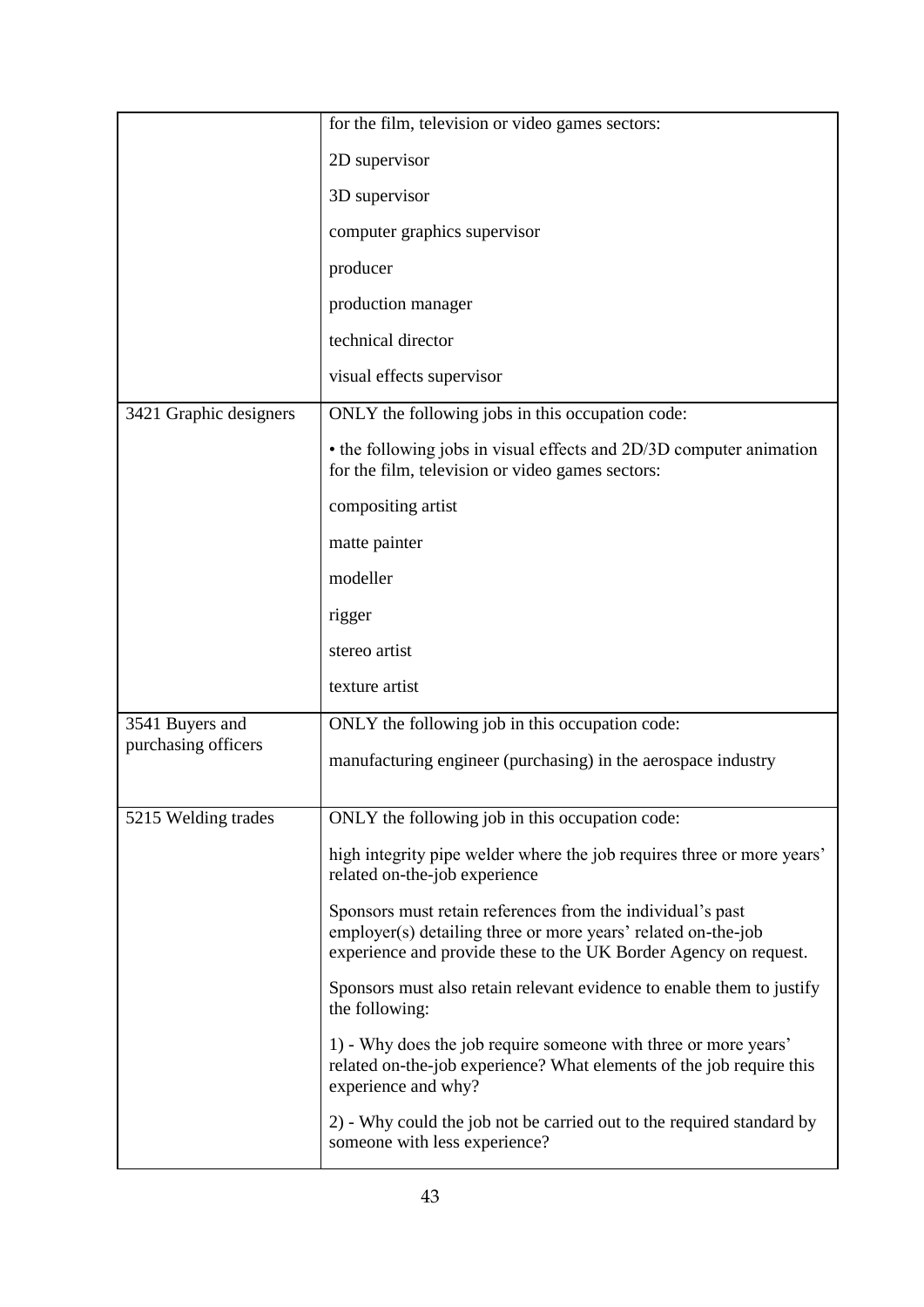| | |
|---|---|
| | for the film, television or video games sectors:<br><br>2D supervisor<br><br>3D supervisor<br><br>computer graphics supervisor<br><br>producer<br><br>production manager<br><br>technical director<br><br>visual effects supervisor |
| 3421 Graphic designers | ONLY the following jobs in this occupation code:<br><br>• the following jobs in visual effects and 2D/3D computer animation for the film, television or video games sectors:<br><br>compositing artist<br><br>matte painter<br><br>modeller<br><br>rigger<br><br>stereo artist<br><br>texture artist |
| 3541 Buyers and purchasing officers | ONLY the following job in this occupation code:<br><br>manufacturing engineer (purchasing) in the aerospace industry |
| 5215 Welding trades | ONLY the following job in this occupation code:<br><br>high integrity pipe welder where the job requires three or more years' related on-the-job experience<br><br>Sponsors must retain references from the individual's past employer(s) detailing three or more years' related on-the-job experience and provide these to the UK Border Agency on request.<br><br>Sponsors must also retain relevant evidence to enable them to justify the following:<br><br>1) - Why does the job require someone with three or more years' related on-the-job experience? What elements of the job require this experience and why?<br><br>2) - Why could the job not be carried out to the required standard by someone with less experience? |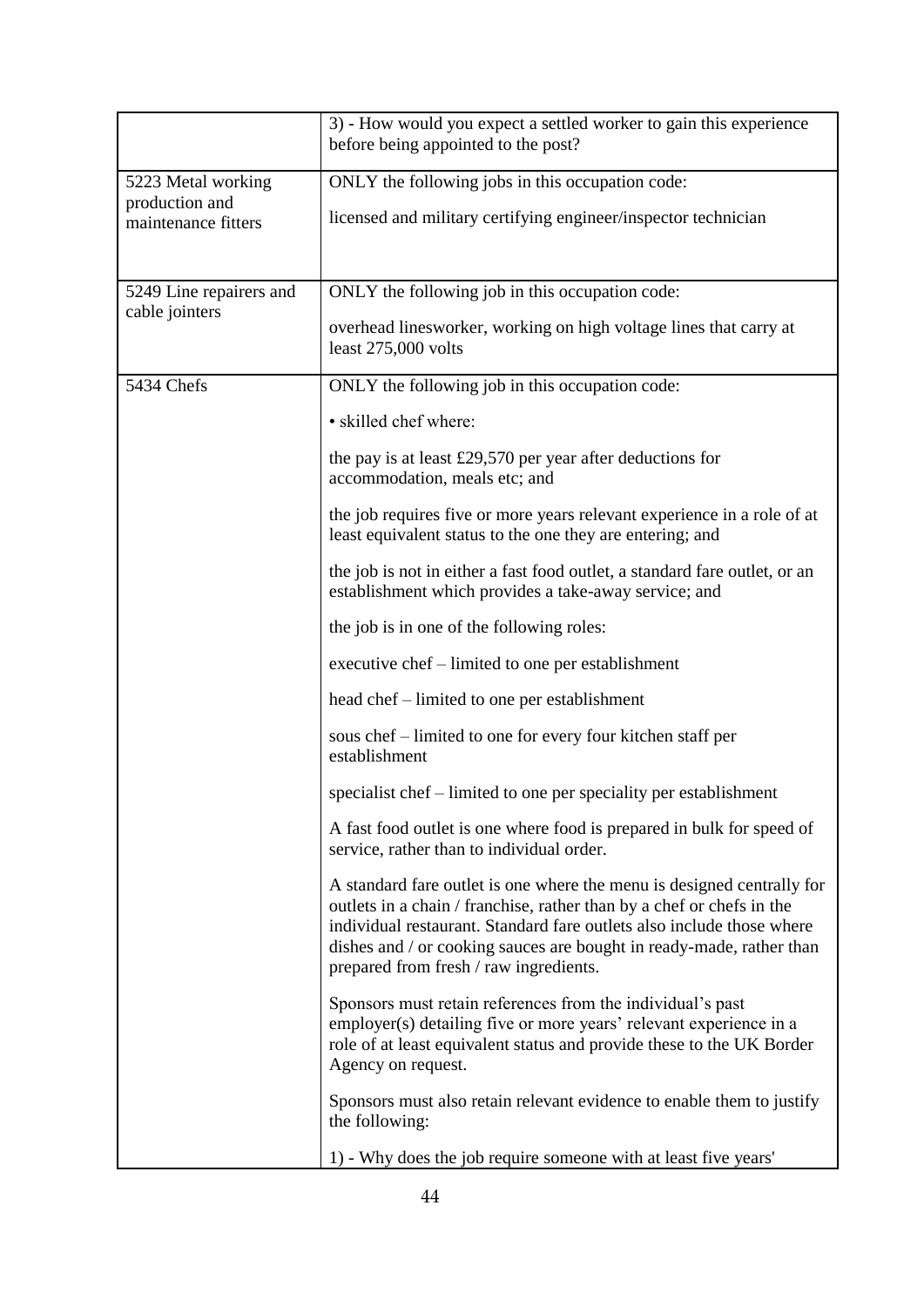| | |
|---|---|
| | 3) - How would you expect a settled worker to gain this experience before being appointed to the post? |
| 5223 Metal working production and maintenance fitters | ONLY the following jobs in this occupation code:<br><br>licensed and military certifying engineer/inspector technician |
| 5249 Line repairers and cable jointers | ONLY the following job in this occupation code:<br><br>overhead linesworker, working on high voltage lines that carry at least 275,000 volts |
| 5434 Chefs | ONLY the following job in this occupation code:<br><br>• skilled chef where:<br><br>the pay is at least £29,570 per year after deductions for accommodation, meals etc; and<br><br>the job requires five or more years relevant experience in a role of at least equivalent status to the one they are entering; and<br><br>the job is not in either a fast food outlet, a standard fare outlet, or an establishment which provides a take-away service; and<br><br>the job is in one of the following roles:<br><br>executive chef – limited to one per establishment<br><br>head chef – limited to one per establishment<br><br>sous chef – limited to one for every four kitchen staff per establishment<br><br>specialist chef – limited to one per speciality per establishment<br><br>A fast food outlet is one where food is prepared in bulk for speed of service, rather than to individual order.<br><br>A standard fare outlet is one where the menu is designed centrally for outlets in a chain / franchise, rather than by a chef or chefs in the individual restaurant. Standard fare outlets also include those where dishes and / or cooking sauces are bought in ready-made, rather than prepared from fresh / raw ingredients.<br><br>Sponsors must retain references from the individual's past employer(s) detailing five or more years' relevant experience in a role of at least equivalent status and provide these to the UK Border Agency on request.<br><br>Sponsors must also retain relevant evidence to enable them to justify the following:<br><br>1) - Why does the job require someone with at least five years' |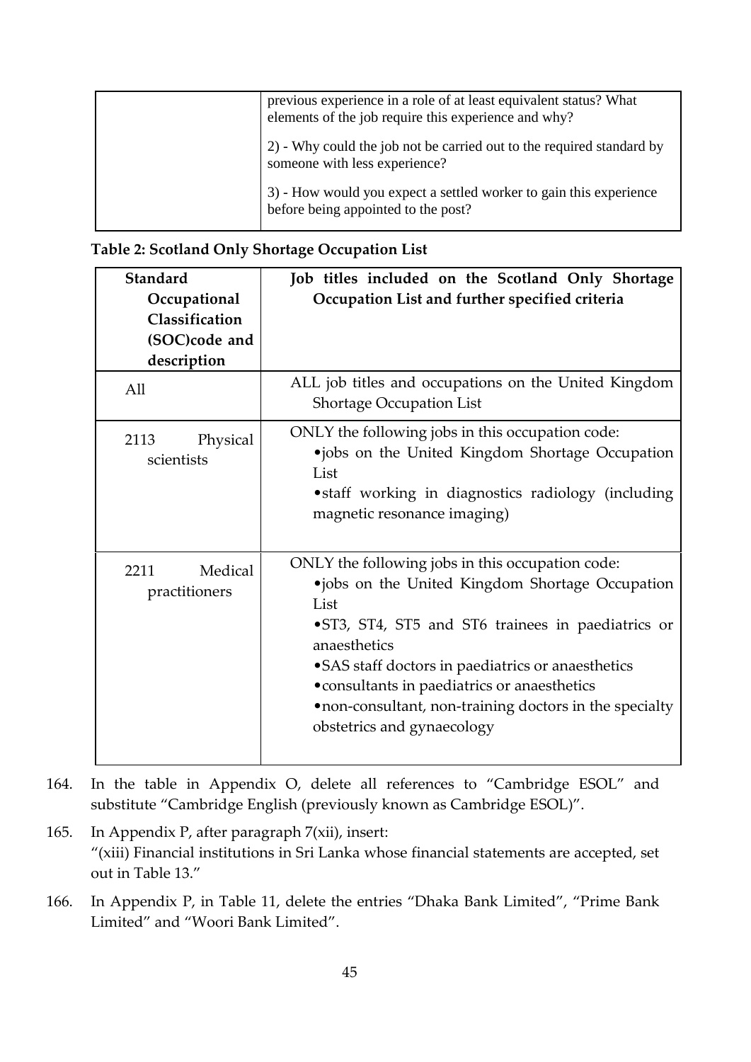| | previous experience in a role of at least equivalent status? What elements of the job require this experience and why?<br><br>2) - Why could the job not be carried out to the required standard by someone with less experience?<br><br>3) - How would you expect a settled worker to gain this experience before being appointed to the post? |
|---|---|

**Table 2: Scotland Only Shortage Occupation List**

| Standard Occupational Classification (SOC)code and description | Job titles included on the Scotland Only Shortage Occupation List and further specified criteria |
|---|---|
| All | ALL job titles and occupations on the United Kingdom Shortage Occupation List |
| 2113 Physical scientists | ONLY the following jobs in this occupation code:<br>•jobs on the United Kingdom Shortage Occupation List<br>•staff working in diagnostics radiology (including magnetic resonance imaging) |
| 2211 Medical practitioners | ONLY the following jobs in this occupation code:<br>•jobs on the United Kingdom Shortage Occupation List<br>•ST3, ST4, ST5 and ST6 trainees in paediatrics or anaesthetics<br>•SAS staff doctors in paediatrics or anaesthetics<br>•consultants in paediatrics or anaesthetics<br>•non-consultant, non-training doctors in the specialty obstetrics and gynaecology |

164. In the table in Appendix O, delete all references to "Cambridge ESOL" and substitute "Cambridge English (previously known as Cambridge ESOL)".

165. In Appendix P, after paragraph 7(xii), insert:
"(xiii) Financial institutions in Sri Lanka whose financial statements are accepted, set out in Table 13."

166. In Appendix P, in Table 11, delete the entries "Dhaka Bank Limited", "Prime Bank Limited" and "Woori Bank Limited".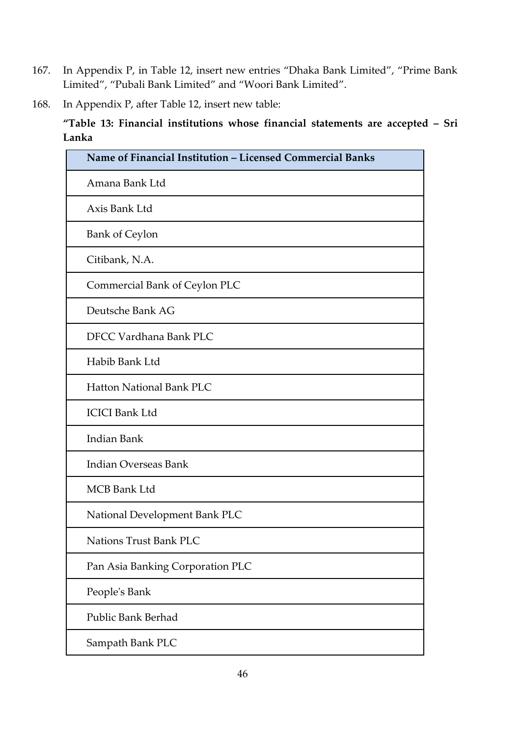167. In Appendix P, in Table 12, insert new entries "Dhaka Bank Limited", "Prime Bank Limited", "Pubali Bank Limited" and "Woori Bank Limited".

168. In Appendix P, after Table 12, insert new table:

**"Table 13: Financial institutions whose financial statements are accepted – Sri Lanka**

| Name of Financial Institution – Licensed Commercial Banks |
|---|
| Amana Bank Ltd |
| Axis Bank Ltd |
| Bank of Ceylon |
| Citibank, N.A. |
| Commercial Bank of Ceylon PLC |
| Deutsche Bank AG |
| DFCC Vardhana Bank PLC |
| Habib Bank Ltd |
| Hatton National Bank PLC |
| ICICI Bank Ltd |
| Indian Bank |
| Indian Overseas Bank |
| MCB Bank Ltd |
| National Development Bank PLC |
| Nations Trust Bank PLC |
| Pan Asia Banking Corporation PLC |
| People's Bank |
| Public Bank Berhad |
| Sampath Bank PLC |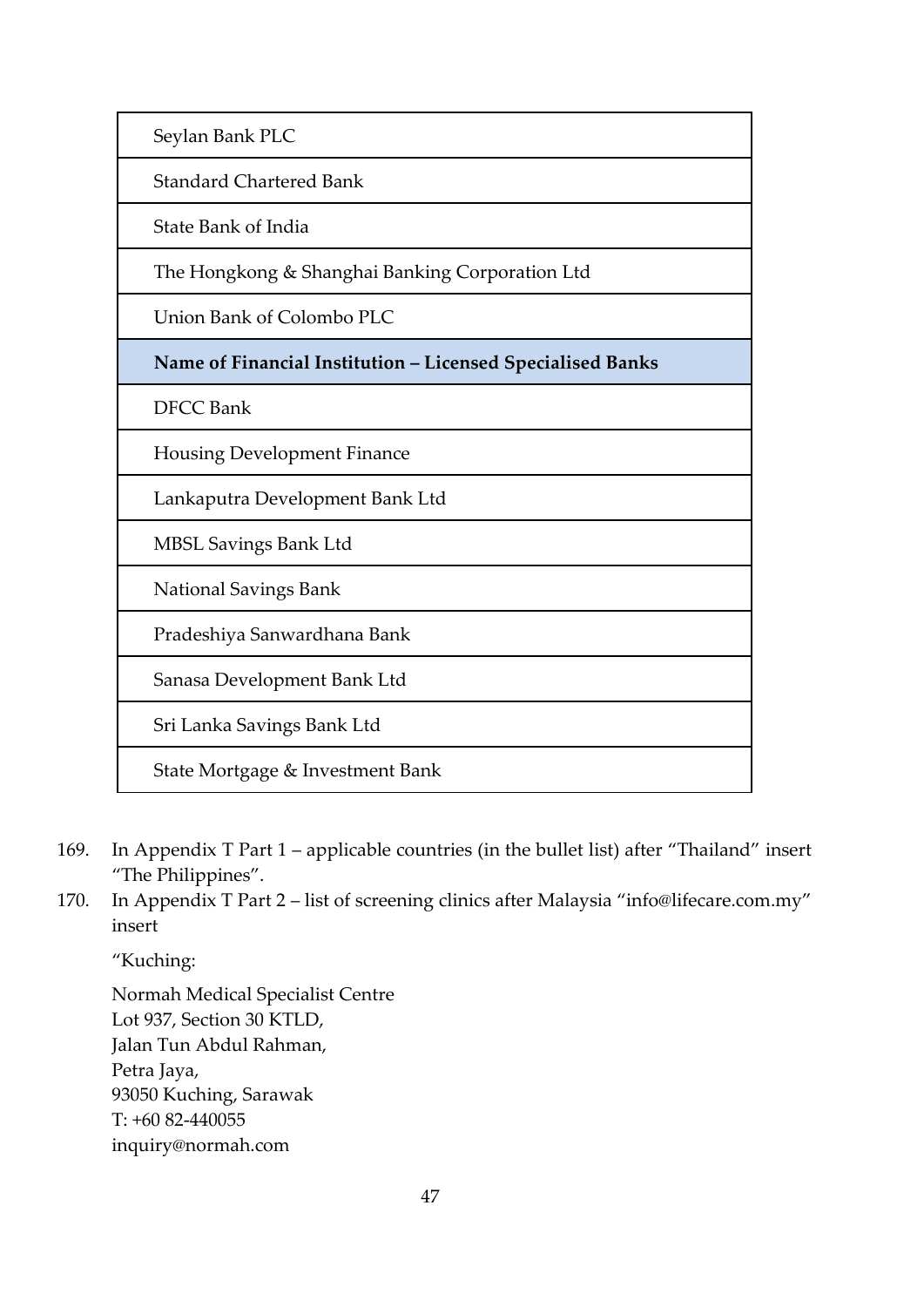| Seylan Bank PLC |
|---|
| Standard Chartered Bank |
| State Bank of India |
| The Hongkong & Shanghai Banking Corporation Ltd |
| Union Bank of Colombo PLC |
| **Name of Financial Institution – Licensed Specialised Banks** |
| DFCC Bank |
| Housing Development Finance |
| Lankaputra Development Bank Ltd |
| MBSL Savings Bank Ltd |
| National Savings Bank |
| Pradeshiya Sanwardhana Bank |
| Sanasa Development Bank Ltd |
| Sri Lanka Savings Bank Ltd |
| State Mortgage & Investment Bank |

169. In Appendix T Part 1 – applicable countries (in the bullet list) after "Thailand" insert "The Philippines".

170. In Appendix T Part 2 – list of screening clinics after Malaysia "info@lifecare.com.my" insert

"Kuching:

Normah Medical Specialist Centre
Lot 937, Section 30 KTLD,
Jalan Tun Abdul Rahman,
Petra Jaya,
93050 Kuching, Sarawak
T: +60 82-440055
inquiry@normah.com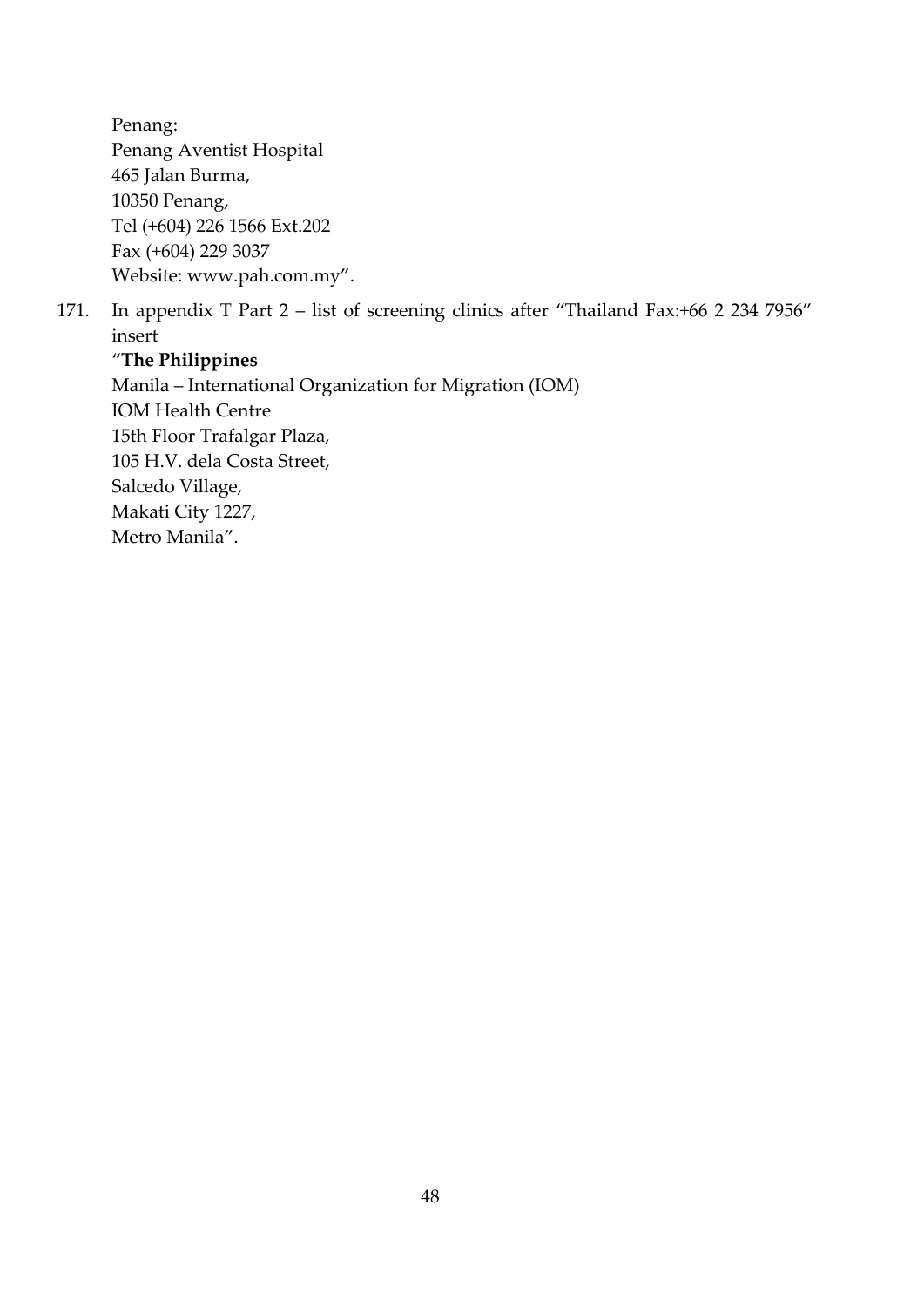Penang:
Penang Aventist Hospital
465 Jalan Burma,
10350 Penang,
Tel (+604) 226 1566 Ext.202
Fax (+604) 229 3037
Website: www.pah.com.my".

171. In appendix T Part 2 – list of screening clinics after "Thailand Fax:+66 2 234 7956" insert

"**The Philippines**
Manila – International Organization for Migration (IOM)
IOM Health Centre
15th Floor Trafalgar Plaza,
105 H.V. dela Costa Street,
Salcedo Village,
Makati City 1227,
Metro Manila".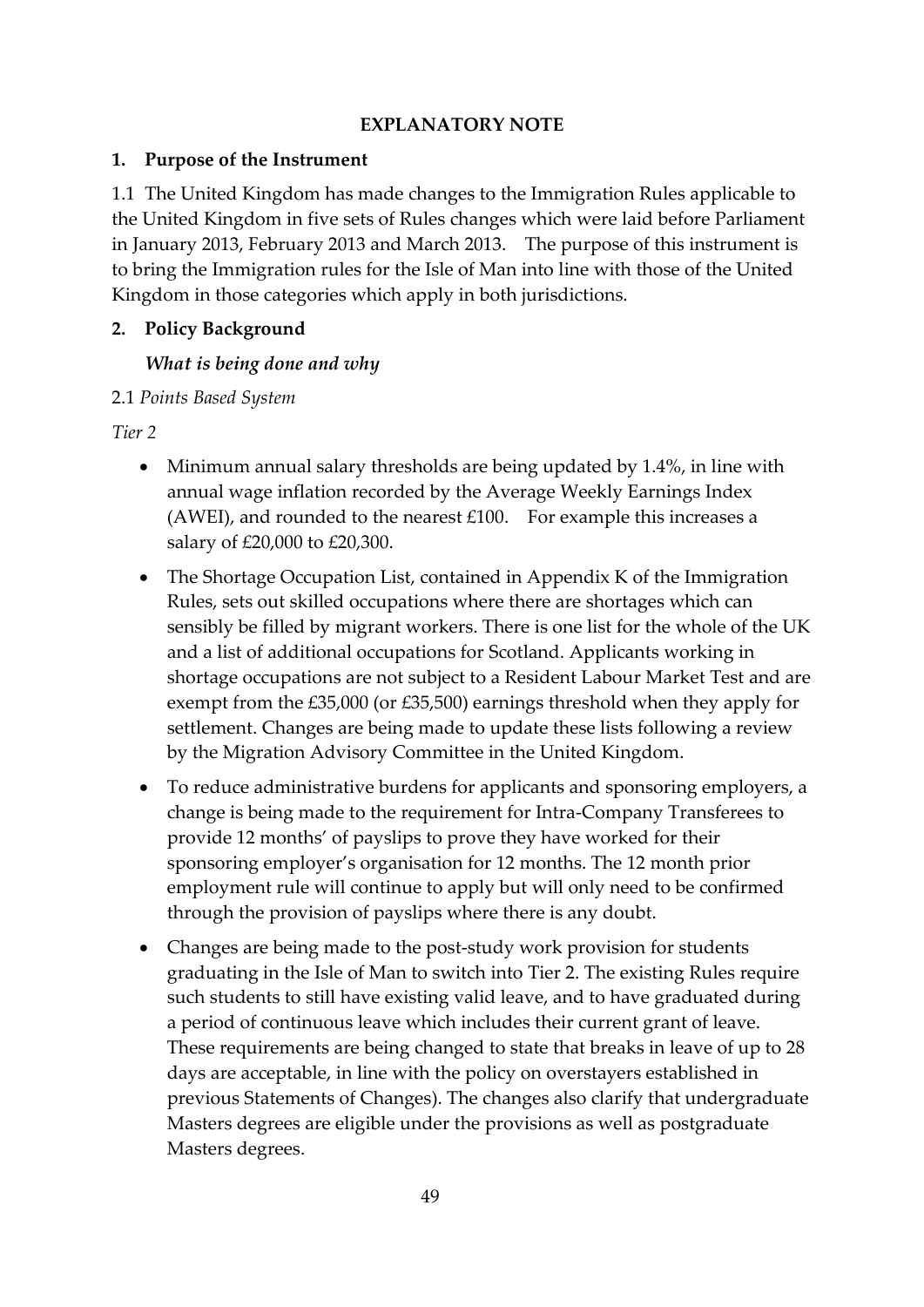## EXPLANATORY NOTE

### 1. Purpose of the Instrument

1.1 The United Kingdom has made changes to the Immigration Rules applicable to the United Kingdom in five sets of Rules changes which were laid before Parliament in January 2013, February 2013 and March 2013. The purpose of this instrument is to bring the Immigration rules for the Isle of Man into line with those of the United Kingdom in those categories which apply in both jurisdictions.

### 2. Policy Background

***What is being done and why***

2.1 *Points Based System*

*Tier 2*

- Minimum annual salary thresholds are being updated by 1.4%, in line with annual wage inflation recorded by the Average Weekly Earnings Index (AWEI), and rounded to the nearest £100. For example this increases a salary of £20,000 to £20,300.
- The Shortage Occupation List, contained in Appendix K of the Immigration Rules, sets out skilled occupations where there are shortages which can sensibly be filled by migrant workers. There is one list for the whole of the UK and a list of additional occupations for Scotland. Applicants working in shortage occupations are not subject to a Resident Labour Market Test and are exempt from the £35,000 (or £35,500) earnings threshold when they apply for settlement. Changes are being made to update these lists following a review by the Migration Advisory Committee in the United Kingdom.
- To reduce administrative burdens for applicants and sponsoring employers, a change is being made to the requirement for Intra-Company Transferees to provide 12 months' of payslips to prove they have worked for their sponsoring employer's organisation for 12 months. The 12 month prior employment rule will continue to apply but will only need to be confirmed through the provision of payslips where there is any doubt.
- Changes are being made to the post-study work provision for students graduating in the Isle of Man to switch into Tier 2. The existing Rules require such students to still have existing valid leave, and to have graduated during a period of continuous leave which includes their current grant of leave. These requirements are being changed to state that breaks in leave of up to 28 days are acceptable, in line with the policy on overstayers established in previous Statements of Changes). The changes also clarify that undergraduate Masters degrees are eligible under the provisions as well as postgraduate Masters degrees.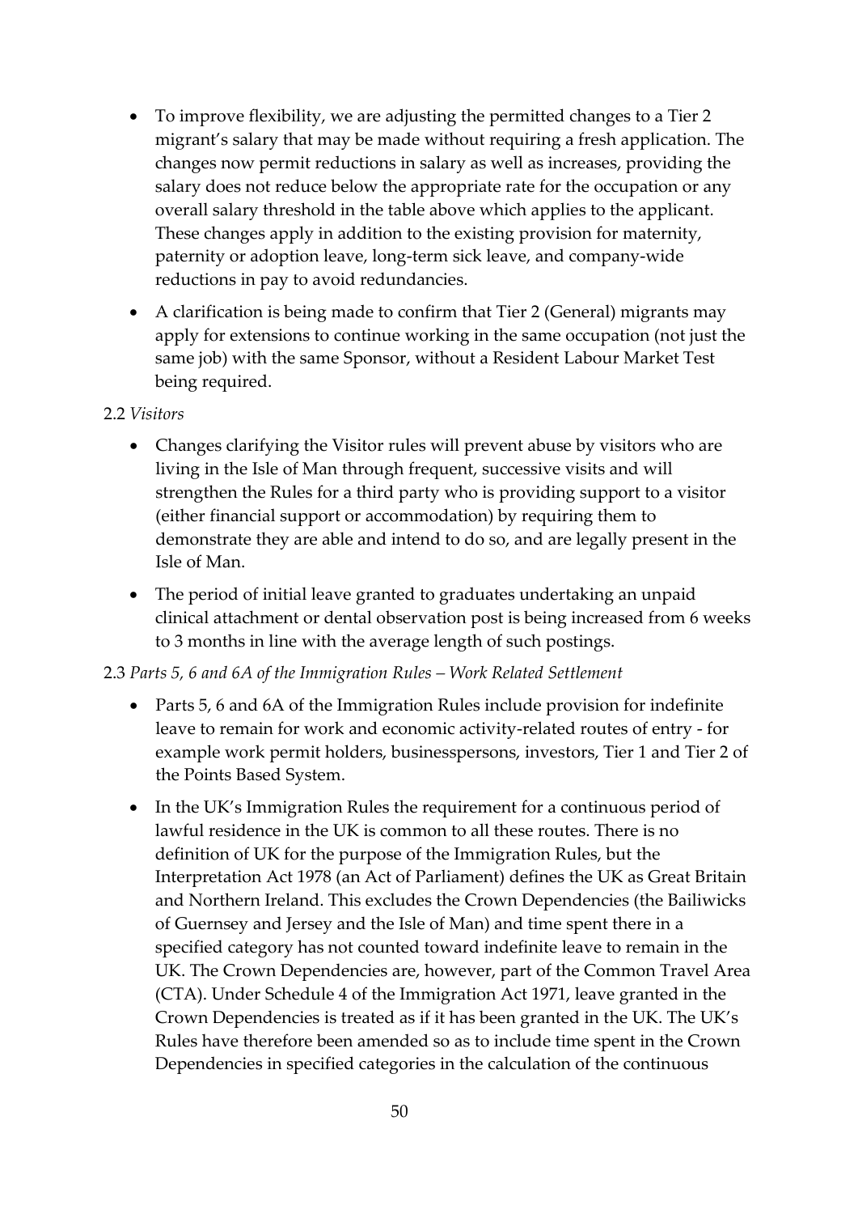- To improve flexibility, we are adjusting the permitted changes to a Tier 2 migrant's salary that may be made without requiring a fresh application. The changes now permit reductions in salary as well as increases, providing the salary does not reduce below the appropriate rate for the occupation or any overall salary threshold in the table above which applies to the applicant. These changes apply in addition to the existing provision for maternity, paternity or adoption leave, long-term sick leave, and company-wide reductions in pay to avoid redundancies.
- A clarification is being made to confirm that Tier 2 (General) migrants may apply for extensions to continue working in the same occupation (not just the same job) with the same Sponsor, without a Resident Labour Market Test being required.

2.2 *Visitors*

- Changes clarifying the Visitor rules will prevent abuse by visitors who are living in the Isle of Man through frequent, successive visits and will strengthen the Rules for a third party who is providing support to a visitor (either financial support or accommodation) by requiring them to demonstrate they are able and intend to do so, and are legally present in the Isle of Man.
- The period of initial leave granted to graduates undertaking an unpaid clinical attachment or dental observation post is being increased from 6 weeks to 3 months in line with the average length of such postings.

2.3 *Parts 5, 6 and 6A of the Immigration Rules – Work Related Settlement*

- Parts 5, 6 and 6A of the Immigration Rules include provision for indefinite leave to remain for work and economic activity-related routes of entry - for example work permit holders, businesspersons, investors, Tier 1 and Tier 2 of the Points Based System.
- In the UK's Immigration Rules the requirement for a continuous period of lawful residence in the UK is common to all these routes. There is no definition of UK for the purpose of the Immigration Rules, but the Interpretation Act 1978 (an Act of Parliament) defines the UK as Great Britain and Northern Ireland. This excludes the Crown Dependencies (the Bailiwicks of Guernsey and Jersey and the Isle of Man) and time spent there in a specified category has not counted toward indefinite leave to remain in the UK. The Crown Dependencies are, however, part of the Common Travel Area (CTA). Under Schedule 4 of the Immigration Act 1971, leave granted in the Crown Dependencies is treated as if it has been granted in the UK. The UK's Rules have therefore been amended so as to include time spent in the Crown Dependencies in specified categories in the calculation of the continuous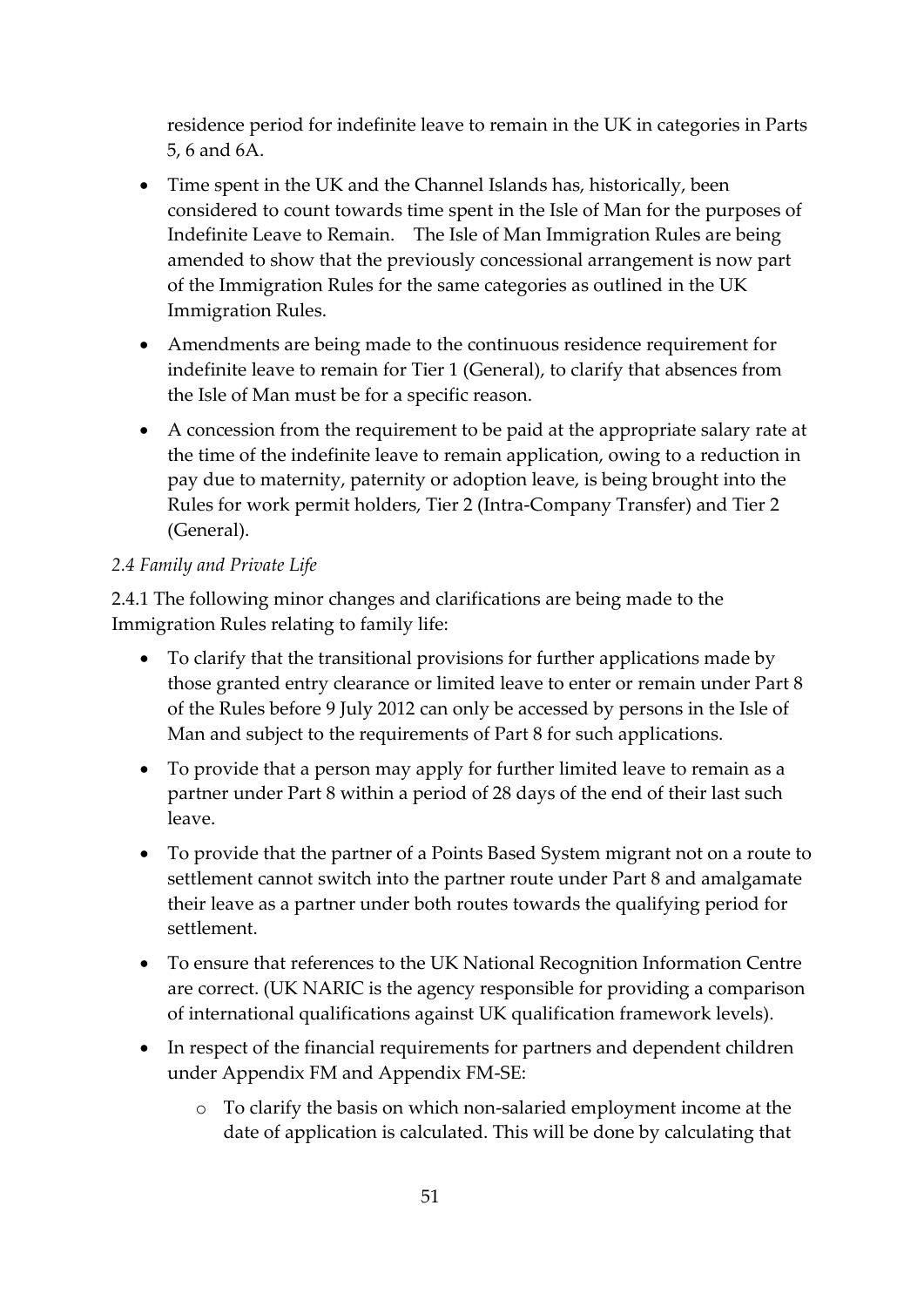residence period for indefinite leave to remain in the UK in categories in Parts 5, 6 and 6A.

- Time spent in the UK and the Channel Islands has, historically, been considered to count towards time spent in the Isle of Man for the purposes of Indefinite Leave to Remain. The Isle of Man Immigration Rules are being amended to show that the previously concessional arrangement is now part of the Immigration Rules for the same categories as outlined in the UK Immigration Rules.
- Amendments are being made to the continuous residence requirement for indefinite leave to remain for Tier 1 (General), to clarify that absences from the Isle of Man must be for a specific reason.
- A concession from the requirement to be paid at the appropriate salary rate at the time of the indefinite leave to remain application, owing to a reduction in pay due to maternity, paternity or adoption leave, is being brought into the Rules for work permit holders, Tier 2 (Intra-Company Transfer) and Tier 2 (General).

*2.4 Family and Private Life*

2.4.1 The following minor changes and clarifications are being made to the Immigration Rules relating to family life:

- To clarify that the transitional provisions for further applications made by those granted entry clearance or limited leave to enter or remain under Part 8 of the Rules before 9 July 2012 can only be accessed by persons in the Isle of Man and subject to the requirements of Part 8 for such applications.
- To provide that a person may apply for further limited leave to remain as a partner under Part 8 within a period of 28 days of the end of their last such leave.
- To provide that the partner of a Points Based System migrant not on a route to settlement cannot switch into the partner route under Part 8 and amalgamate their leave as a partner under both routes towards the qualifying period for settlement.
- To ensure that references to the UK National Recognition Information Centre are correct. (UK NARIC is the agency responsible for providing a comparison of international qualifications against UK qualification framework levels).
- In respect of the financial requirements for partners and dependent children under Appendix FM and Appendix FM-SE:
    - To clarify the basis on which non-salaried employment income at the date of application is calculated. This will be done by calculating that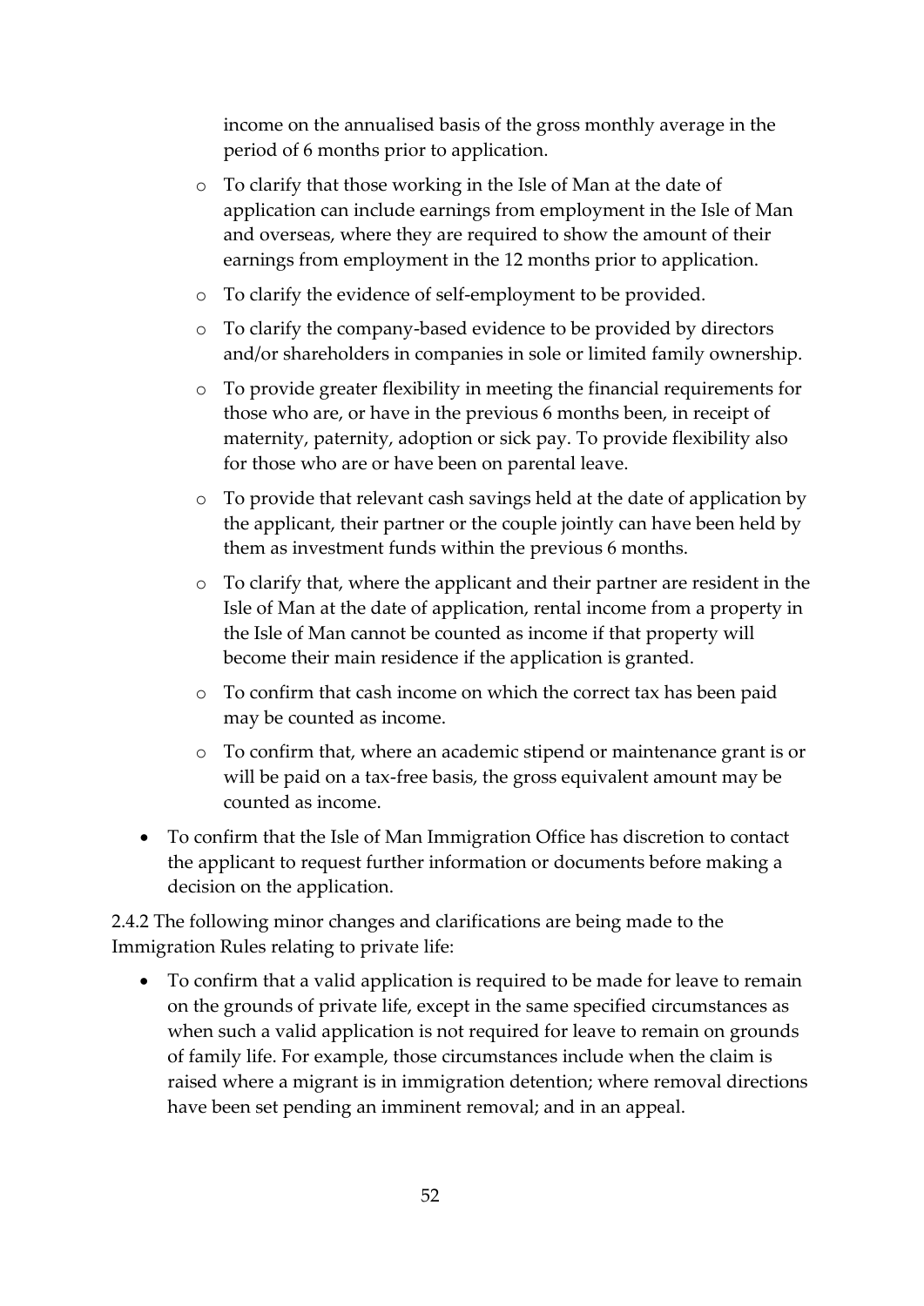income on the annualised basis of the gross monthly average in the period of 6 months prior to application.

  - To clarify that those working in the Isle of Man at the date of application can include earnings from employment in the Isle of Man and overseas, where they are required to show the amount of their earnings from employment in the 12 months prior to application.
  - To clarify the evidence of self-employment to be provided.
  - To clarify the company-based evidence to be provided by directors and/or shareholders in companies in sole or limited family ownership.
  - To provide greater flexibility in meeting the financial requirements for those who are, or have in the previous 6 months been, in receipt of maternity, paternity, adoption or sick pay. To provide flexibility also for those who are or have been on parental leave.
  - To provide that relevant cash savings held at the date of application by the applicant, their partner or the couple jointly can have been held by them as investment funds within the previous 6 months.
  - To clarify that, where the applicant and their partner are resident in the Isle of Man at the date of application, rental income from a property in the Isle of Man cannot be counted as income if that property will become their main residence if the application is granted.
  - To confirm that cash income on which the correct tax has been paid may be counted as income.
  - To confirm that, where an academic stipend or maintenance grant is or will be paid on a tax-free basis, the gross equivalent amount may be counted as income.

- To confirm that the Isle of Man Immigration Office has discretion to contact the applicant to request further information or documents before making a decision on the application.

2.4.2 The following minor changes and clarifications are being made to the Immigration Rules relating to private life:

- To confirm that a valid application is required to be made for leave to remain on the grounds of private life, except in the same specified circumstances as when such a valid application is not required for leave to remain on grounds of family life. For example, those circumstances include when the claim is raised where a migrant is in immigration detention; where removal directions have been set pending an imminent removal; and in an appeal.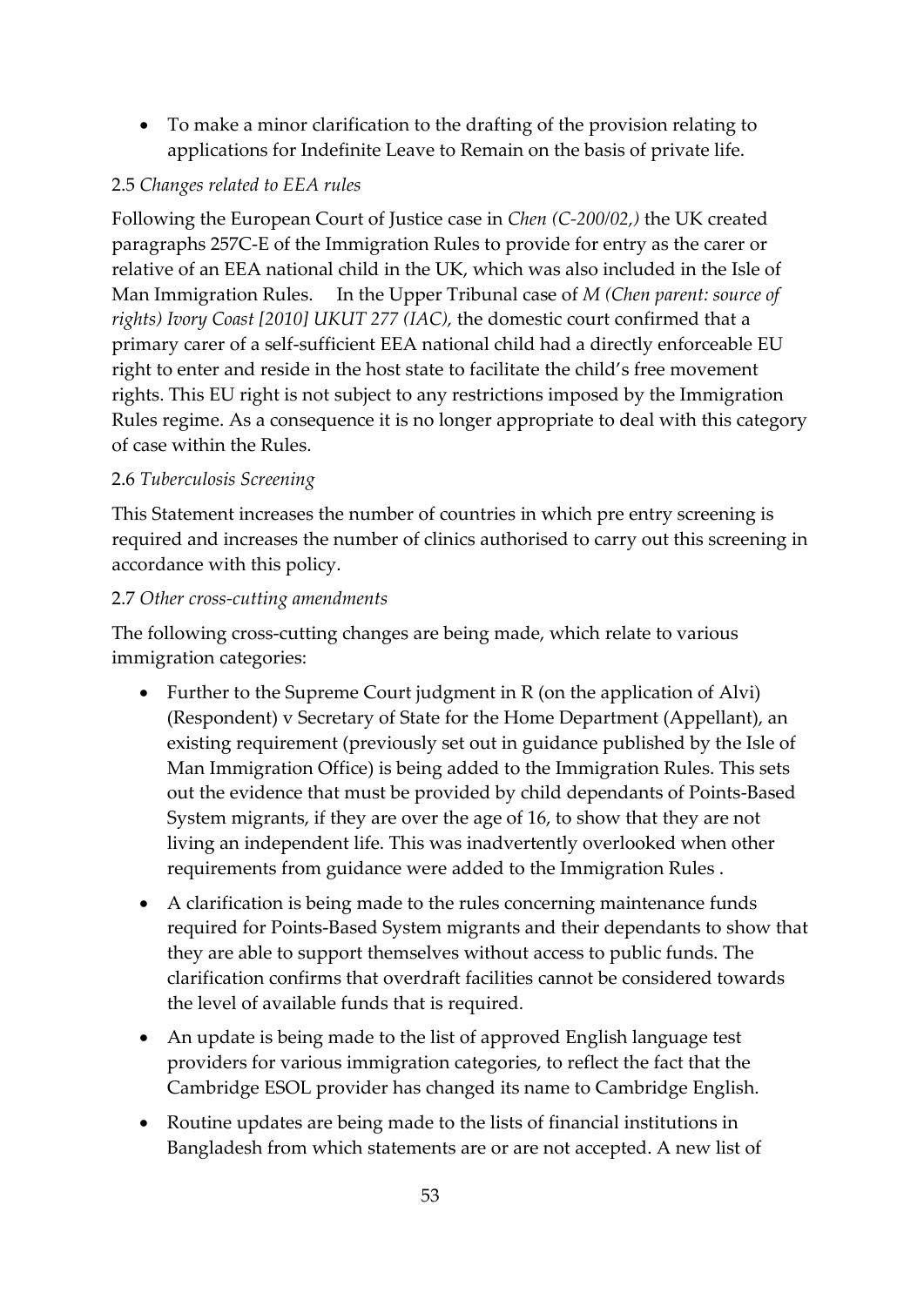- To make a minor clarification to the drafting of the provision relating to applications for Indefinite Leave to Remain on the basis of private life.

2.5 *Changes related to EEA rules*

Following the European Court of Justice case in *Chen (C-200/02,)* the UK created paragraphs 257C-E of the Immigration Rules to provide for entry as the carer or relative of an EEA national child in the UK, which was also included in the Isle of Man Immigration Rules. In the Upper Tribunal case of *M (Chen parent: source of rights) Ivory Coast [2010] UKUT 277 (IAC),* the domestic court confirmed that a primary carer of a self-sufficient EEA national child had a directly enforceable EU right to enter and reside in the host state to facilitate the child's free movement rights. This EU right is not subject to any restrictions imposed by the Immigration Rules regime. As a consequence it is no longer appropriate to deal with this category of case within the Rules.

2.6 *Tuberculosis Screening*

This Statement increases the number of countries in which pre entry screening is required and increases the number of clinics authorised to carry out this screening in accordance with this policy.

2.7 *Other cross-cutting amendments*

The following cross-cutting changes are being made, which relate to various immigration categories:

- Further to the Supreme Court judgment in R (on the application of Alvi) (Respondent) v Secretary of State for the Home Department (Appellant), an existing requirement (previously set out in guidance published by the Isle of Man Immigration Office) is being added to the Immigration Rules. This sets out the evidence that must be provided by child dependants of Points-Based System migrants, if they are over the age of 16, to show that they are not living an independent life. This was inadvertently overlooked when other requirements from guidance were added to the Immigration Rules .
- A clarification is being made to the rules concerning maintenance funds required for Points-Based System migrants and their dependants to show that they are able to support themselves without access to public funds. The clarification confirms that overdraft facilities cannot be considered towards the level of available funds that is required.
- An update is being made to the list of approved English language test providers for various immigration categories, to reflect the fact that the Cambridge ESOL provider has changed its name to Cambridge English.
- Routine updates are being made to the lists of financial institutions in Bangladesh from which statements are or are not accepted. A new list of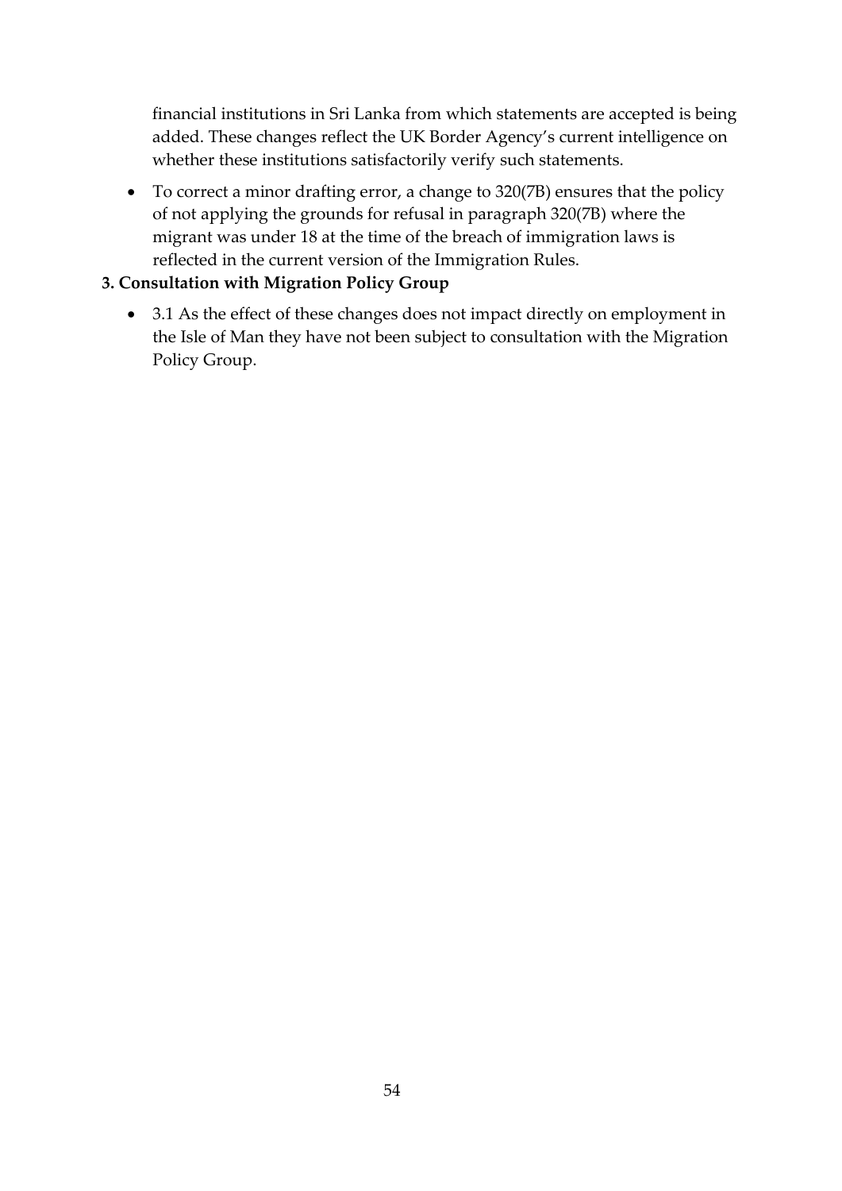financial institutions in Sri Lanka from which statements are accepted is being added. These changes reflect the UK Border Agency's current intelligence on whether these institutions satisfactorily verify such statements.

- To correct a minor drafting error, a change to 320(7B) ensures that the policy of not applying the grounds for refusal in paragraph 320(7B) where the migrant was under 18 at the time of the breach of immigration laws is reflected in the current version of the Immigration Rules.

**3. Consultation with Migration Policy Group**

- 3.1 As the effect of these changes does not impact directly on employment in the Isle of Man they have not been subject to consultation with the Migration Policy Group.